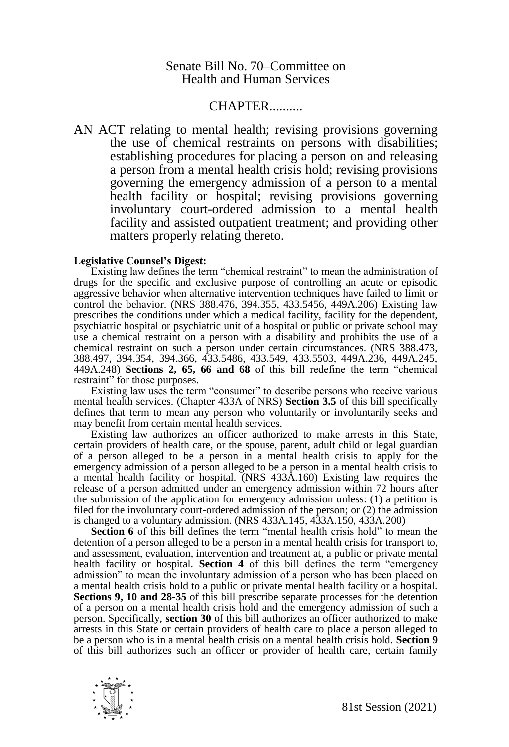Senate Bill No. 70–Committee on Health and Human Services

CHAPTER..........

AN ACT relating to mental health; revising provisions governing the use of chemical restraints on persons with disabilities; establishing procedures for placing a person on and releasing a person from a mental health crisis hold; revising provisions governing the emergency admission of a person to a mental health facility or hospital; revising provisions governing involuntary court-ordered admission to a mental health facility and assisted outpatient treatment; and providing other matters properly relating thereto.

**Legislative Counsel's Digest:**

Existing law defines the term "chemical restraint" to mean the administration of drugs for the specific and exclusive purpose of controlling an acute or episodic aggressive behavior when alternative intervention techniques have failed to limit or control the behavior. (NRS 388.476, 394.355, 433.5456, 449A.206) Existing law prescribes the conditions under which a medical facility, facility for the dependent, psychiatric hospital or psychiatric unit of a hospital or public or private school may use a chemical restraint on a person with a disability and prohibits the use of a chemical restraint on such a person under certain circumstances. (NRS 388.473, 388.497, 394.354, 394.366, 433.5486, 433.549, 433.5503, 449A.236, 449A.245, 449A.248) **Sections 2, 65, 66 and 68** of this bill redefine the term "chemical restraint" for those purposes.

Existing law uses the term "consumer" to describe persons who receive various mental health services. (Chapter 433A of NRS) **Section 3.5** of this bill specifically defines that term to mean any person who voluntarily or involuntarily seeks and may benefit from certain mental health services.

Existing law authorizes an officer authorized to make arrests in this State, certain providers of health care, or the spouse, parent, adult child or legal guardian of a person alleged to be a person in a mental health crisis to apply for the emergency admission of a person alleged to be a person in a mental health crisis to a mental health facility or hospital. (NRS 433A.160) Existing law requires the release of a person admitted under an emergency admission within 72 hours after the submission of the application for emergency admission unless: (1) a petition is filed for the involuntary court-ordered admission of the person; or (2) the admission is changed to a voluntary admission. (NRS 433A.145, 433A.150, 433A.200)

**Section 6** of this bill defines the term "mental health crisis hold" to mean the detention of a person alleged to be a person in a mental health crisis for transport to, and assessment, evaluation, intervention and treatment at, a public or private mental health facility or hospital. **Section 4** of this bill defines the term "emergency admission" to mean the involuntary admission of a person who has been placed on a mental health crisis hold to a public or private mental health facility or a hospital. **Sections 9, 10 and 28-35** of this bill prescribe separate processes for the detention of a person on a mental health crisis hold and the emergency admission of such a person. Specifically, **section 30** of this bill authorizes an officer authorized to make arrests in this State or certain providers of health care to place a person alleged to be a person who is in a mental health crisis on a mental health crisis hold. **Section 9** of this bill authorizes such an officer or provider of health care, certain family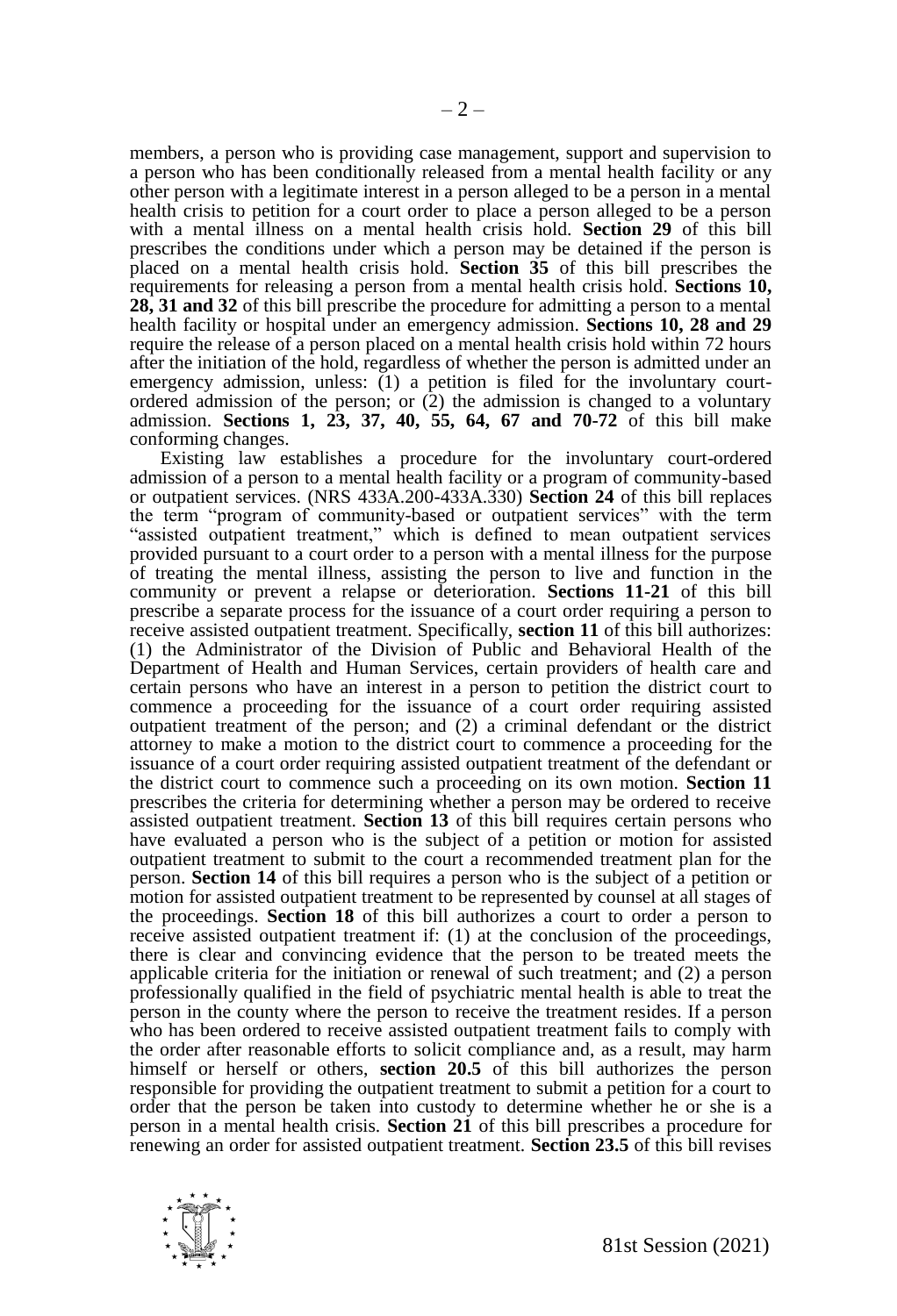members, a person who is providing case management, support and supervision to a person who has been conditionally released from a mental health facility or any other person with a legitimate interest in a person alleged to be a person in a mental health crisis to petition for a court order to place a person alleged to be a person with a mental illness on a mental health crisis hold. **Section 29** of this bill prescribes the conditions under which a person may be detained if the person is placed on a mental health crisis hold. **Section 35** of this bill prescribes the requirements for releasing a person from a mental health crisis hold. **Sections 10, 28, 31 and 32** of this bill prescribe the procedure for admitting a person to a mental health facility or hospital under an emergency admission. **Sections 10, 28 and 29** require the release of a person placed on a mental health crisis hold within 72 hours after the initiation of the hold, regardless of whether the person is admitted under an emergency admission, unless: (1) a petition is filed for the involuntary court-ordered admission of the person; or (2) the admission is changed to a voluntary admission. **Sections 1, 23, 37, 40, 55, 64, 67 and 70-72** of this bill make conforming changes.

Existing law establishes a procedure for the involuntary court-ordered admission of a person to a mental health facility or a program of community-based or outpatient services. (NRS 433A.200-433A.330) **Section 24** of this bill replaces the term "program of community-based or outpatient services" with the term "assisted outpatient treatment," which is defined to mean outpatient services provided pursuant to a court order to a person with a mental illness for the purpose of treating the mental illness, assisting the person to live and function in the community or prevent a relapse or deterioration. **Sections 11-21** of this bill prescribe a separate process for the issuance of a court order requiring a person to receive assisted outpatient treatment. Specifically, **section 11** of this bill authorizes: (1) the Administrator of the Division of Public and Behavioral Health of the Department of Health and Human Services, certain providers of health care and certain persons who have an interest in a person to petition the district court to commence a proceeding for the issuance of a court order requiring assisted outpatient treatment of the person; and (2) a criminal defendant or the district attorney to make a motion to the district court to commence a proceeding for the issuance of a court order requiring assisted outpatient treatment of the defendant or the district court to commence such a proceeding on its own motion. **Section 11** prescribes the criteria for determining whether a person may be ordered to receive assisted outpatient treatment. **Section 13** of this bill requires certain persons who have evaluated a person who is the subject of a petition or motion for assisted outpatient treatment to submit to the court a recommended treatment plan for the person. **Section 14** of this bill requires a person who is the subject of a petition or motion for assisted outpatient treatment to be represented by counsel at all stages of the proceedings. **Section 18** of this bill authorizes a court to order a person to receive assisted outpatient treatment if: (1) at the conclusion of the proceedings, there is clear and convincing evidence that the person to be treated meets the applicable criteria for the initiation or renewal of such treatment; and (2) a person professionally qualified in the field of psychiatric mental health is able to treat the person in the county where the person to receive the treatment resides. If a person who has been ordered to receive assisted outpatient treatment fails to comply with the order after reasonable efforts to solicit compliance and, as a result, may harm himself or herself or others, **section 20.5** of this bill authorizes the person responsible for providing the outpatient treatment to submit a petition for a court to order that the person be taken into custody to determine whether he or she is a person in a mental health crisis. **Section 21** of this bill prescribes a procedure for renewing an order for assisted outpatient treatment. **Section 23.5** of this bill revises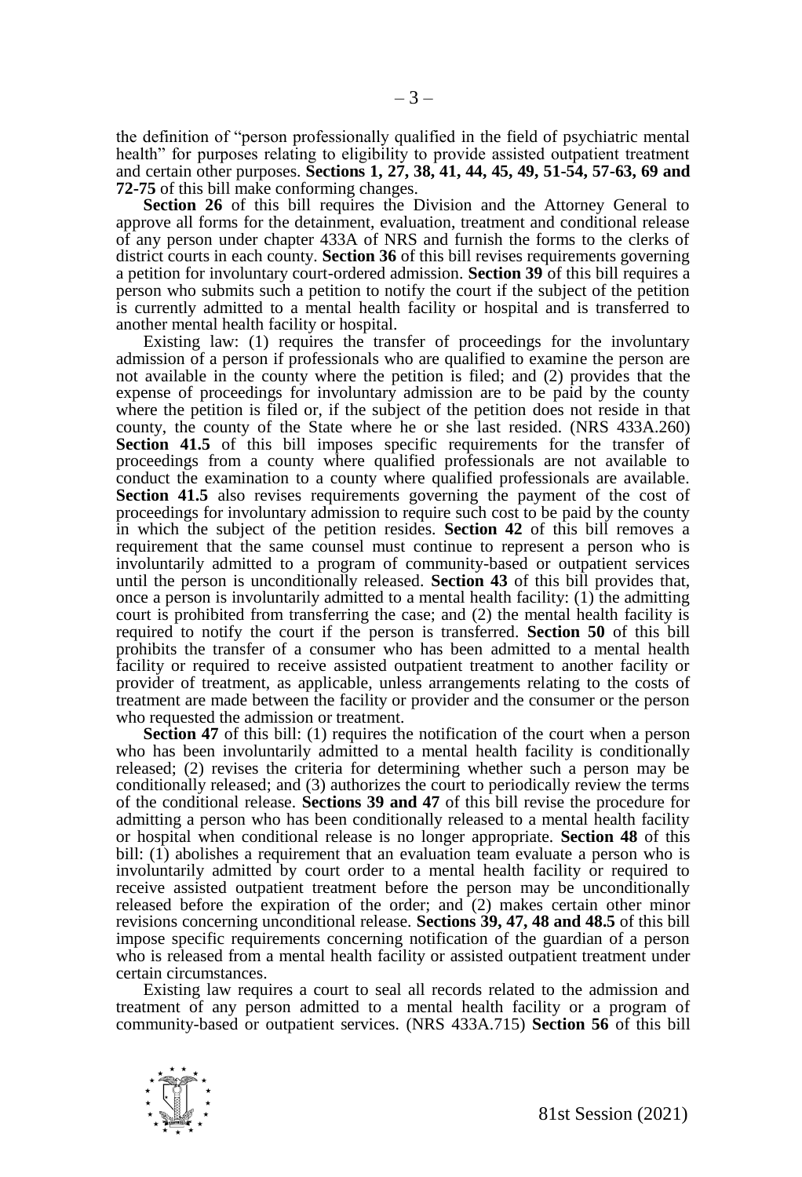the definition of "person professionally qualified in the field of psychiatric mental health" for purposes relating to eligibility to provide assisted outpatient treatment and certain other purposes. **Sections 1, 27, 38, 41, 44, 45, 49, 51-54, 57-63, 69 and 72-75** of this bill make conforming changes.

**Section 26** of this bill requires the Division and the Attorney General to approve all forms for the detainment, evaluation, treatment and conditional release of any person under chapter 433A of NRS and furnish the forms to the clerks of district courts in each county. **Section 36** of this bill revises requirements governing a petition for involuntary court-ordered admission. **Section 39** of this bill requires a person who submits such a petition to notify the court if the subject of the petition is currently admitted to a mental health facility or hospital and is transferred to another mental health facility or hospital.

Existing law: (1) requires the transfer of proceedings for the involuntary admission of a person if professionals who are qualified to examine the person are not available in the county where the petition is filed; and (2) provides that the expense of proceedings for involuntary admission are to be paid by the county where the petition is filed or, if the subject of the petition does not reside in that county, the county of the State where he or she last resided. (NRS 433A.260) **Section 41.5** of this bill imposes specific requirements for the transfer of proceedings from a county where qualified professionals are not available to conduct the examination to a county where qualified professionals are available. **Section 41.5** also revises requirements governing the payment of the cost of proceedings for involuntary admission to require such cost to be paid by the county in which the subject of the petition resides. **Section 42** of this bill removes a requirement that the same counsel must continue to represent a person who is involuntarily admitted to a program of community-based or outpatient services until the person is unconditionally released. **Section 43** of this bill provides that, once a person is involuntarily admitted to a mental health facility: (1) the admitting court is prohibited from transferring the case; and (2) the mental health facility is required to notify the court if the person is transferred. **Section 50** of this bill prohibits the transfer of a consumer who has been admitted to a mental health facility or required to receive assisted outpatient treatment to another facility or provider of treatment, as applicable, unless arrangements relating to the costs of treatment are made between the facility or provider and the consumer or the person who requested the admission or treatment.

**Section 47** of this bill: (1) requires the notification of the court when a person who has been involuntarily admitted to a mental health facility is conditionally released; (2) revises the criteria for determining whether such a person may be conditionally released; and (3) authorizes the court to periodically review the terms of the conditional release. **Sections 39 and 47** of this bill revise the procedure for admitting a person who has been conditionally released to a mental health facility or hospital when conditional release is no longer appropriate. **Section 48** of this bill: (1) abolishes a requirement that an evaluation team evaluate a person who is involuntarily admitted by court order to a mental health facility or required to receive assisted outpatient treatment before the person may be unconditionally released before the expiration of the order; and (2) makes certain other minor revisions concerning unconditional release. **Sections 39, 47, 48 and 48.5** of this bill impose specific requirements concerning notification of the guardian of a person who is released from a mental health facility or assisted outpatient treatment under certain circumstances.

Existing law requires a court to seal all records related to the admission and treatment of any person admitted to a mental health facility or a program of community-based or outpatient services. (NRS 433A.715) **Section 56** of this bill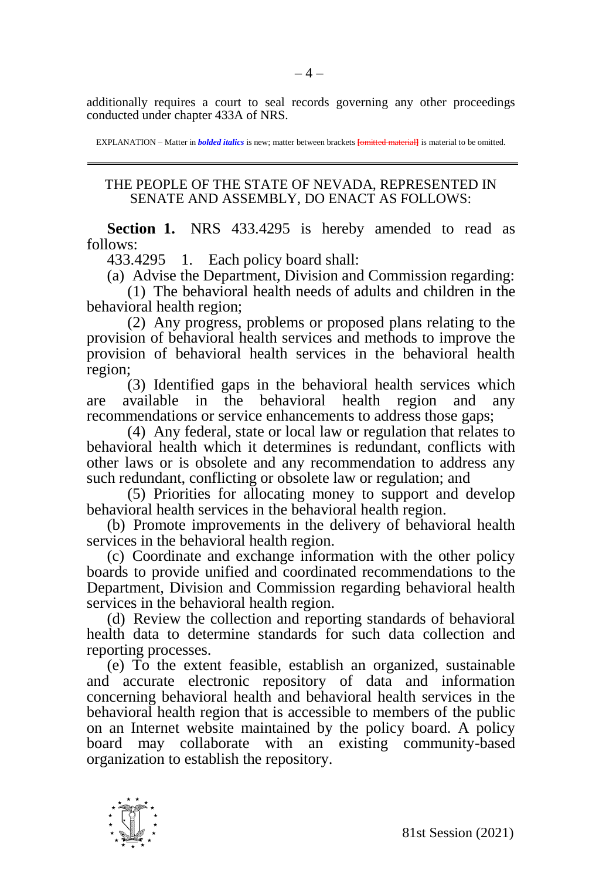additionally requires a court to seal records governing any other proceedings conducted under chapter 433A of NRS.

EXPLANATION – Matter in ***bolded italics*** is new; matter between brackets [omitted material] is material to be omitted.

THE PEOPLE OF THE STATE OF NEVADA, REPRESENTED IN SENATE AND ASSEMBLY, DO ENACT AS FOLLOWS:

**Section 1.** NRS 433.4295 is hereby amended to read as follows:

433.4295 1. Each policy board shall:

(a) Advise the Department, Division and Commission regarding:

(1) The behavioral health needs of adults and children in the behavioral health region;

(2) Any progress, problems or proposed plans relating to the provision of behavioral health services and methods to improve the provision of behavioral health services in the behavioral health region;

(3) Identified gaps in the behavioral health services which are available in the behavioral health region and any recommendations or service enhancements to address those gaps;

(4) Any federal, state or local law or regulation that relates to behavioral health which it determines is redundant, conflicts with other laws or is obsolete and any recommendation to address any such redundant, conflicting or obsolete law or regulation; and

(5) Priorities for allocating money to support and develop behavioral health services in the behavioral health region.

(b) Promote improvements in the delivery of behavioral health services in the behavioral health region.

(c) Coordinate and exchange information with the other policy boards to provide unified and coordinated recommendations to the Department, Division and Commission regarding behavioral health services in the behavioral health region.

(d) Review the collection and reporting standards of behavioral health data to determine standards for such data collection and reporting processes.

(e) To the extent feasible, establish an organized, sustainable and accurate electronic repository of data and information concerning behavioral health and behavioral health services in the behavioral health region that is accessible to members of the public on an Internet website maintained by the policy board. A policy board may collaborate with an existing community-based organization to establish the repository.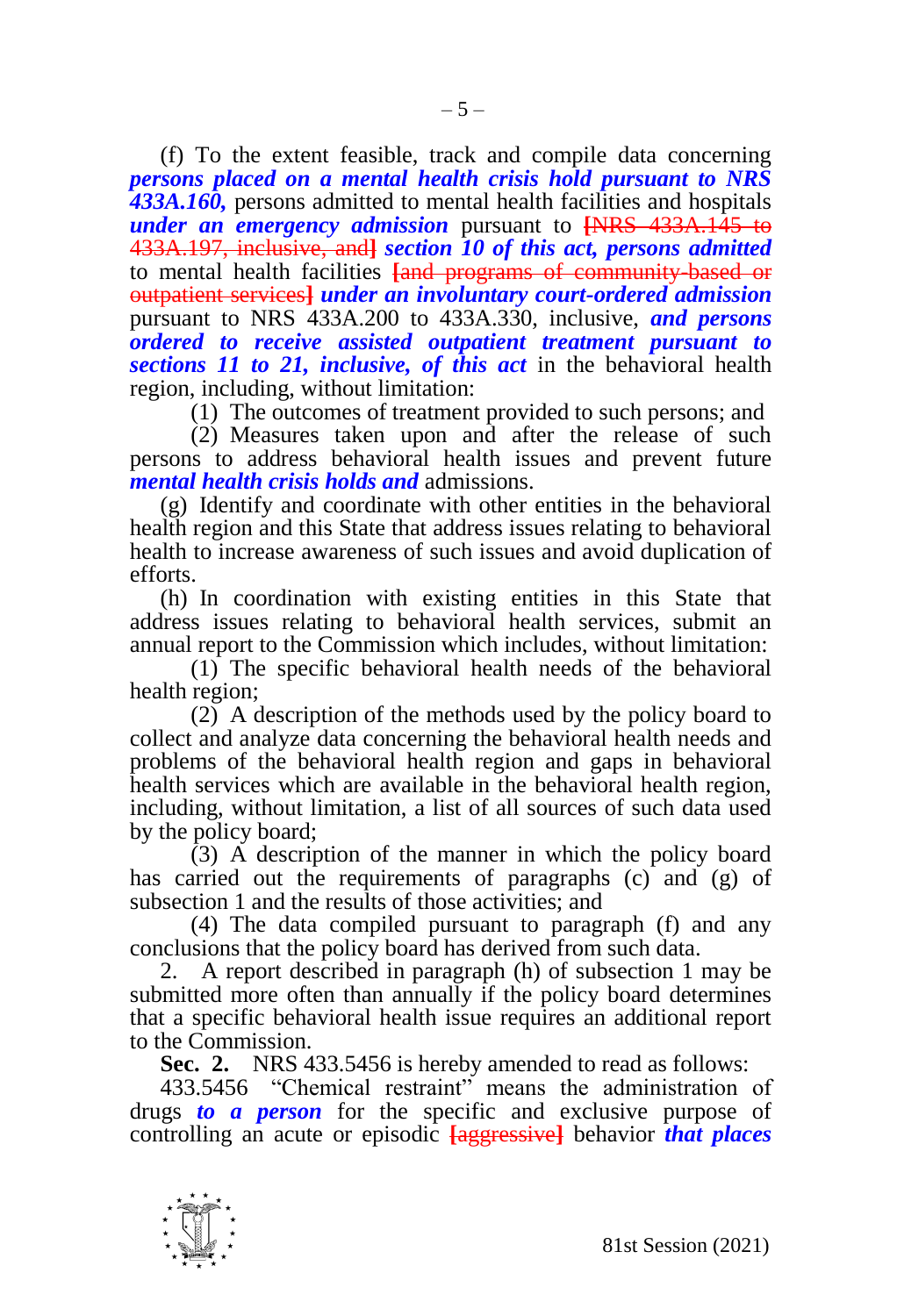(f) To the extent feasible, track and compile data concerning ***persons placed on a mental health crisis hold pursuant to NRS 433A.160,*** persons admitted to mental health facilities and hospitals ***under an emergency admission*** pursuant to [NRS 433A.145 to 433A.197, inclusive, and] ***section 10 of this act, persons admitted*** to mental health facilities [and programs of community-based or outpatient services] ***under an involuntary court-ordered admission*** pursuant to NRS 433A.200 to 433A.330, inclusive, ***and persons ordered to receive assisted outpatient treatment pursuant to sections 11 to 21, inclusive, of this act*** in the behavioral health region, including, without limitation:

(1) The outcomes of treatment provided to such persons; and

(2) Measures taken upon and after the release of such persons to address behavioral health issues and prevent future ***mental health crisis holds and*** admissions.

(g) Identify and coordinate with other entities in the behavioral health region and this State that address issues relating to behavioral health to increase awareness of such issues and avoid duplication of efforts.

(h) In coordination with existing entities in this State that address issues relating to behavioral health services, submit an annual report to the Commission which includes, without limitation:

(1) The specific behavioral health needs of the behavioral health region;

(2) A description of the methods used by the policy board to collect and analyze data concerning the behavioral health needs and problems of the behavioral health region and gaps in behavioral health services which are available in the behavioral health region, including, without limitation, a list of all sources of such data used by the policy board;

(3) A description of the manner in which the policy board has carried out the requirements of paragraphs (c) and (g) of subsection 1 and the results of those activities; and

(4) The data compiled pursuant to paragraph (f) and any conclusions that the policy board has derived from such data.

2. A report described in paragraph (h) of subsection 1 may be submitted more often than annually if the policy board determines that a specific behavioral health issue requires an additional report to the Commission.

**Sec. 2.** NRS 433.5456 is hereby amended to read as follows:

433.5456 "Chemical restraint" means the administration of drugs ***to a person*** for the specific and exclusive purpose of controlling an acute or episodic [aggressive] behavior ***that places***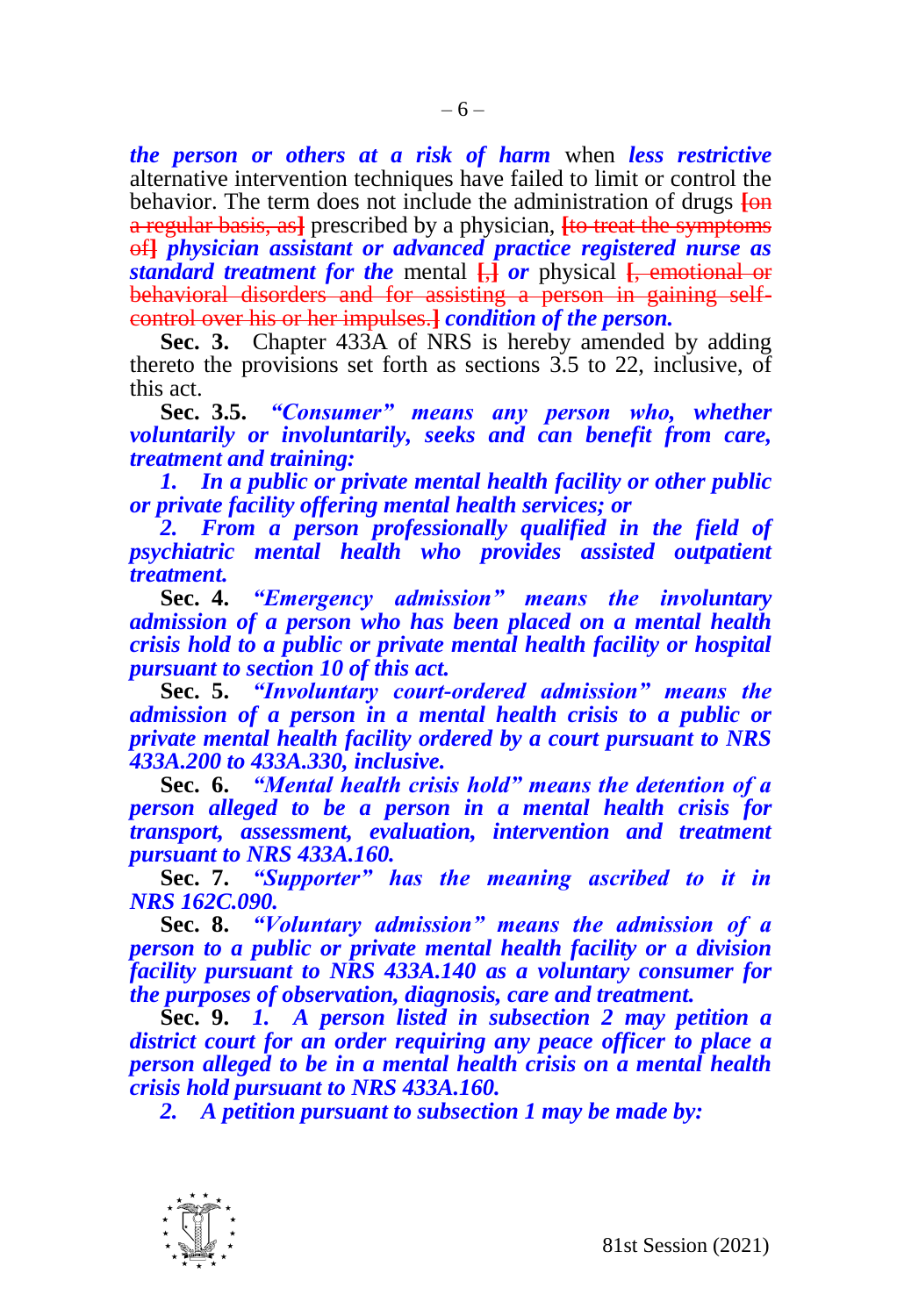***the person or others at a risk of harm*** when ***less restrictive*** alternative intervention techniques have failed to limit or control the behavior. The term does not include the administration of drugs **[**~~on a regular basis, as~~**]** prescribed by a physician, **[**~~to treat the symptoms of~~**]** ***physician assistant or advanced practice registered nurse as standard treatment for the*** mental **[**~~,~~**]** ***or*** physical **[**~~, emotional or behavioral disorders and for assisting a person in gaining self-control over his or her impulses.~~**]** ***condition of the person.***

**Sec. 3.** Chapter 433A of NRS is hereby amended by adding thereto the provisions set forth as sections 3.5 to 22, inclusive, of this act.

**Sec. 3.5.** ***"Consumer" means any person who, whether voluntarily or involuntarily, seeks and can benefit from care, treatment and training:***

***1. In a public or private mental health facility or other public or private facility offering mental health services; or***

***2. From a person professionally qualified in the field of psychiatric mental health who provides assisted outpatient treatment.***

**Sec. 4.** ***"Emergency admission" means the involuntary admission of a person who has been placed on a mental health crisis hold to a public or private mental health facility or hospital pursuant to section 10 of this act.***

**Sec. 5.** ***"Involuntary court-ordered admission" means the admission of a person in a mental health crisis to a public or private mental health facility ordered by a court pursuant to NRS 433A.200 to 433A.330, inclusive.***

**Sec. 6.** ***"Mental health crisis hold" means the detention of a person alleged to be a person in a mental health crisis for transport, assessment, evaluation, intervention and treatment pursuant to NRS 433A.160.***

**Sec. 7.** ***"Supporter" has the meaning ascribed to it in NRS 162C.090.***

**Sec. 8.** ***"Voluntary admission" means the admission of a person to a public or private mental health facility or a division facility pursuant to NRS 433A.140 as a voluntary consumer for the purposes of observation, diagnosis, care and treatment.***

**Sec. 9.** ***1. A person listed in subsection 2 may petition a district court for an order requiring any peace officer to place a person alleged to be in a mental health crisis on a mental health crisis hold pursuant to NRS 433A.160.***

***2. A petition pursuant to subsection 1 may be made by:***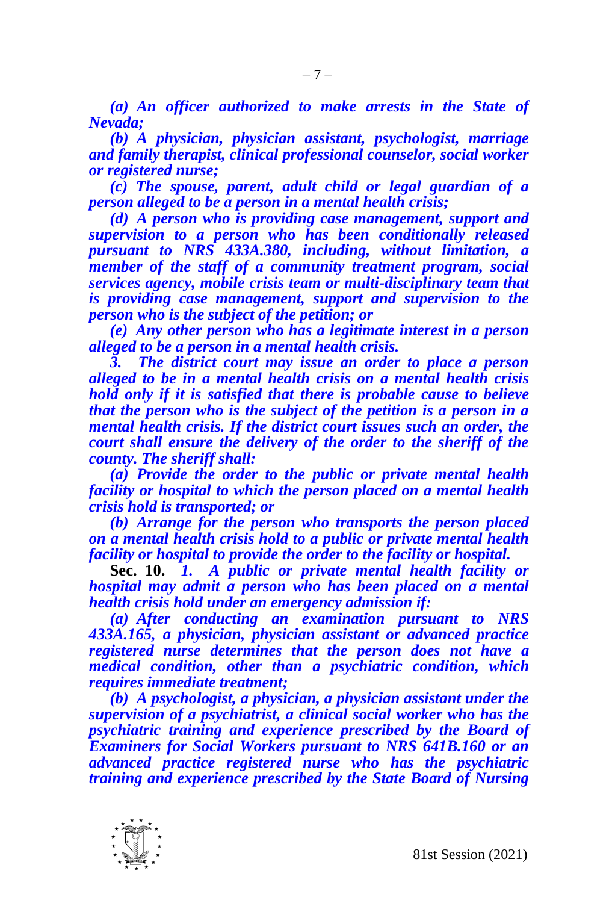*(a) An officer authorized to make arrests in the State of Nevada;*

*(b) A physician, physician assistant, psychologist, marriage and family therapist, clinical professional counselor, social worker or registered nurse;*

*(c) The spouse, parent, adult child or legal guardian of a person alleged to be a person in a mental health crisis;*

*(d) A person who is providing case management, support and supervision to a person who has been conditionally released pursuant to NRS 433A.380, including, without limitation, a member of the staff of a community treatment program, social services agency, mobile crisis team or multi-disciplinary team that is providing case management, support and supervision to the person who is the subject of the petition; or*

*(e) Any other person who has a legitimate interest in a person alleged to be a person in a mental health crisis.*

*3. The district court may issue an order to place a person alleged to be in a mental health crisis on a mental health crisis hold only if it is satisfied that there is probable cause to believe that the person who is the subject of the petition is a person in a mental health crisis. If the district court issues such an order, the court shall ensure the delivery of the order to the sheriff of the county. The sheriff shall:*

*(a) Provide the order to the public or private mental health facility or hospital to which the person placed on a mental health crisis hold is transported; or*

*(b) Arrange for the person who transports the person placed on a mental health crisis hold to a public or private mental health facility or hospital to provide the order to the facility or hospital.*

**Sec. 10.** *1. A public or private mental health facility or hospital may admit a person who has been placed on a mental health crisis hold under an emergency admission if:*

*(a) After conducting an examination pursuant to NRS 433A.165, a physician, physician assistant or advanced practice registered nurse determines that the person does not have a medical condition, other than a psychiatric condition, which requires immediate treatment;*

*(b) A psychologist, a physician, a physician assistant under the supervision of a psychiatrist, a clinical social worker who has the psychiatric training and experience prescribed by the Board of Examiners for Social Workers pursuant to NRS 641B.160 or an advanced practice registered nurse who has the psychiatric training and experience prescribed by the State Board of Nursing*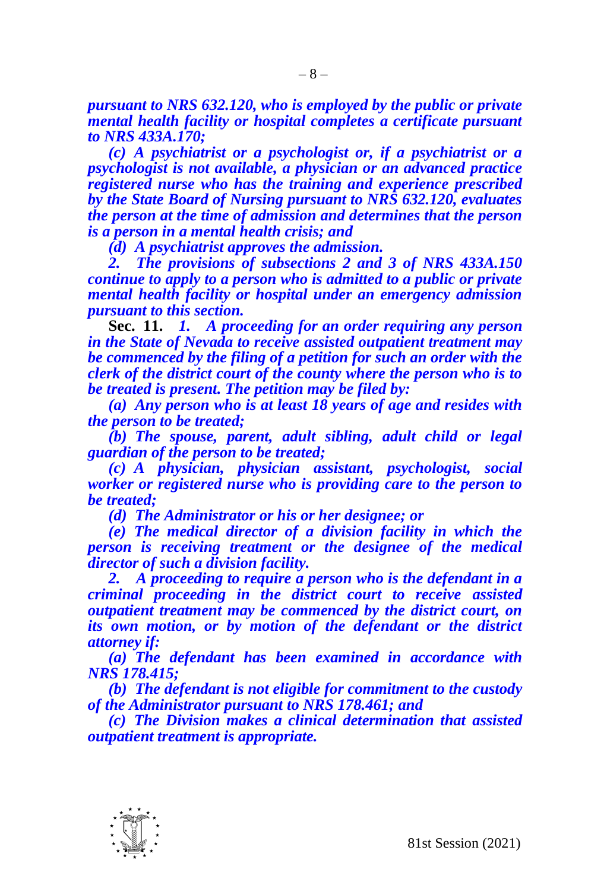***pursuant to NRS 632.120, who is employed by the public or private mental health facility or hospital completes a certificate pursuant to NRS 433A.170;***

***(c) A psychiatrist or a psychologist or, if a psychiatrist or a psychologist is not available, a physician or an advanced practice registered nurse who has the training and experience prescribed by the State Board of Nursing pursuant to NRS 632.120, evaluates the person at the time of admission and determines that the person is a person in a mental health crisis; and***

***(d) A psychiatrist approves the admission.***

***2. The provisions of subsections 2 and 3 of NRS 433A.150 continue to apply to a person who is admitted to a public or private mental health facility or hospital under an emergency admission pursuant to this section.***

**Sec. 11.** ***1. A proceeding for an order requiring any person in the State of Nevada to receive assisted outpatient treatment may be commenced by the filing of a petition for such an order with the clerk of the district court of the county where the person who is to be treated is present. The petition may be filed by:***

***(a) Any person who is at least 18 years of age and resides with the person to be treated;***

***(b) The spouse, parent, adult sibling, adult child or legal guardian of the person to be treated;***

***(c) A physician, physician assistant, psychologist, social worker or registered nurse who is providing care to the person to be treated;***

***(d) The Administrator or his or her designee; or***

***(e) The medical director of a division facility in which the person is receiving treatment or the designee of the medical director of such a division facility.***

***2. A proceeding to require a person who is the defendant in a criminal proceeding in the district court to receive assisted outpatient treatment may be commenced by the district court, on its own motion, or by motion of the defendant or the district attorney if:***

***(a) The defendant has been examined in accordance with NRS 178.415;***

***(b) The defendant is not eligible for commitment to the custody of the Administrator pursuant to NRS 178.461; and***

***(c) The Division makes a clinical determination that assisted outpatient treatment is appropriate.***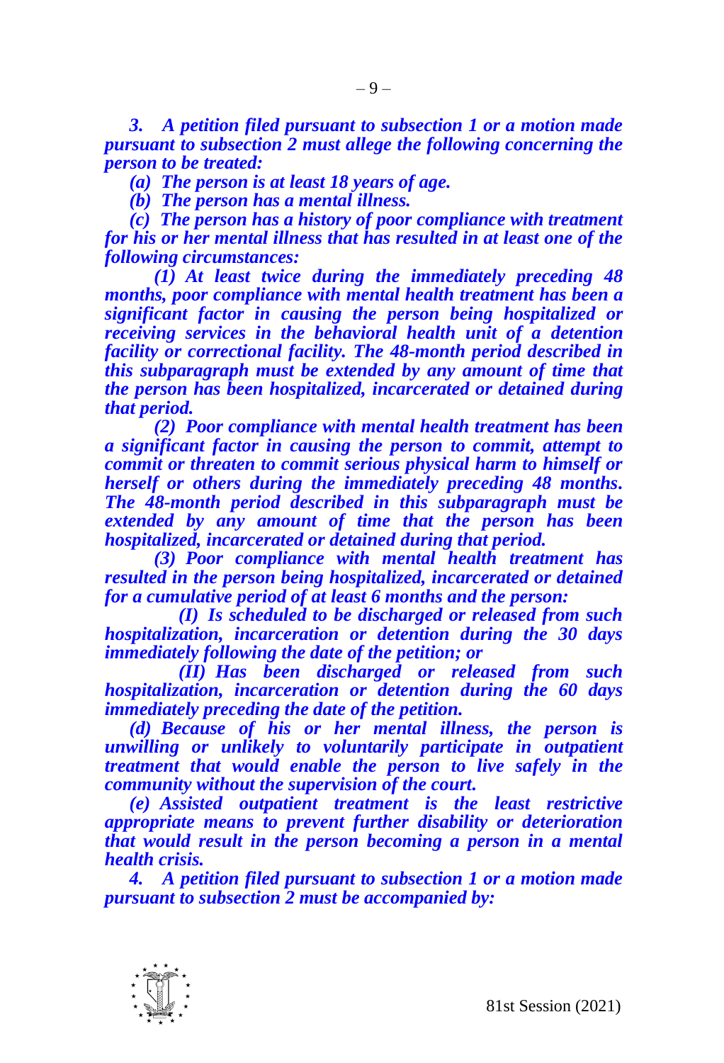***3. A petition filed pursuant to subsection 1 or a motion made pursuant to subsection 2 must allege the following concerning the person to be treated:***

***(a) The person is at least 18 years of age.***

***(b) The person has a mental illness.***

***(c) The person has a history of poor compliance with treatment for his or her mental illness that has resulted in at least one of the following circumstances:***

***(1) At least twice during the immediately preceding 48 months, poor compliance with mental health treatment has been a significant factor in causing the person being hospitalized or receiving services in the behavioral health unit of a detention facility or correctional facility. The 48-month period described in this subparagraph must be extended by any amount of time that the person has been hospitalized, incarcerated or detained during that period.***

***(2) Poor compliance with mental health treatment has been a significant factor in causing the person to commit, attempt to commit or threaten to commit serious physical harm to himself or herself or others during the immediately preceding 48 months. The 48-month period described in this subparagraph must be extended by any amount of time that the person has been hospitalized, incarcerated or detained during that period.***

***(3) Poor compliance with mental health treatment has resulted in the person being hospitalized, incarcerated or detained for a cumulative period of at least 6 months and the person:***

***(I) Is scheduled to be discharged or released from such hospitalization, incarceration or detention during the 30 days immediately following the date of the petition; or***

***(II) Has been discharged or released from such hospitalization, incarceration or detention during the 60 days immediately preceding the date of the petition.***

***(d) Because of his or her mental illness, the person is unwilling or unlikely to voluntarily participate in outpatient treatment that would enable the person to live safely in the community without the supervision of the court.***

***(e) Assisted outpatient treatment is the least restrictive appropriate means to prevent further disability or deterioration that would result in the person becoming a person in a mental health crisis.***

***4. A petition filed pursuant to subsection 1 or a motion made pursuant to subsection 2 must be accompanied by:***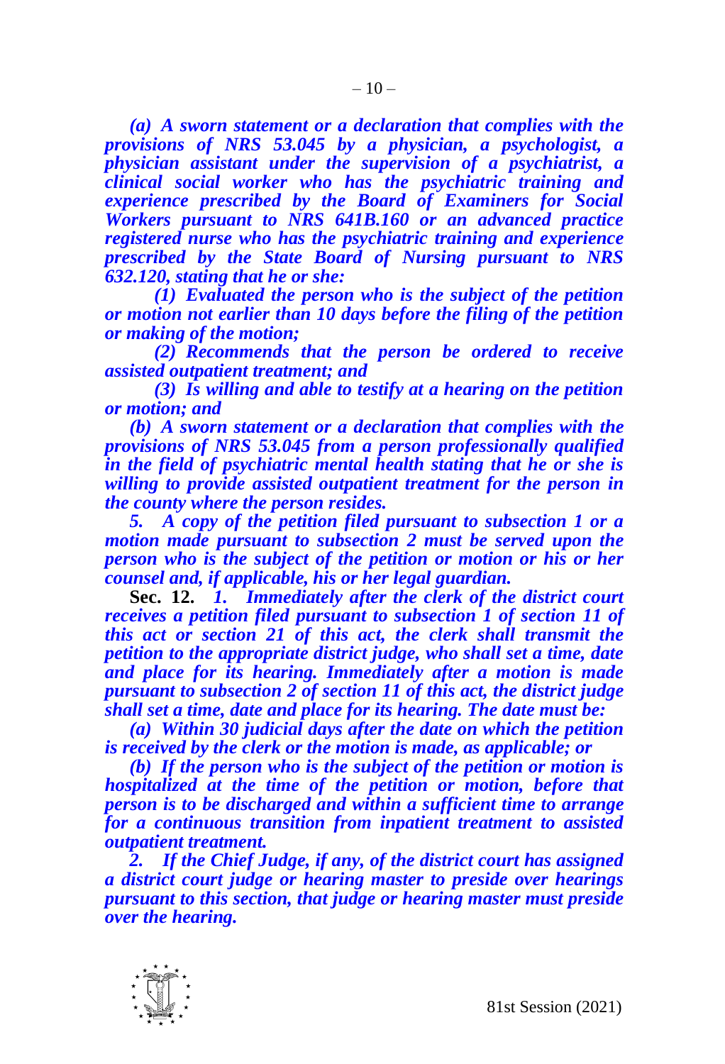*(a) A sworn statement or a declaration that complies with the provisions of NRS 53.045 by a physician, a psychologist, a physician assistant under the supervision of a psychiatrist, a clinical social worker who has the psychiatric training and experience prescribed by the Board of Examiners for Social Workers pursuant to NRS 641B.160 or an advanced practice registered nurse who has the psychiatric training and experience prescribed by the State Board of Nursing pursuant to NRS 632.120, stating that he or she:*

*(1) Evaluated the person who is the subject of the petition or motion not earlier than 10 days before the filing of the petition or making of the motion;*

*(2) Recommends that the person be ordered to receive assisted outpatient treatment; and*

*(3) Is willing and able to testify at a hearing on the petition or motion; and*

*(b) A sworn statement or a declaration that complies with the provisions of NRS 53.045 from a person professionally qualified in the field of psychiatric mental health stating that he or she is willing to provide assisted outpatient treatment for the person in the county where the person resides.*

*5. A copy of the petition filed pursuant to subsection 1 or a motion made pursuant to subsection 2 must be served upon the person who is the subject of the petition or motion or his or her counsel and, if applicable, his or her legal guardian.*

**Sec. 12.** *1. Immediately after the clerk of the district court receives a petition filed pursuant to subsection 1 of section 11 of this act or section 21 of this act, the clerk shall transmit the petition to the appropriate district judge, who shall set a time, date and place for its hearing. Immediately after a motion is made pursuant to subsection 2 of section 11 of this act, the district judge shall set a time, date and place for its hearing. The date must be:*

*(a) Within 30 judicial days after the date on which the petition is received by the clerk or the motion is made, as applicable; or*

*(b) If the person who is the subject of the petition or motion is hospitalized at the time of the petition or motion, before that person is to be discharged and within a sufficient time to arrange for a continuous transition from inpatient treatment to assisted outpatient treatment.*

*2. If the Chief Judge, if any, of the district court has assigned a district court judge or hearing master to preside over hearings pursuant to this section, that judge or hearing master must preside over the hearing.*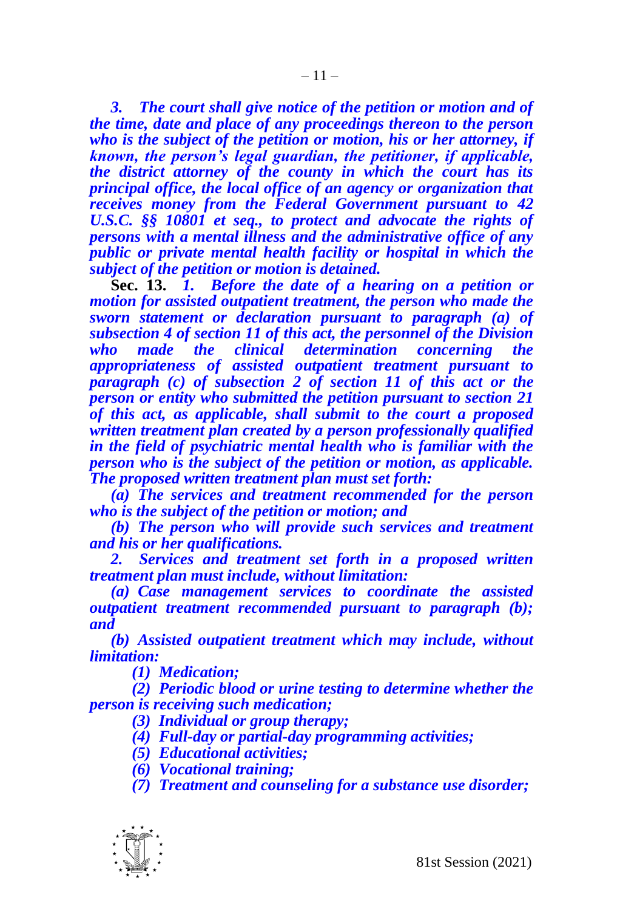***3. The court shall give notice of the petition or motion and of the time, date and place of any proceedings thereon to the person who is the subject of the petition or motion, his or her attorney, if known, the person's legal guardian, the petitioner, if applicable, the district attorney of the county in which the court has its principal office, the local office of an agency or organization that receives money from the Federal Government pursuant to 42 U.S.C. §§ 10801 et seq., to protect and advocate the rights of persons with a mental illness and the administrative office of any public or private mental health facility or hospital in which the subject of the petition or motion is detained.***

**Sec. 13.** ***1. Before the date of a hearing on a petition or motion for assisted outpatient treatment, the person who made the sworn statement or declaration pursuant to paragraph (a) of subsection 4 of section 11 of this act, the personnel of the Division who made the clinical determination concerning the appropriateness of assisted outpatient treatment pursuant to paragraph (c) of subsection 2 of section 11 of this act or the person or entity who submitted the petition pursuant to section 21 of this act, as applicable, shall submit to the court a proposed written treatment plan created by a person professionally qualified in the field of psychiatric mental health who is familiar with the person who is the subject of the petition or motion, as applicable. The proposed written treatment plan must set forth:***

***(a) The services and treatment recommended for the person who is the subject of the petition or motion; and***

***(b) The person who will provide such services and treatment and his or her qualifications.***

***2. Services and treatment set forth in a proposed written treatment plan must include, without limitation:***

***(a) Case management services to coordinate the assisted outpatient treatment recommended pursuant to paragraph (b); and***

***(b) Assisted outpatient treatment which may include, without limitation:***

***(1) Medication;***

***(2) Periodic blood or urine testing to determine whether the person is receiving such medication;***

***(3) Individual or group therapy;***

***(4) Full-day or partial-day programming activities;***

***(5) Educational activities;***

***(6) Vocational training;***

***(7) Treatment and counseling for a substance use disorder;***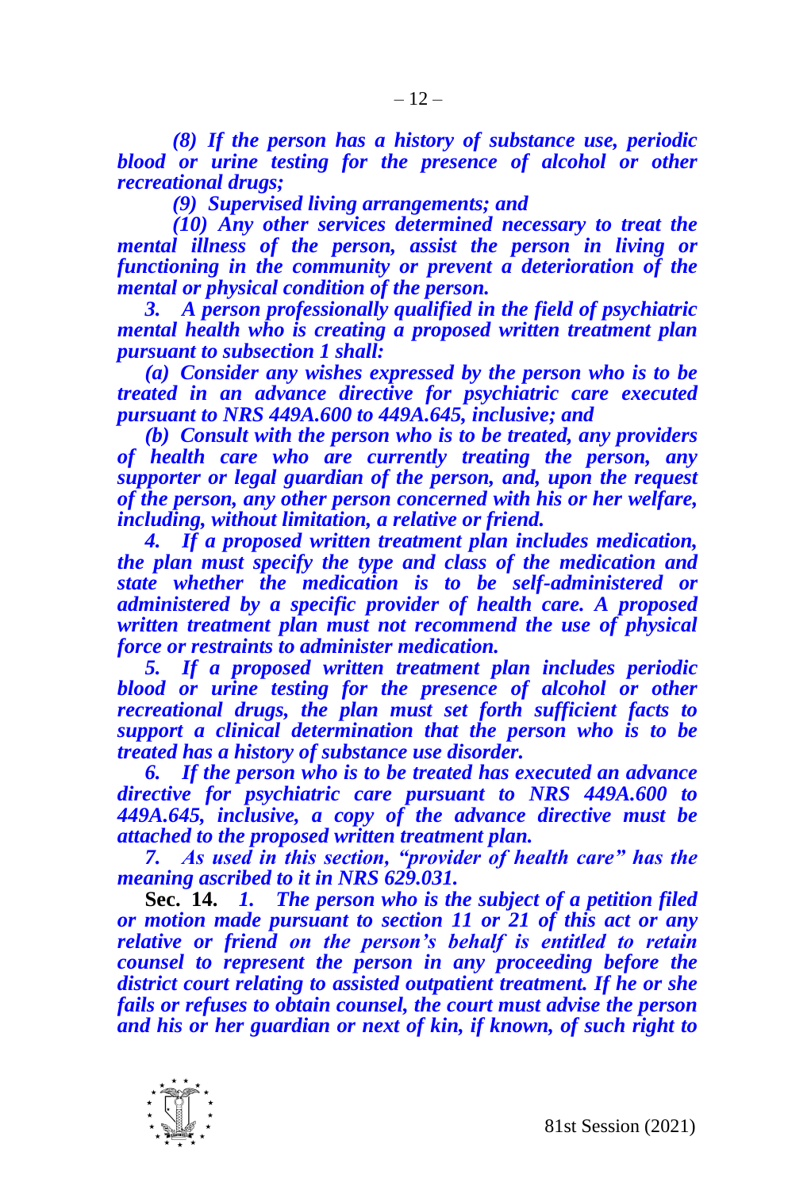*(8) If the person has a history of substance use, periodic blood or urine testing for the presence of alcohol or other recreational drugs;*

*(9) Supervised living arrangements; and*

*(10) Any other services determined necessary to treat the mental illness of the person, assist the person in living or functioning in the community or prevent a deterioration of the mental or physical condition of the person.*

*3. A person professionally qualified in the field of psychiatric mental health who is creating a proposed written treatment plan pursuant to subsection 1 shall:*

*(a) Consider any wishes expressed by the person who is to be treated in an advance directive for psychiatric care executed pursuant to NRS 449A.600 to 449A.645, inclusive; and*

*(b) Consult with the person who is to be treated, any providers of health care who are currently treating the person, any supporter or legal guardian of the person, and, upon the request of the person, any other person concerned with his or her welfare, including, without limitation, a relative or friend.*

*4. If a proposed written treatment plan includes medication, the plan must specify the type and class of the medication and state whether the medication is to be self-administered or administered by a specific provider of health care. A proposed written treatment plan must not recommend the use of physical force or restraints to administer medication.*

*5. If a proposed written treatment plan includes periodic blood or urine testing for the presence of alcohol or other recreational drugs, the plan must set forth sufficient facts to support a clinical determination that the person who is to be treated has a history of substance use disorder.*

*6. If the person who is to be treated has executed an advance directive for psychiatric care pursuant to NRS 449A.600 to 449A.645, inclusive, a copy of the advance directive must be attached to the proposed written treatment plan.*

*7. As used in this section, "provider of health care" has the meaning ascribed to it in NRS 629.031.*

**Sec. 14.** *1. The person who is the subject of a petition filed or motion made pursuant to section 11 or 21 of this act or any relative or friend on the person's behalf is entitled to retain counsel to represent the person in any proceeding before the district court relating to assisted outpatient treatment. If he or she fails or refuses to obtain counsel, the court must advise the person and his or her guardian or next of kin, if known, of such right to*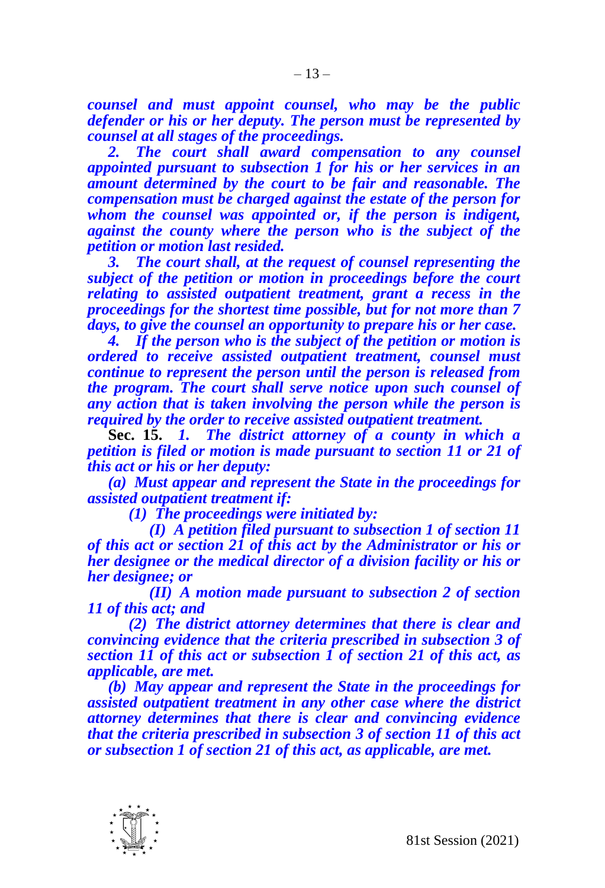***counsel and must appoint counsel, who may be the public defender or his or her deputy. The person must be represented by counsel at all stages of the proceedings.***

***2. The court shall award compensation to any counsel appointed pursuant to subsection 1 for his or her services in an amount determined by the court to be fair and reasonable. The compensation must be charged against the estate of the person for whom the counsel was appointed or, if the person is indigent, against the county where the person who is the subject of the petition or motion last resided.***

***3. The court shall, at the request of counsel representing the subject of the petition or motion in proceedings before the court relating to assisted outpatient treatment, grant a recess in the proceedings for the shortest time possible, but for not more than 7 days, to give the counsel an opportunity to prepare his or her case.***

***4. If the person who is the subject of the petition or motion is ordered to receive assisted outpatient treatment, counsel must continue to represent the person until the person is released from the program. The court shall serve notice upon such counsel of any action that is taken involving the person while the person is required by the order to receive assisted outpatient treatment.***

**Sec. 15.** ***1. The district attorney of a county in which a petition is filed or motion is made pursuant to section 11 or 21 of this act or his or her deputy:***

***(a) Must appear and represent the State in the proceedings for assisted outpatient treatment if:***

***(1) The proceedings were initiated by:***

***(I) A petition filed pursuant to subsection 1 of section 11 of this act or section 21 of this act by the Administrator or his or her designee or the medical director of a division facility or his or her designee; or***

***(II) A motion made pursuant to subsection 2 of section 11 of this act; and***

***(2) The district attorney determines that there is clear and convincing evidence that the criteria prescribed in subsection 3 of section 11 of this act or subsection 1 of section 21 of this act, as applicable, are met.***

***(b) May appear and represent the State in the proceedings for assisted outpatient treatment in any other case where the district attorney determines that there is clear and convincing evidence that the criteria prescribed in subsection 3 of section 11 of this act or subsection 1 of section 21 of this act, as applicable, are met.***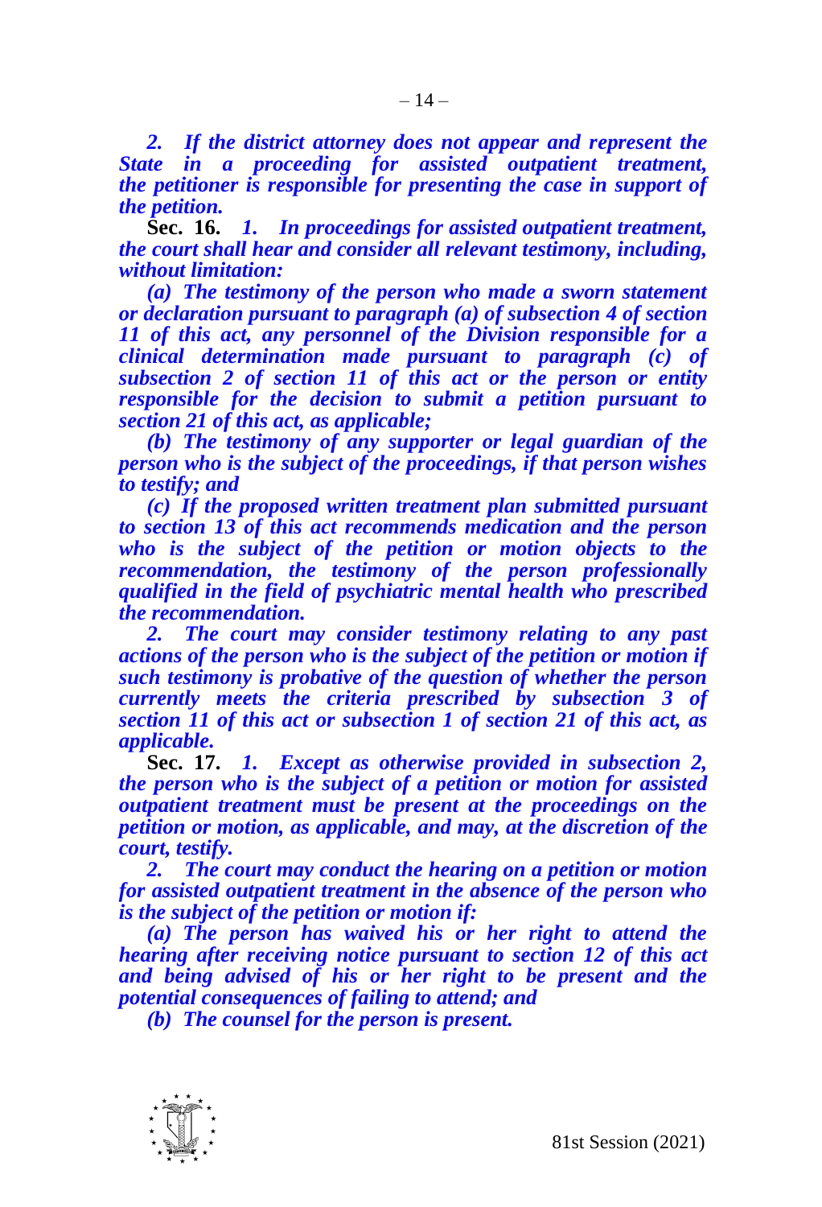***2. If the district attorney does not appear and represent the State in a proceeding for assisted outpatient treatment, the petitioner is responsible for presenting the case in support of the petition.***

**Sec. 16.** ***1. In proceedings for assisted outpatient treatment, the court shall hear and consider all relevant testimony, including, without limitation:***

***(a) The testimony of the person who made a sworn statement or declaration pursuant to paragraph (a) of subsection 4 of section 11 of this act, any personnel of the Division responsible for a clinical determination made pursuant to paragraph (c) of subsection 2 of section 11 of this act or the person or entity responsible for the decision to submit a petition pursuant to section 21 of this act, as applicable;***

***(b) The testimony of any supporter or legal guardian of the person who is the subject of the proceedings, if that person wishes to testify; and***

***(c) If the proposed written treatment plan submitted pursuant to section 13 of this act recommends medication and the person who is the subject of the petition or motion objects to the recommendation, the testimony of the person professionally qualified in the field of psychiatric mental health who prescribed the recommendation.***

***2. The court may consider testimony relating to any past actions of the person who is the subject of the petition or motion if such testimony is probative of the question of whether the person currently meets the criteria prescribed by subsection 3 of section 11 of this act or subsection 1 of section 21 of this act, as applicable.***

**Sec. 17.** ***1. Except as otherwise provided in subsection 2, the person who is the subject of a petition or motion for assisted outpatient treatment must be present at the proceedings on the petition or motion, as applicable, and may, at the discretion of the court, testify.***

***2. The court may conduct the hearing on a petition or motion for assisted outpatient treatment in the absence of the person who is the subject of the petition or motion if:***

***(a) The person has waived his or her right to attend the hearing after receiving notice pursuant to section 12 of this act and being advised of his or her right to be present and the potential consequences of failing to attend; and***

***(b) The counsel for the person is present.***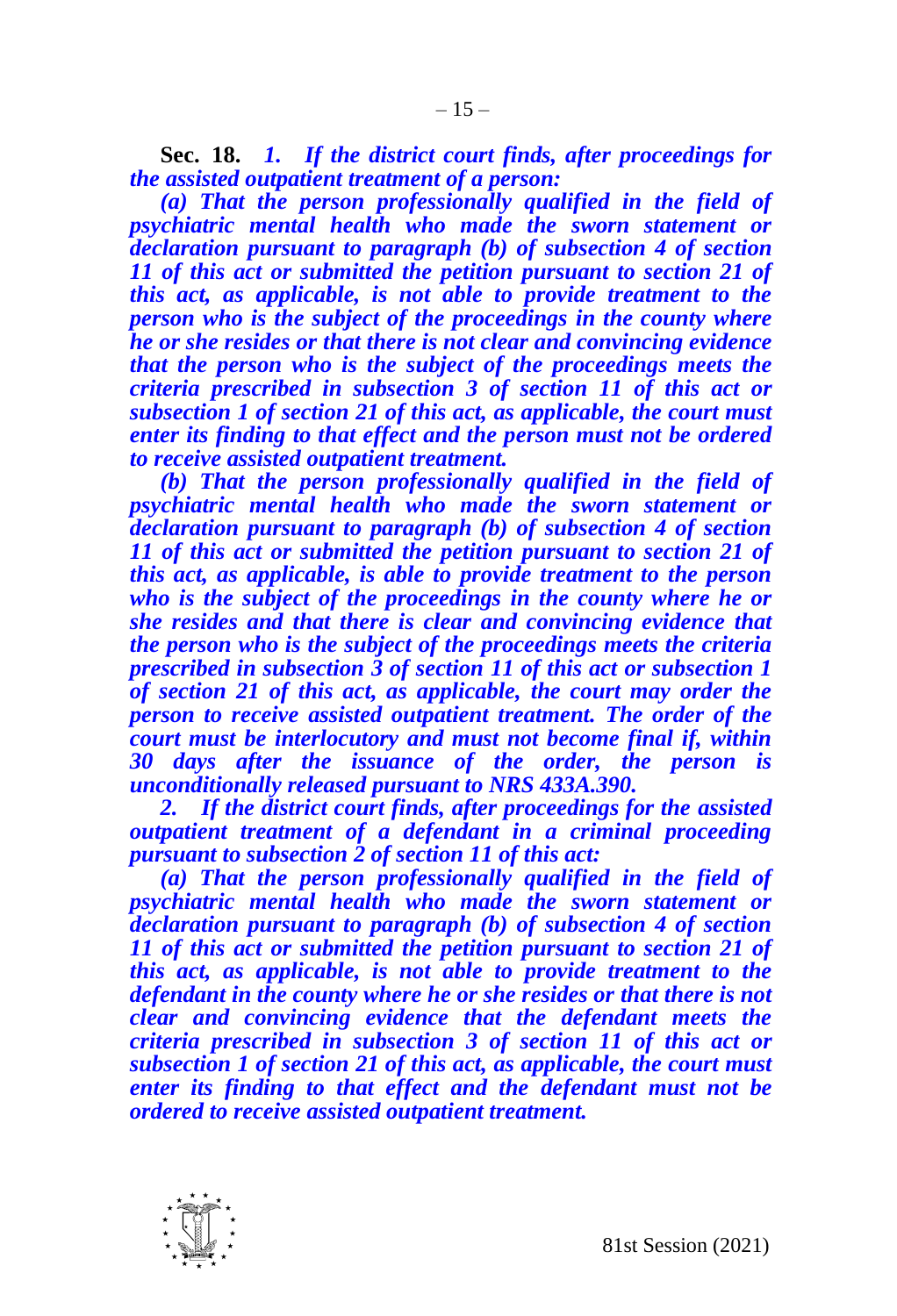**Sec. 18.** ***1. If the district court finds, after proceedings for the assisted outpatient treatment of a person:***

***(a) That the person professionally qualified in the field of psychiatric mental health who made the sworn statement or declaration pursuant to paragraph (b) of subsection 4 of section 11 of this act or submitted the petition pursuant to section 21 of this act, as applicable, is not able to provide treatment to the person who is the subject of the proceedings in the county where he or she resides or that there is not clear and convincing evidence that the person who is the subject of the proceedings meets the criteria prescribed in subsection 3 of section 11 of this act or subsection 1 of section 21 of this act, as applicable, the court must enter its finding to that effect and the person must not be ordered to receive assisted outpatient treatment.***

***(b) That the person professionally qualified in the field of psychiatric mental health who made the sworn statement or declaration pursuant to paragraph (b) of subsection 4 of section 11 of this act or submitted the petition pursuant to section 21 of this act, as applicable, is able to provide treatment to the person who is the subject of the proceedings in the county where he or she resides and that there is clear and convincing evidence that the person who is the subject of the proceedings meets the criteria prescribed in subsection 3 of section 11 of this act or subsection 1 of section 21 of this act, as applicable, the court may order the person to receive assisted outpatient treatment. The order of the court must be interlocutory and must not become final if, within 30 days after the issuance of the order, the person is unconditionally released pursuant to NRS 433A.390.***

***2. If the district court finds, after proceedings for the assisted outpatient treatment of a defendant in a criminal proceeding pursuant to subsection 2 of section 11 of this act:***

***(a) That the person professionally qualified in the field of psychiatric mental health who made the sworn statement or declaration pursuant to paragraph (b) of subsection 4 of section 11 of this act or submitted the petition pursuant to section 21 of this act, as applicable, is not able to provide treatment to the defendant in the county where he or she resides or that there is not clear and convincing evidence that the defendant meets the criteria prescribed in subsection 3 of section 11 of this act or subsection 1 of section 21 of this act, as applicable, the court must enter its finding to that effect and the defendant must not be ordered to receive assisted outpatient treatment.***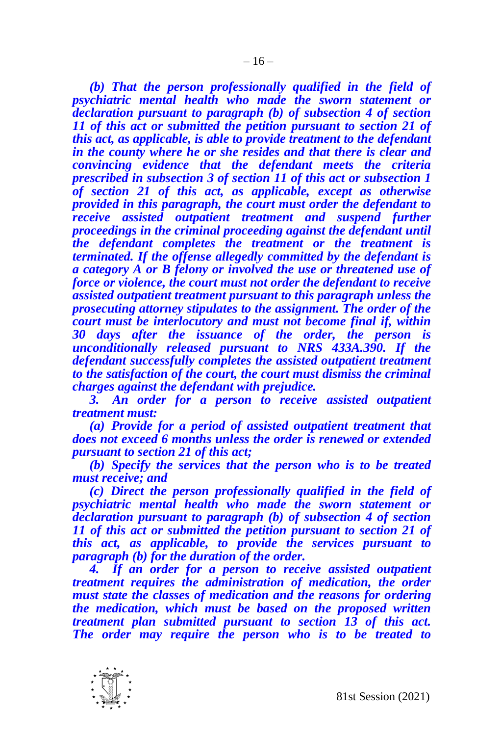***(b) That the person professionally qualified in the field of psychiatric mental health who made the sworn statement or declaration pursuant to paragraph (b) of subsection 4 of section 11 of this act or submitted the petition pursuant to section 21 of this act, as applicable, is able to provide treatment to the defendant in the county where he or she resides and that there is clear and convincing evidence that the defendant meets the criteria prescribed in subsection 3 of section 11 of this act or subsection 1 of section 21 of this act, as applicable, except as otherwise provided in this paragraph, the court must order the defendant to receive assisted outpatient treatment and suspend further proceedings in the criminal proceeding against the defendant until the defendant completes the treatment or the treatment is terminated. If the offense allegedly committed by the defendant is a category A or B felony or involved the use or threatened use of force or violence, the court must not order the defendant to receive assisted outpatient treatment pursuant to this paragraph unless the prosecuting attorney stipulates to the assignment. The order of the court must be interlocutory and must not become final if, within 30 days after the issuance of the order, the person is unconditionally released pursuant to NRS 433A.390. If the defendant successfully completes the assisted outpatient treatment to the satisfaction of the court, the court must dismiss the criminal charges against the defendant with prejudice.***

***3. An order for a person to receive assisted outpatient treatment must:***

***(a) Provide for a period of assisted outpatient treatment that does not exceed 6 months unless the order is renewed or extended pursuant to section 21 of this act;***

***(b) Specify the services that the person who is to be treated must receive; and***

***(c) Direct the person professionally qualified in the field of psychiatric mental health who made the sworn statement or declaration pursuant to paragraph (b) of subsection 4 of section 11 of this act or submitted the petition pursuant to section 21 of this act, as applicable, to provide the services pursuant to paragraph (b) for the duration of the order.***

***4. If an order for a person to receive assisted outpatient treatment requires the administration of medication, the order must state the classes of medication and the reasons for ordering the medication, which must be based on the proposed written treatment plan submitted pursuant to section 13 of this act. The order may require the person who is to be treated to***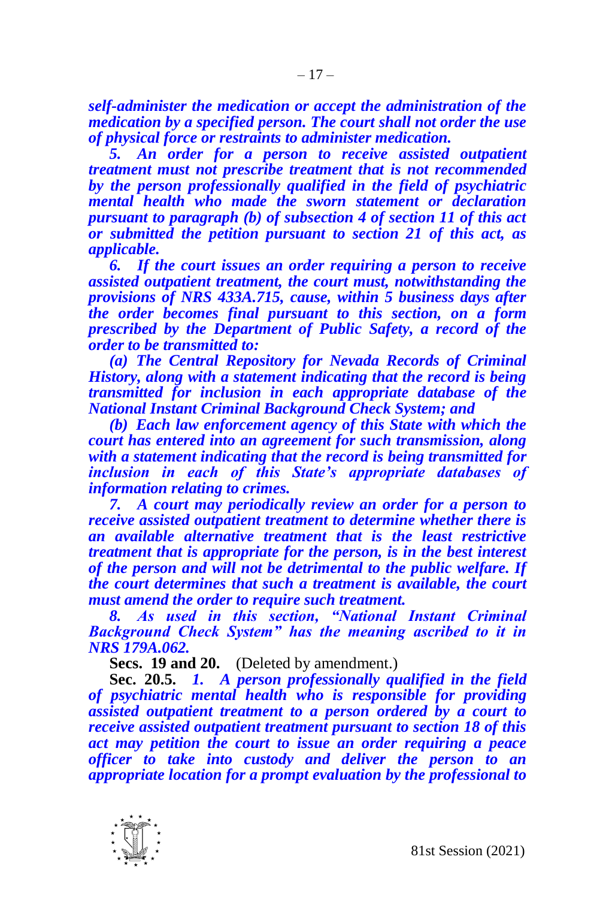***self-administer the medication or accept the administration of the medication by a specified person. The court shall not order the use of physical force or restraints to administer medication.***

***5. An order for a person to receive assisted outpatient treatment must not prescribe treatment that is not recommended by the person professionally qualified in the field of psychiatric mental health who made the sworn statement or declaration pursuant to paragraph (b) of subsection 4 of section 11 of this act or submitted the petition pursuant to section 21 of this act, as applicable.***

***6. If the court issues an order requiring a person to receive assisted outpatient treatment, the court must, notwithstanding the provisions of NRS 433A.715, cause, within 5 business days after the order becomes final pursuant to this section, on a form prescribed by the Department of Public Safety, a record of the order to be transmitted to:***

***(a) The Central Repository for Nevada Records of Criminal History, along with a statement indicating that the record is being transmitted for inclusion in each appropriate database of the National Instant Criminal Background Check System; and***

***(b) Each law enforcement agency of this State with which the court has entered into an agreement for such transmission, along with a statement indicating that the record is being transmitted for inclusion in each of this State's appropriate databases of information relating to crimes.***

***7. A court may periodically review an order for a person to receive assisted outpatient treatment to determine whether there is an available alternative treatment that is the least restrictive treatment that is appropriate for the person, is in the best interest of the person and will not be detrimental to the public welfare. If the court determines that such a treatment is available, the court must amend the order to require such treatment.***

***8. As used in this section, "National Instant Criminal Background Check System" has the meaning ascribed to it in NRS 179A.062.***

**Secs. 19 and 20.** (Deleted by amendment.)

**Sec. 20.5.** ***1. A person professionally qualified in the field of psychiatric mental health who is responsible for providing assisted outpatient treatment to a person ordered by a court to receive assisted outpatient treatment pursuant to section 18 of this act may petition the court to issue an order requiring a peace officer to take into custody and deliver the person to an appropriate location for a prompt evaluation by the professional to***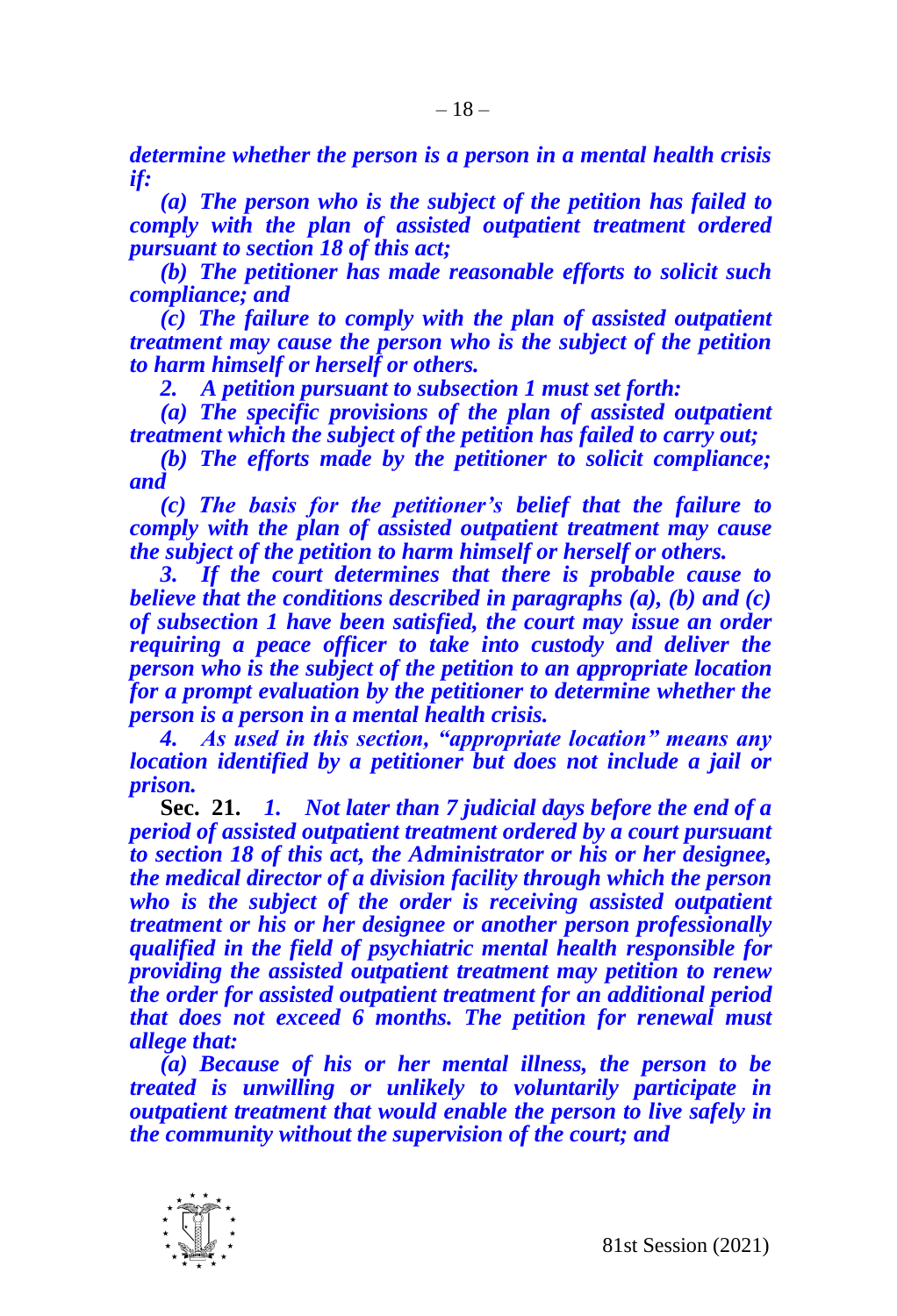*determine whether the person is a person in a mental health crisis if:*

*(a) The person who is the subject of the petition has failed to comply with the plan of assisted outpatient treatment ordered pursuant to section 18 of this act;*

*(b) The petitioner has made reasonable efforts to solicit such compliance; and*

*(c) The failure to comply with the plan of assisted outpatient treatment may cause the person who is the subject of the petition to harm himself or herself or others.*

*2. A petition pursuant to subsection 1 must set forth:*

*(a) The specific provisions of the plan of assisted outpatient treatment which the subject of the petition has failed to carry out;*

*(b) The efforts made by the petitioner to solicit compliance; and*

*(c) The basis for the petitioner's belief that the failure to comply with the plan of assisted outpatient treatment may cause the subject of the petition to harm himself or herself or others.*

*3. If the court determines that there is probable cause to believe that the conditions described in paragraphs (a), (b) and (c) of subsection 1 have been satisfied, the court may issue an order requiring a peace officer to take into custody and deliver the person who is the subject of the petition to an appropriate location for a prompt evaluation by the petitioner to determine whether the person is a person in a mental health crisis.*

*4. As used in this section, "appropriate location" means any location identified by a petitioner but does not include a jail or prison.*

**Sec. 21.** *1. Not later than 7 judicial days before the end of a period of assisted outpatient treatment ordered by a court pursuant to section 18 of this act, the Administrator or his or her designee, the medical director of a division facility through which the person who is the subject of the order is receiving assisted outpatient treatment or his or her designee or another person professionally qualified in the field of psychiatric mental health responsible for providing the assisted outpatient treatment may petition to renew the order for assisted outpatient treatment for an additional period that does not exceed 6 months. The petition for renewal must allege that:*

*(a) Because of his or her mental illness, the person to be treated is unwilling or unlikely to voluntarily participate in outpatient treatment that would enable the person to live safely in the community without the supervision of the court; and*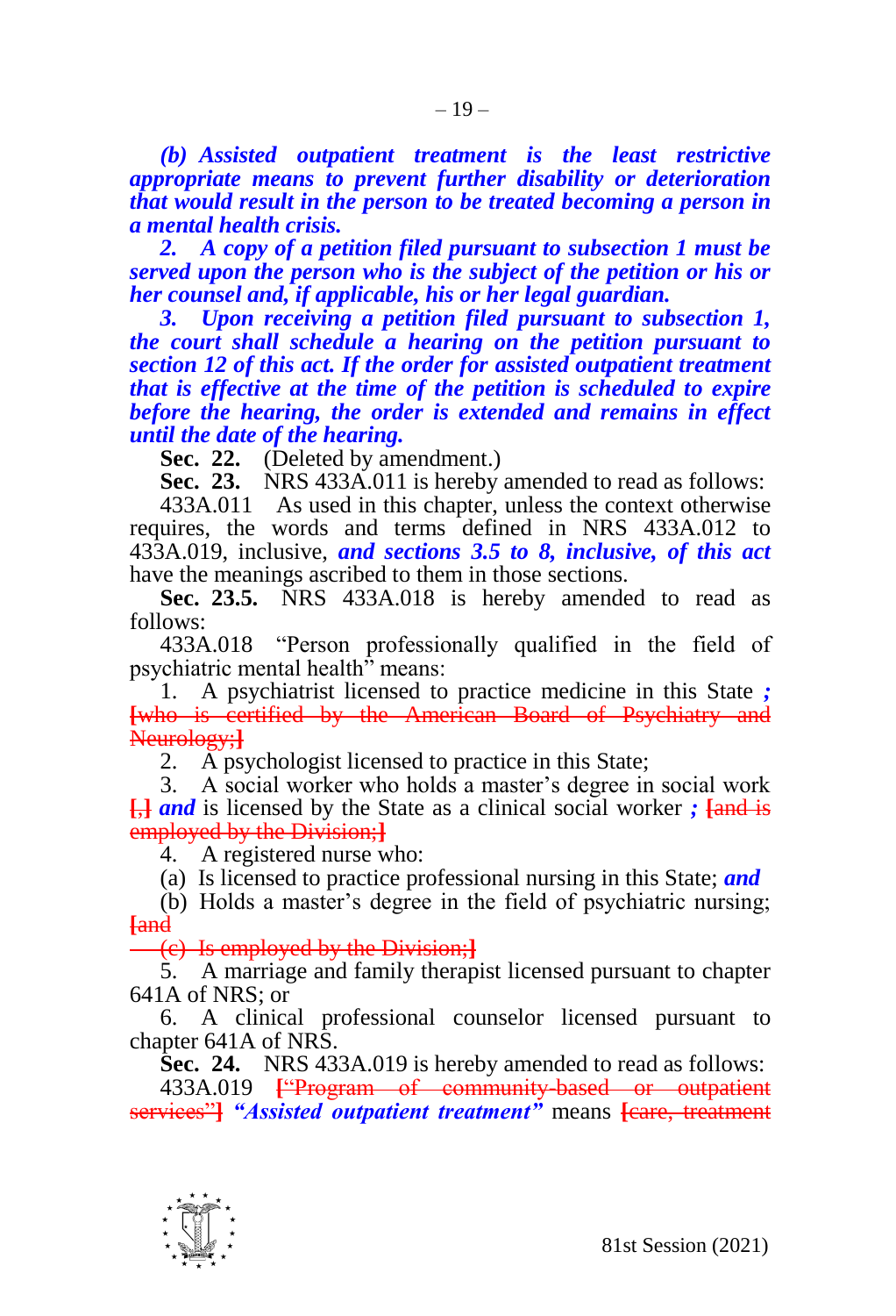***(b) Assisted outpatient treatment is the least restrictive appropriate means to prevent further disability or deterioration that would result in the person to be treated becoming a person in a mental health crisis.***

***2. A copy of a petition filed pursuant to subsection 1 must be served upon the person who is the subject of the petition or his or her counsel and, if applicable, his or her legal guardian.***

***3. Upon receiving a petition filed pursuant to subsection 1, the court shall schedule a hearing on the petition pursuant to section 12 of this act. If the order for assisted outpatient treatment that is effective at the time of the petition is scheduled to expire before the hearing, the order is extended and remains in effect until the date of the hearing.***

**Sec. 22.** (Deleted by amendment.)

**Sec. 23.** NRS 433A.011 is hereby amended to read as follows:

433A.011 As used in this chapter, unless the context otherwise requires, the words and terms defined in NRS 433A.012 to 433A.019, inclusive, ***and sections 3.5 to 8, inclusive, of this act*** have the meanings ascribed to them in those sections.

**Sec. 23.5.** NRS 433A.018 is hereby amended to read as follows:

433A.018 "Person professionally qualified in the field of psychiatric mental health" means:

1. A psychiatrist licensed to practice medicine in this State ***;*** [who is certified by the American Board of Psychiatry and Neurology;]

2. A psychologist licensed to practice in this State;

3. A social worker who holds a master's degree in social work [,] ***and*** is licensed by the State as a clinical social worker ***;*** [and is employed by the Division;]

4. A registered nurse who:

(a) Is licensed to practice professional nursing in this State; ***and***

(b) Holds a master's degree in the field of psychiatric nursing; [and

(c) Is employed by the Division;]

5. A marriage and family therapist licensed pursuant to chapter 641A of NRS; or

6. A clinical professional counselor licensed pursuant to chapter 641A of NRS.

**Sec. 24.** NRS 433A.019 is hereby amended to read as follows:

433A.019 ["Program of community-based or outpatient services"] ***"Assisted outpatient treatment"*** means [care, treatment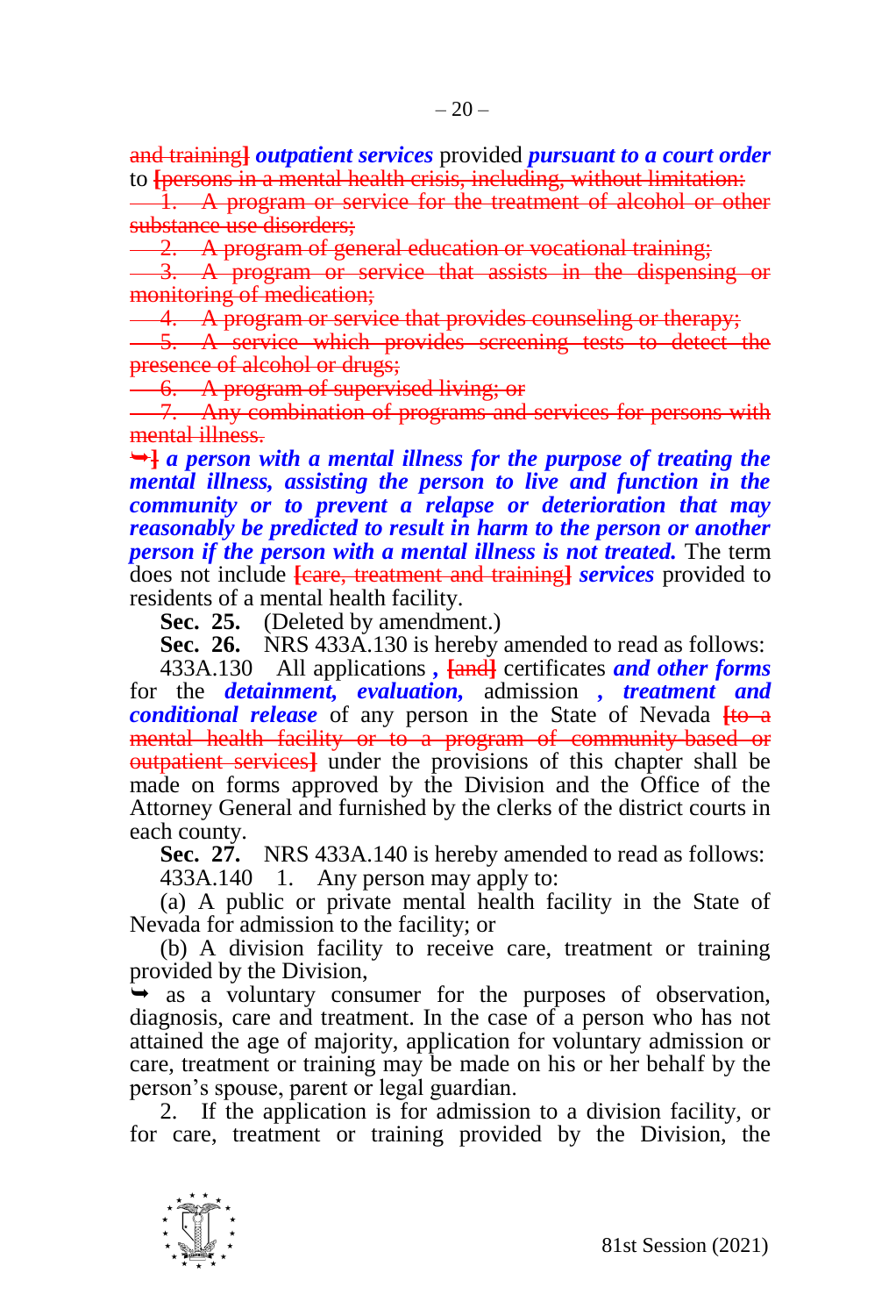~~and training]~~ ***outpatient services*** provided ***pursuant to a court order*** to ~~[persons in a mental health crisis, including, without limitation:~~

~~1. A program or service for the treatment of alcohol or other substance use disorders;~~

~~2. A program of general education or vocational training;~~

~~3. A program or service that assists in the dispensing or monitoring of medication;~~

~~4. A program or service that provides counseling or therapy;~~

~~5. A service which provides screening tests to detect the presence of alcohol or drugs;~~

~~6. A program of supervised living; or~~

~~7. Any combination of programs and services for persons with mental illness.~~

~~➥]~~ ***a person with a mental illness for the purpose of treating the mental illness, assisting the person to live and function in the community or to prevent a relapse or deterioration that may reasonably be predicted to result in harm to the person or another person if the person with a mental illness is not treated.*** The term does not include ~~[care, treatment and training]~~ ***services*** provided to residents of a mental health facility.

**Sec. 25.** (Deleted by amendment.)

**Sec. 26.** NRS 433A.130 is hereby amended to read as follows:

433A.130 All applications ***,*** ~~[and]~~ certificates ***and other forms*** for the ***detainment, evaluation,*** admission ***, treatment and conditional release*** of any person in the State of Nevada ~~[to a mental health facility or to a program of community-based or outpatient services]~~ under the provisions of this chapter shall be made on forms approved by the Division and the Office of the Attorney General and furnished by the clerks of the district courts in each county.

**Sec. 27.** NRS 433A.140 is hereby amended to read as follows:

433A.140 1. Any person may apply to:

(a) A public or private mental health facility in the State of Nevada for admission to the facility; or

(b) A division facility to receive care, treatment or training provided by the Division,

➥ as a voluntary consumer for the purposes of observation, diagnosis, care and treatment. In the case of a person who has not attained the age of majority, application for voluntary admission or care, treatment or training may be made on his or her behalf by the person's spouse, parent or legal guardian.

2. If the application is for admission to a division facility, or for care, treatment or training provided by the Division, the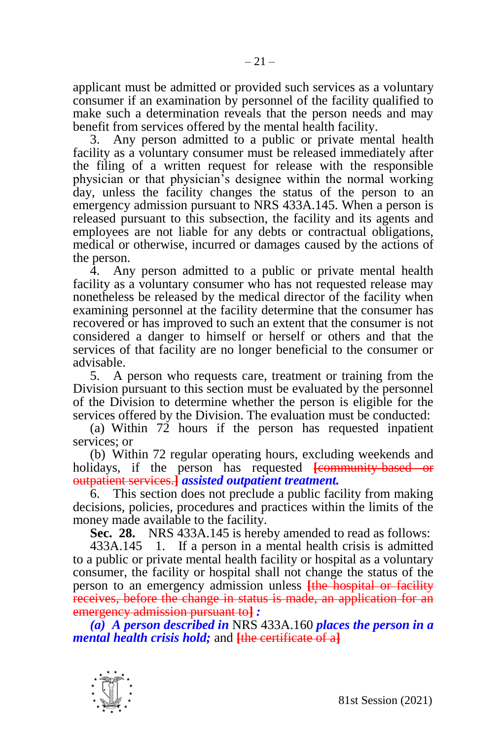applicant must be admitted or provided such services as a voluntary consumer if an examination by personnel of the facility qualified to make such a determination reveals that the person needs and may benefit from services offered by the mental health facility.

3. Any person admitted to a public or private mental health facility as a voluntary consumer must be released immediately after the filing of a written request for release with the responsible physician or that physician's designee within the normal working day, unless the facility changes the status of the person to an emergency admission pursuant to NRS 433A.145. When a person is released pursuant to this subsection, the facility and its agents and employees are not liable for any debts or contractual obligations, medical or otherwise, incurred or damages caused by the actions of the person.

4. Any person admitted to a public or private mental health facility as a voluntary consumer who has not requested release may nonetheless be released by the medical director of the facility when examining personnel at the facility determine that the consumer has recovered or has improved to such an extent that the consumer is not considered a danger to himself or herself or others and that the services of that facility are no longer beneficial to the consumer or advisable.

5. A person who requests care, treatment or training from the Division pursuant to this section must be evaluated by the personnel of the Division to determine whether the person is eligible for the services offered by the Division. The evaluation must be conducted:

(a) Within 72 hours if the person has requested inpatient services; or

(b) Within 72 regular operating hours, excluding weekends and holidays, if the person has requested ~~[community-based or outpatient services.]~~ ***assisted outpatient treatment.***

6. This section does not preclude a public facility from making decisions, policies, procedures and practices within the limits of the money made available to the facility.

**Sec. 28.** NRS 433A.145 is hereby amended to read as follows:

433A.145 1. If a person in a mental health crisis is admitted to a public or private mental health facility or hospital as a voluntary consumer, the facility or hospital shall not change the status of the person to an emergency admission unless ~~[the hospital or facility receives, before the change in status is made, an application for an emergency admission pursuant to]~~ ***:***

***(a) A person described in*** NRS 433A.160 ***places the person in a mental health crisis hold;*** and ~~[the certificate of a]~~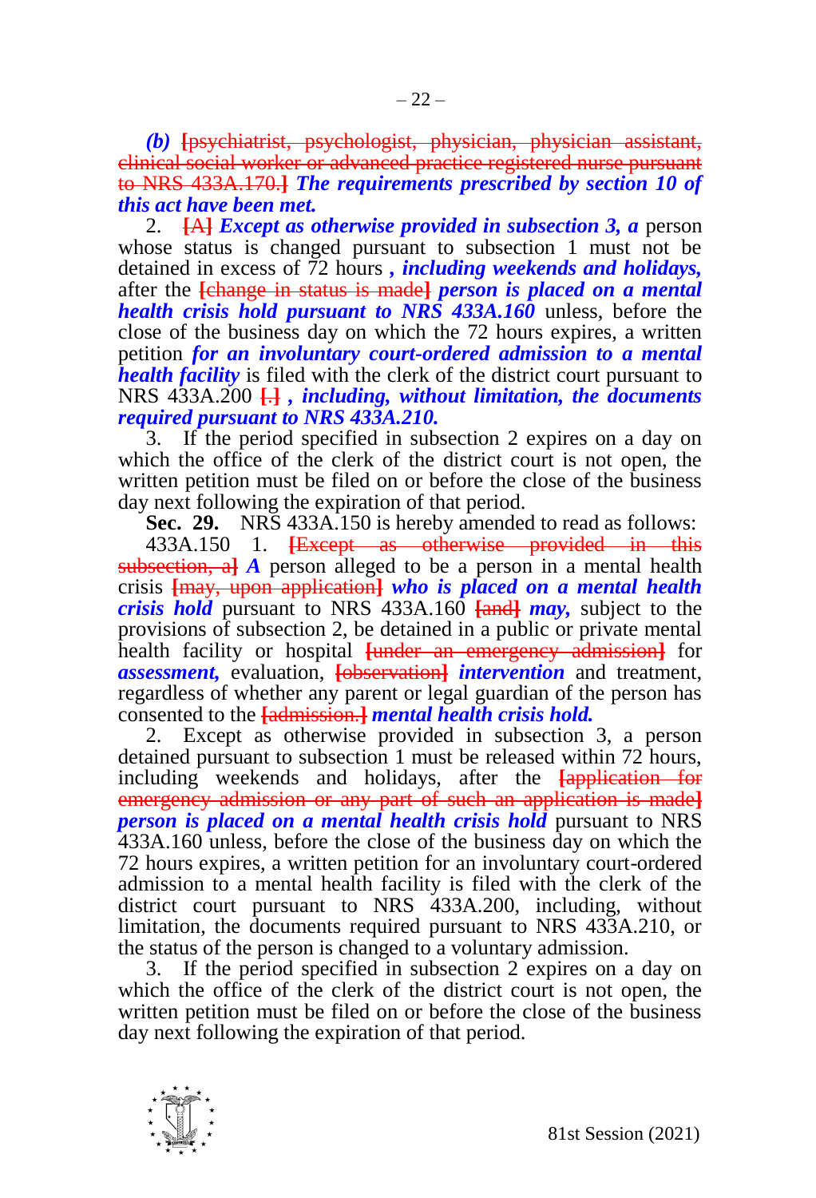*(b)* [psychiatrist, psychologist, physician, physician assistant, clinical social worker or advanced practice registered nurse pursuant to NRS 433A.170.] ***The requirements prescribed by section 10 of this act have been met.***

2. [A] ***Except as otherwise provided in subsection 3, a*** person whose status is changed pursuant to subsection 1 must not be detained in excess of 72 hours ***, including weekends and holidays,*** after the [change in status is made] ***person is placed on a mental health crisis hold pursuant to NRS 433A.160*** unless, before the close of the business day on which the 72 hours expires, a written petition ***for an involuntary court-ordered admission to a mental health facility*** is filed with the clerk of the district court pursuant to NRS 433A.200 [.] ***, including, without limitation, the documents required pursuant to NRS 433A.210.***

3. If the period specified in subsection 2 expires on a day on which the office of the clerk of the district court is not open, the written petition must be filed on or before the close of the business day next following the expiration of that period.

**Sec. 29.** NRS 433A.150 is hereby amended to read as follows:

433A.150 1. [Except as otherwise provided in this subsection, a] ***A*** person alleged to be a person in a mental health crisis [may, upon application] ***who is placed on a mental health crisis hold*** pursuant to NRS 433A.160 [and] ***may,*** subject to the provisions of subsection 2, be detained in a public or private mental health facility or hospital [under an emergency admission] for ***assessment,*** evaluation, [observation] ***intervention*** and treatment, regardless of whether any parent or legal guardian of the person has consented to the [admission.] ***mental health crisis hold.***

2. Except as otherwise provided in subsection 3, a person detained pursuant to subsection 1 must be released within 72 hours, including weekends and holidays, after the [application for emergency admission or any part of such an application is made] ***person is placed on a mental health crisis hold*** pursuant to NRS 433A.160 unless, before the close of the business day on which the 72 hours expires, a written petition for an involuntary court-ordered admission to a mental health facility is filed with the clerk of the district court pursuant to NRS 433A.200, including, without limitation, the documents required pursuant to NRS 433A.210, or the status of the person is changed to a voluntary admission.

3. If the period specified in subsection 2 expires on a day on which the office of the clerk of the district court is not open, the written petition must be filed on or before the close of the business day next following the expiration of that period.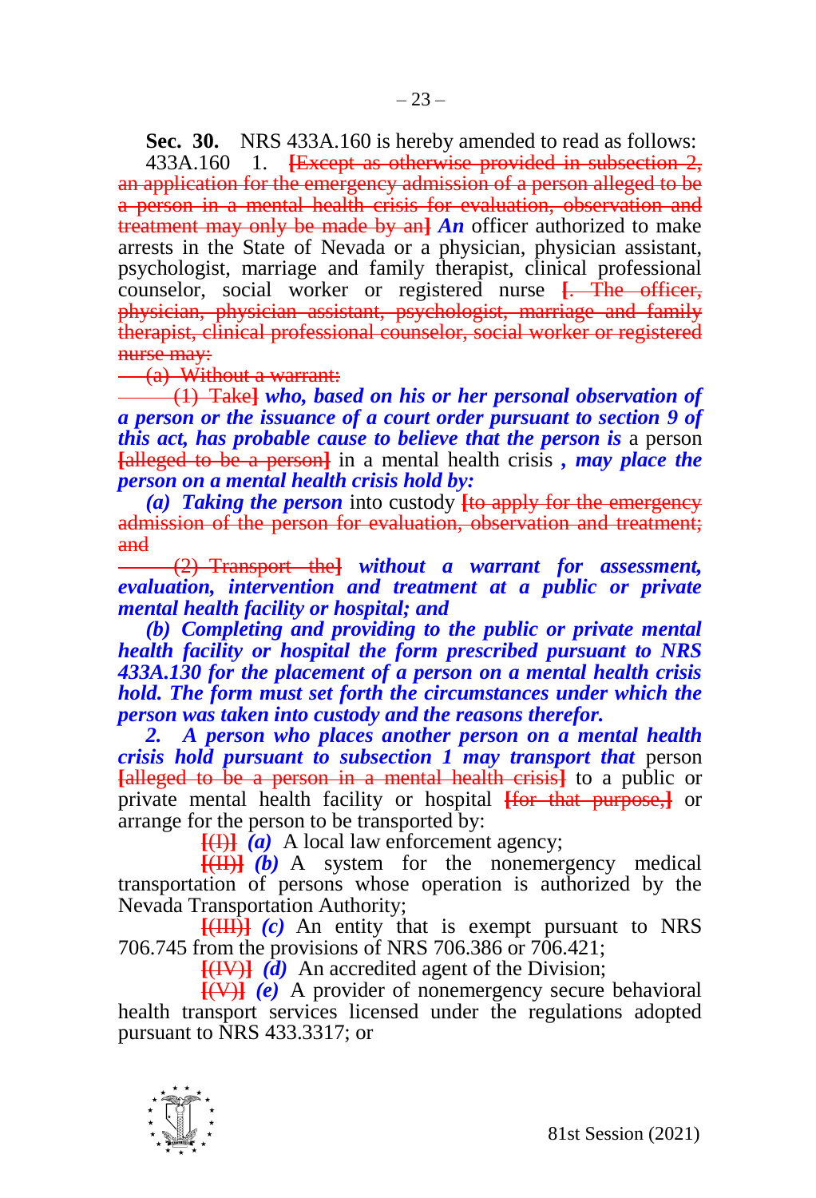**Sec. 30.** NRS 433A.160 is hereby amended to read as follows:

433A.160 1. ~~[Except as otherwise provided in subsection 2, an application for the emergency admission of a person alleged to be a person in a mental health crisis for evaluation, observation and treatment may only be made by an]~~ ***An*** officer authorized to make arrests in the State of Nevada or a physician, physician assistant, psychologist, marriage and family therapist, clinical professional counselor, social worker or registered nurse ~~[. The officer, physician, physician assistant, psychologist, marriage and family therapist, clinical professional counselor, social worker or registered nurse may:~~

~~(a) Without a warrant:~~

~~(1) Take]~~ ***who, based on his or her personal observation of a person or the issuance of a court order pursuant to section 9 of this act, has probable cause to believe that the person is*** a person ~~[alleged to be a person]~~ in a mental health crisis ***, may place the person on a mental health crisis hold by:***

***(a) Taking the person*** into custody ~~[to apply for the emergency admission of the person for evaluation, observation and treatment; and~~

~~(2) Transport the]~~ ***without a warrant for assessment, evaluation, intervention and treatment at a public or private mental health facility or hospital; and***

***(b) Completing and providing to the public or private mental health facility or hospital the form prescribed pursuant to NRS 433A.130 for the placement of a person on a mental health crisis hold. The form must set forth the circumstances under which the person was taken into custody and the reasons therefor.***

***2. A person who places another person on a mental health crisis hold pursuant to subsection 1 may transport that*** person ~~[alleged to be a person in a mental health crisis]~~ to a public or private mental health facility or hospital ~~[for that purpose,]~~ or arrange for the person to be transported by:

~~[(I)]~~ ***(a)*** A local law enforcement agency;

~~[(II)]~~ ***(b)*** A system for the nonemergency medical transportation of persons whose operation is authorized by the Nevada Transportation Authority;

~~[(III)]~~ ***(c)*** An entity that is exempt pursuant to NRS 706.745 from the provisions of NRS 706.386 or 706.421;

~~[(IV)]~~ ***(d)*** An accredited agent of the Division;

~~[(V)]~~ ***(e)*** A provider of nonemergency secure behavioral health transport services licensed under the regulations adopted pursuant to NRS 433.3317; or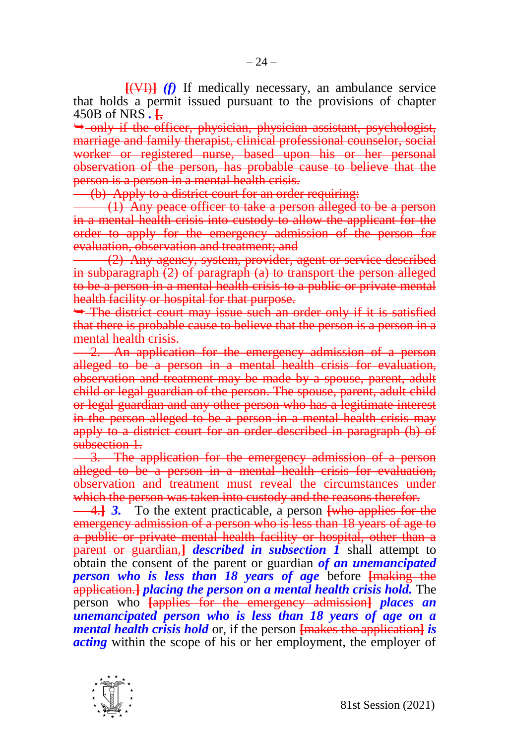**[(VI)]** ***(f)*** If medically necessary, an ambulance service that holds a permit issued pursuant to the provisions of chapter 450B of NRS ***.*** **[**,

~~➥ only if the officer, physician, physician assistant, psychologist, marriage and family therapist, clinical professional counselor, social worker or registered nurse, based upon his or her personal observation of the person, has probable cause to believe that the person is a person in a mental health crisis.~~

~~(b) Apply to a district court for an order requiring:~~

~~(1) Any peace officer to take a person alleged to be a person in a mental health crisis into custody to allow the applicant for the order to apply for the emergency admission of the person for evaluation, observation and treatment; and~~

~~(2) Any agency, system, provider, agent or service described in subparagraph (2) of paragraph (a) to transport the person alleged to be a person in a mental health crisis to a public or private mental health facility or hospital for that purpose.~~

~~➥ The district court may issue such an order only if it is satisfied that there is probable cause to believe that the person is a person in a mental health crisis.~~

~~2. An application for the emergency admission of a person alleged to be a person in a mental health crisis for evaluation, observation and treatment may be made by a spouse, parent, adult child or legal guardian of the person. The spouse, parent, adult child or legal guardian and any other person who has a legitimate interest in the person alleged to be a person in a mental health crisis may apply to a district court for an order described in paragraph (b) of subsection 1.~~

~~3. The application for the emergency admission of a person alleged to be a person in a mental health crisis for evaluation, observation and treatment must reveal the circumstances under which the person was taken into custody and the reasons therefor.~~

~~4.~~**]** ***3.*** To the extent practicable, a person **[**~~who applies for the emergency admission of a person who is less than 18 years of age to a public or private mental health facility or hospital, other than a parent or guardian,~~**]** ***described in subsection 1*** shall attempt to obtain the consent of the parent or guardian ***of an unemancipated person who is less than 18 years of age*** before **[**~~making the application.~~**]** ***placing the person on a mental health crisis hold.*** The person who **[**~~applies for the emergency admission~~**]** ***places an unemancipated person who is less than 18 years of age on a mental health crisis hold*** or, if the person **[**~~makes the application~~**]** ***is acting*** within the scope of his or her employment, the employer of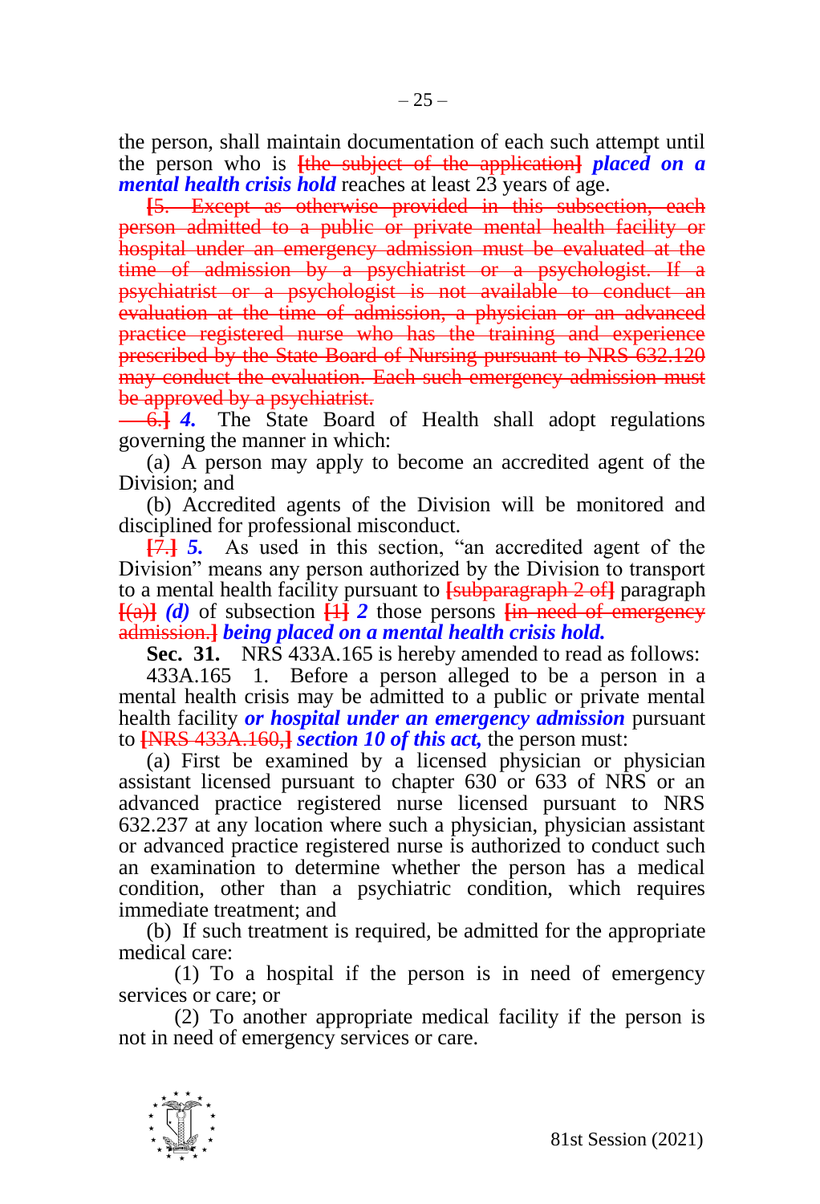the person, shall maintain documentation of each such attempt until the person who is [the subject of the application] ***placed on a mental health crisis hold*** reaches at least 23 years of age.

[5. Except as otherwise provided in this subsection, each person admitted to a public or private mental health facility or hospital under an emergency admission must be evaluated at the time of admission by a psychiatrist or a psychologist. If a psychiatrist or a psychologist is not available to conduct an evaluation at the time of admission, a physician or an advanced practice registered nurse who has the training and experience prescribed by the State Board of Nursing pursuant to NRS 632.120 may conduct the evaluation. Each such emergency admission must be approved by a psychiatrist.

6.] ***4.*** The State Board of Health shall adopt regulations governing the manner in which:

(a) A person may apply to become an accredited agent of the Division; and

(b) Accredited agents of the Division will be monitored and disciplined for professional misconduct.

[7.] ***5.*** As used in this section, "an accredited agent of the Division" means any person authorized by the Division to transport to a mental health facility pursuant to [subparagraph 2 of] paragraph [(a)] ***(d)*** of subsection [1] ***2*** those persons [in need of emergency admission.] ***being placed on a mental health crisis hold.***

**Sec. 31.** NRS 433A.165 is hereby amended to read as follows:

433A.165 1. Before a person alleged to be a person in a mental health crisis may be admitted to a public or private mental health facility ***or hospital under an emergency admission*** pursuant to [NRS 433A.160,] ***section 10 of this act,*** the person must:

(a) First be examined by a licensed physician or physician assistant licensed pursuant to chapter 630 or 633 of NRS or an advanced practice registered nurse licensed pursuant to NRS 632.237 at any location where such a physician, physician assistant or advanced practice registered nurse is authorized to conduct such an examination to determine whether the person has a medical condition, other than a psychiatric condition, which requires immediate treatment; and

(b) If such treatment is required, be admitted for the appropriate medical care:

(1) To a hospital if the person is in need of emergency services or care; or

(2) To another appropriate medical facility if the person is not in need of emergency services or care.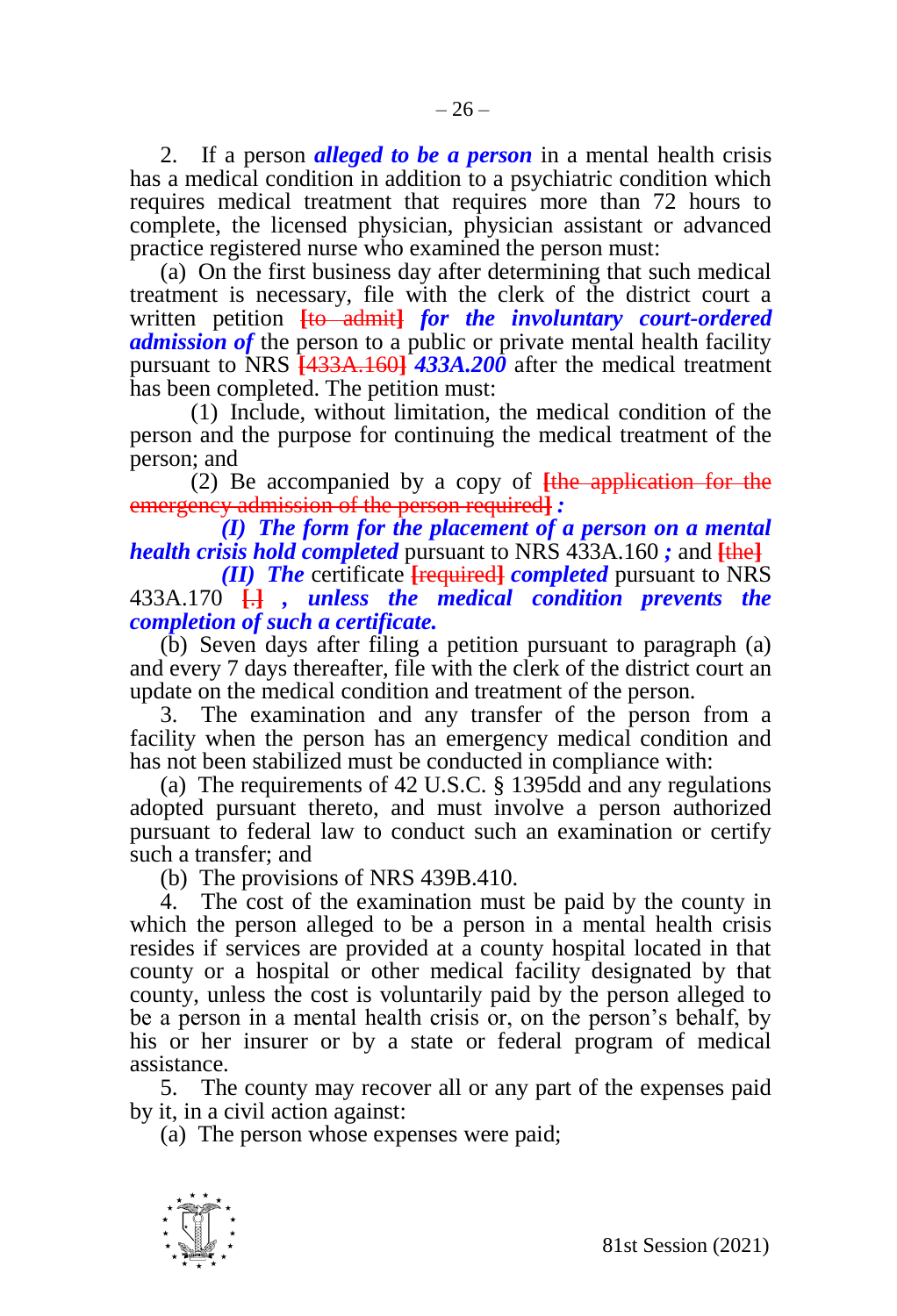2. If a person ***alleged to be a person*** in a mental health crisis has a medical condition in addition to a psychiatric condition which requires medical treatment that requires more than 72 hours to complete, the licensed physician, physician assistant or advanced practice registered nurse who examined the person must:

(a) On the first business day after determining that such medical treatment is necessary, file with the clerk of the district court a written petition ~~[to admit]~~ ***for the involuntary court-ordered admission of*** the person to a public or private mental health facility pursuant to NRS ~~[433A.160]~~ ***433A.200*** after the medical treatment has been completed. The petition must:

(1) Include, without limitation, the medical condition of the person and the purpose for continuing the medical treatment of the person; and

(2) Be accompanied by a copy of ~~[the application for the emergency admission of the person required]~~ ***:***

***(I) The form for the placement of a person on a mental health crisis hold completed*** pursuant to NRS 433A.160 ***;*** and ~~[the]~~

***(II) The*** certificate ~~[required]~~ ***completed*** pursuant to NRS 433A.170 ~~[.]~~ ***, unless the medical condition prevents the completion of such a certificate.***

(b) Seven days after filing a petition pursuant to paragraph (a) and every 7 days thereafter, file with the clerk of the district court an update on the medical condition and treatment of the person.

3. The examination and any transfer of the person from a facility when the person has an emergency medical condition and has not been stabilized must be conducted in compliance with:

(a) The requirements of 42 U.S.C. § 1395dd and any regulations adopted pursuant thereto, and must involve a person authorized pursuant to federal law to conduct such an examination or certify such a transfer; and

(b) The provisions of NRS 439B.410.

4. The cost of the examination must be paid by the county in which the person alleged to be a person in a mental health crisis resides if services are provided at a county hospital located in that county or a hospital or other medical facility designated by that county, unless the cost is voluntarily paid by the person alleged to be a person in a mental health crisis or, on the person's behalf, by his or her insurer or by a state or federal program of medical assistance.

5. The county may recover all or any part of the expenses paid by it, in a civil action against:

(a) The person whose expenses were paid;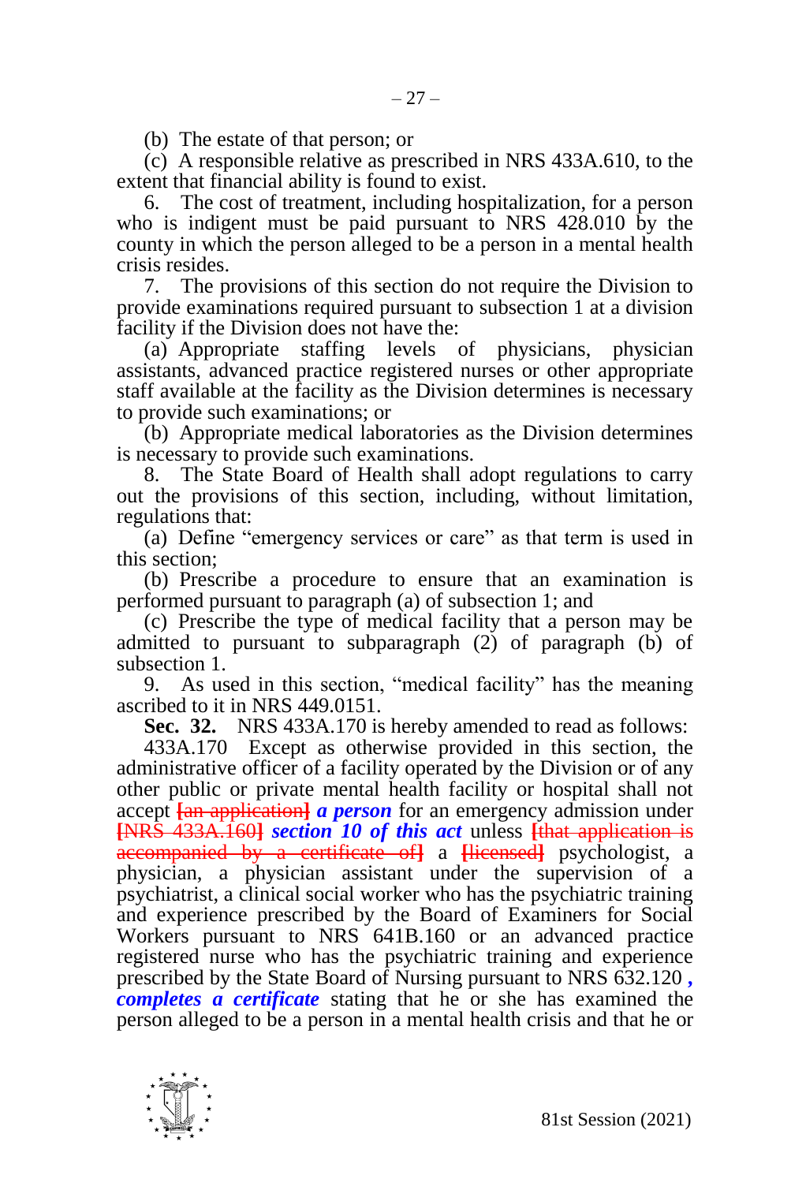(b) The estate of that person; or

(c) A responsible relative as prescribed in NRS 433A.610, to the extent that financial ability is found to exist.

6. The cost of treatment, including hospitalization, for a person who is indigent must be paid pursuant to NRS 428.010 by the county in which the person alleged to be a person in a mental health crisis resides.

7. The provisions of this section do not require the Division to provide examinations required pursuant to subsection 1 at a division facility if the Division does not have the:

(a) Appropriate staffing levels of physicians, physician assistants, advanced practice registered nurses or other appropriate staff available at the facility as the Division determines is necessary to provide such examinations; or

(b) Appropriate medical laboratories as the Division determines is necessary to provide such examinations.

8. The State Board of Health shall adopt regulations to carry out the provisions of this section, including, without limitation, regulations that:

(a) Define "emergency services or care" as that term is used in this section;

(b) Prescribe a procedure to ensure that an examination is performed pursuant to paragraph (a) of subsection 1; and

(c) Prescribe the type of medical facility that a person may be admitted to pursuant to subparagraph (2) of paragraph (b) of subsection 1.

9. As used in this section, "medical facility" has the meaning ascribed to it in NRS 449.0151.

**Sec. 32.** NRS 433A.170 is hereby amended to read as follows:

433A.170 Except as otherwise provided in this section, the administrative officer of a facility operated by the Division or of any other public or private mental health facility or hospital shall not accept [an application] ***a person*** for an emergency admission under [NRS 433A.160] ***section 10 of this act*** unless [that application is accompanied by a certificate of] a [licensed] psychologist, a physician, a physician assistant under the supervision of a psychiatrist, a clinical social worker who has the psychiatric training and experience prescribed by the Board of Examiners for Social Workers pursuant to NRS 641B.160 or an advanced practice registered nurse who has the psychiatric training and experience prescribed by the State Board of Nursing pursuant to NRS 632.120 ***, completes a certificate*** stating that he or she has examined the person alleged to be a person in a mental health crisis and that he or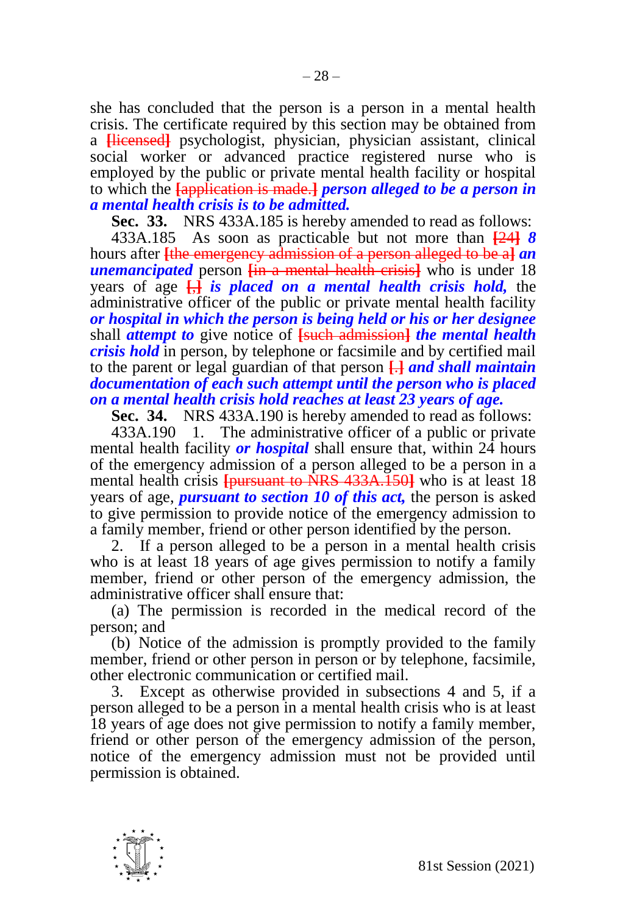she has concluded that the person is a person in a mental health crisis. The certificate required by this section may be obtained from a [licensed] psychologist, physician, physician assistant, clinical social worker or advanced practice registered nurse who is employed by the public or private mental health facility or hospital to which the [application is made.] ***person alleged to be a person in a mental health crisis is to be admitted.***

**Sec. 33.** NRS 433A.185 is hereby amended to read as follows:

433A.185 As soon as practicable but not more than [24] ***8*** hours after [the emergency admission of a person alleged to be a] ***an unemancipated*** person [in a mental health crisis] who is under 18 years of age [,] ***is placed on a mental health crisis hold,*** the administrative officer of the public or private mental health facility ***or hospital in which the person is being held or his or her designee*** shall ***attempt to*** give notice of [such admission] ***the mental health crisis hold*** in person, by telephone or facsimile and by certified mail to the parent or legal guardian of that person [.] ***and shall maintain documentation of each such attempt until the person who is placed on a mental health crisis hold reaches at least 23 years of age.***

**Sec. 34.** NRS 433A.190 is hereby amended to read as follows:

433A.190 1. The administrative officer of a public or private mental health facility ***or hospital*** shall ensure that, within 24 hours of the emergency admission of a person alleged to be a person in a mental health crisis [pursuant to NRS 433A.150] who is at least 18 years of age, ***pursuant to section 10 of this act,*** the person is asked to give permission to provide notice of the emergency admission to a family member, friend or other person identified by the person.

2. If a person alleged to be a person in a mental health crisis who is at least 18 years of age gives permission to notify a family member, friend or other person of the emergency admission, the administrative officer shall ensure that:

(a) The permission is recorded in the medical record of the person; and

(b) Notice of the admission is promptly provided to the family member, friend or other person in person or by telephone, facsimile, other electronic communication or certified mail.

3. Except as otherwise provided in subsections 4 and 5, if a person alleged to be a person in a mental health crisis who is at least 18 years of age does not give permission to notify a family member, friend or other person of the emergency admission of the person, notice of the emergency admission must not be provided until permission is obtained.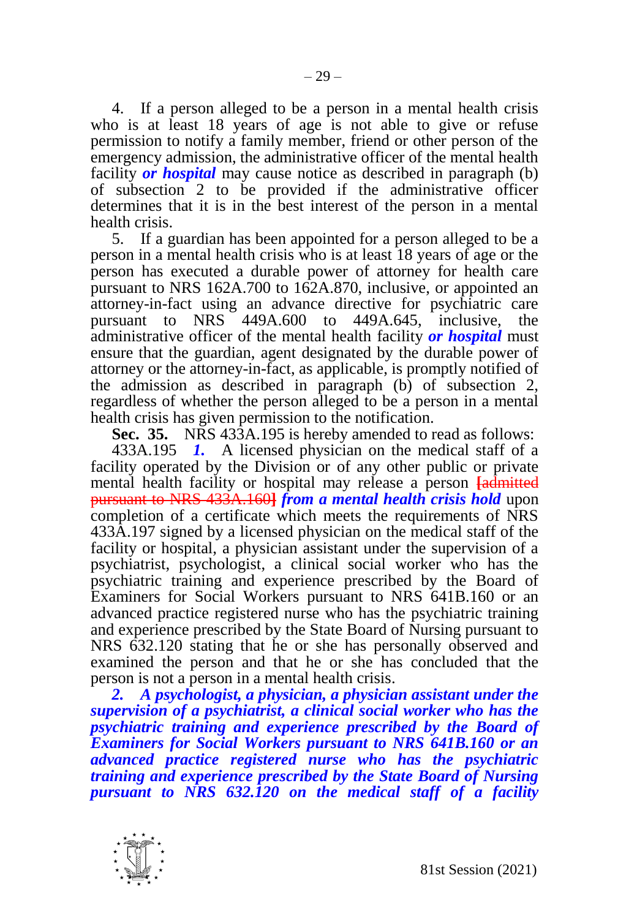4. If a person alleged to be a person in a mental health crisis who is at least 18 years of age is not able to give or refuse permission to notify a family member, friend or other person of the emergency admission, the administrative officer of the mental health facility ***or hospital*** may cause notice as described in paragraph (b) of subsection 2 to be provided if the administrative officer determines that it is in the best interest of the person in a mental health crisis.

5. If a guardian has been appointed for a person alleged to be a person in a mental health crisis who is at least 18 years of age or the person has executed a durable power of attorney for health care pursuant to NRS 162A.700 to 162A.870, inclusive, or appointed an attorney-in-fact using an advance directive for psychiatric care pursuant to NRS 449A.600 to 449A.645, inclusive, the administrative officer of the mental health facility ***or hospital*** must ensure that the guardian, agent designated by the durable power of attorney or the attorney-in-fact, as applicable, is promptly notified of the admission as described in paragraph (b) of subsection 2, regardless of whether the person alleged to be a person in a mental health crisis has given permission to the notification.

**Sec. 35.** NRS 433A.195 is hereby amended to read as follows:

433A.195 ***1.*** A licensed physician on the medical staff of a facility operated by the Division or of any other public or private mental health facility or hospital may release a person ~~[admitted pursuant to NRS 433A.160]~~ ***from a mental health crisis hold*** upon completion of a certificate which meets the requirements of NRS 433A.197 signed by a licensed physician on the medical staff of the facility or hospital, a physician assistant under the supervision of a psychiatrist, psychologist, a clinical social worker who has the psychiatric training and experience prescribed by the Board of Examiners for Social Workers pursuant to NRS 641B.160 or an advanced practice registered nurse who has the psychiatric training and experience prescribed by the State Board of Nursing pursuant to NRS 632.120 stating that he or she has personally observed and examined the person and that he or she has concluded that the person is not a person in a mental health crisis.

***2. A psychologist, a physician, a physician assistant under the supervision of a psychiatrist, a clinical social worker who has the psychiatric training and experience prescribed by the Board of Examiners for Social Workers pursuant to NRS 641B.160 or an advanced practice registered nurse who has the psychiatric training and experience prescribed by the State Board of Nursing pursuant to NRS 632.120 on the medical staff of a facility***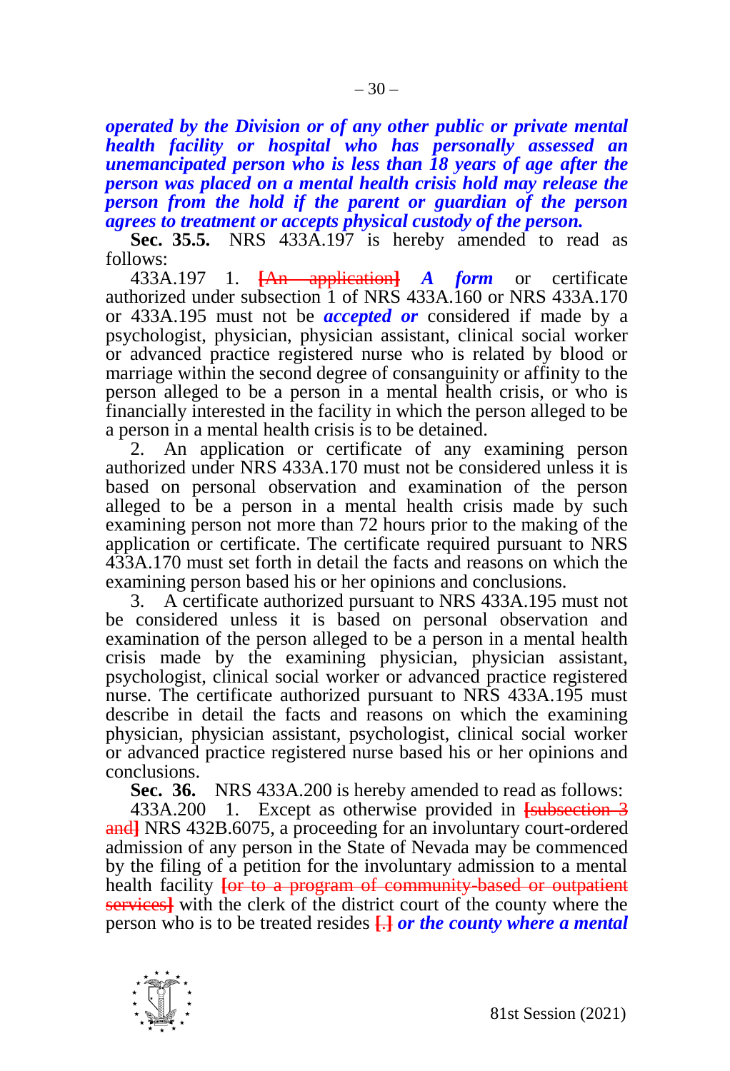***operated by the Division or of any other public or private mental health facility or hospital who has personally assessed an unemancipated person who is less than 18 years of age after the person was placed on a mental health crisis hold may release the person from the hold if the parent or guardian of the person agrees to treatment or accepts physical custody of the person.***

**Sec. 35.5.** NRS 433A.197 is hereby amended to read as follows:

433A.197 1. ~~[An application]~~ ***A form*** or certificate authorized under subsection 1 of NRS 433A.160 or NRS 433A.170 or 433A.195 must not be ***accepted or*** considered if made by a psychologist, physician, physician assistant, clinical social worker or advanced practice registered nurse who is related by blood or marriage within the second degree of consanguinity or affinity to the person alleged to be a person in a mental health crisis, or who is financially interested in the facility in which the person alleged to be a person in a mental health crisis is to be detained.

2. An application or certificate of any examining person authorized under NRS 433A.170 must not be considered unless it is based on personal observation and examination of the person alleged to be a person in a mental health crisis made by such examining person not more than 72 hours prior to the making of the application or certificate. The certificate required pursuant to NRS 433A.170 must set forth in detail the facts and reasons on which the examining person based his or her opinions and conclusions.

3. A certificate authorized pursuant to NRS 433A.195 must not be considered unless it is based on personal observation and examination of the person alleged to be a person in a mental health crisis made by the examining physician, physician assistant, psychologist, clinical social worker or advanced practice registered nurse. The certificate authorized pursuant to NRS 433A.195 must describe in detail the facts and reasons on which the examining physician, physician assistant, psychologist, clinical social worker or advanced practice registered nurse based his or her opinions and conclusions.

**Sec. 36.** NRS 433A.200 is hereby amended to read as follows:

433A.200 1. Except as otherwise provided in ~~[subsection 3 and]~~ NRS 432B.6075, a proceeding for an involuntary court-ordered admission of any person in the State of Nevada may be commenced by the filing of a petition for the involuntary admission to a mental health facility ~~[or to a program of community-based or outpatient services]~~ with the clerk of the district court of the county where the person who is to be treated resides ~~[.]~~ ***or the county where a mental***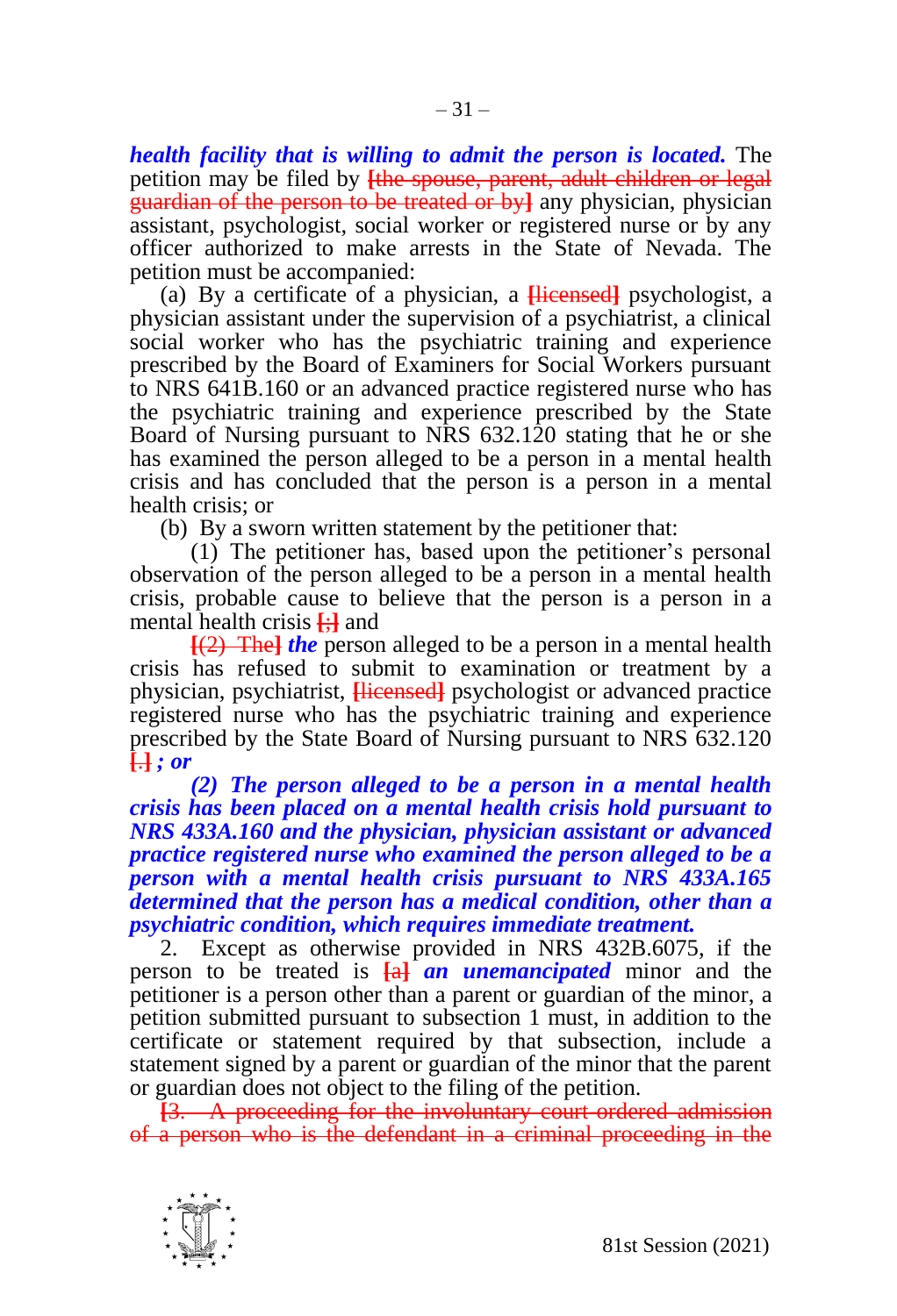***health facility that is willing to admit the person is located.*** The petition may be filed by [the spouse, parent, adult children or legal guardian of the person to be treated or by] any physician, physician assistant, psychologist, social worker or registered nurse or by any officer authorized to make arrests in the State of Nevada. The petition must be accompanied:

(a) By a certificate of a physician, a [licensed] psychologist, a physician assistant under the supervision of a psychiatrist, a clinical social worker who has the psychiatric training and experience prescribed by the Board of Examiners for Social Workers pursuant to NRS 641B.160 or an advanced practice registered nurse who has the psychiatric training and experience prescribed by the State Board of Nursing pursuant to NRS 632.120 stating that he or she has examined the person alleged to be a person in a mental health crisis and has concluded that the person is a person in a mental health crisis; or

(b) By a sworn written statement by the petitioner that:

(1) The petitioner has, based upon the petitioner's personal observation of the person alleged to be a person in a mental health crisis, probable cause to believe that the person is a person in a mental health crisis [;] and [(2) The] ***the*** person alleged to be a person in a mental health crisis has refused to submit to examination or treatment by a physician, psychiatrist, [licensed] psychologist or advanced practice registered nurse who has the psychiatric training and experience prescribed by the State Board of Nursing pursuant to NRS 632.120 [.] ***; or***

***(2) The person alleged to be a person in a mental health crisis has been placed on a mental health crisis hold pursuant to NRS 433A.160 and the physician, physician assistant or advanced practice registered nurse who examined the person alleged to be a person with a mental health crisis pursuant to NRS 433A.165 determined that the person has a medical condition, other than a psychiatric condition, which requires immediate treatment.***

2. Except as otherwise provided in NRS 432B.6075, if the person to be treated is [a] ***an unemancipated*** minor and the petitioner is a person other than a parent or guardian of the minor, a petition submitted pursuant to subsection 1 must, in addition to the certificate or statement required by that subsection, include a statement signed by a parent or guardian of the minor that the parent or guardian does not object to the filing of the petition.

[3. A proceeding for the involuntary court-ordered admission of a person who is the defendant in a criminal proceeding in the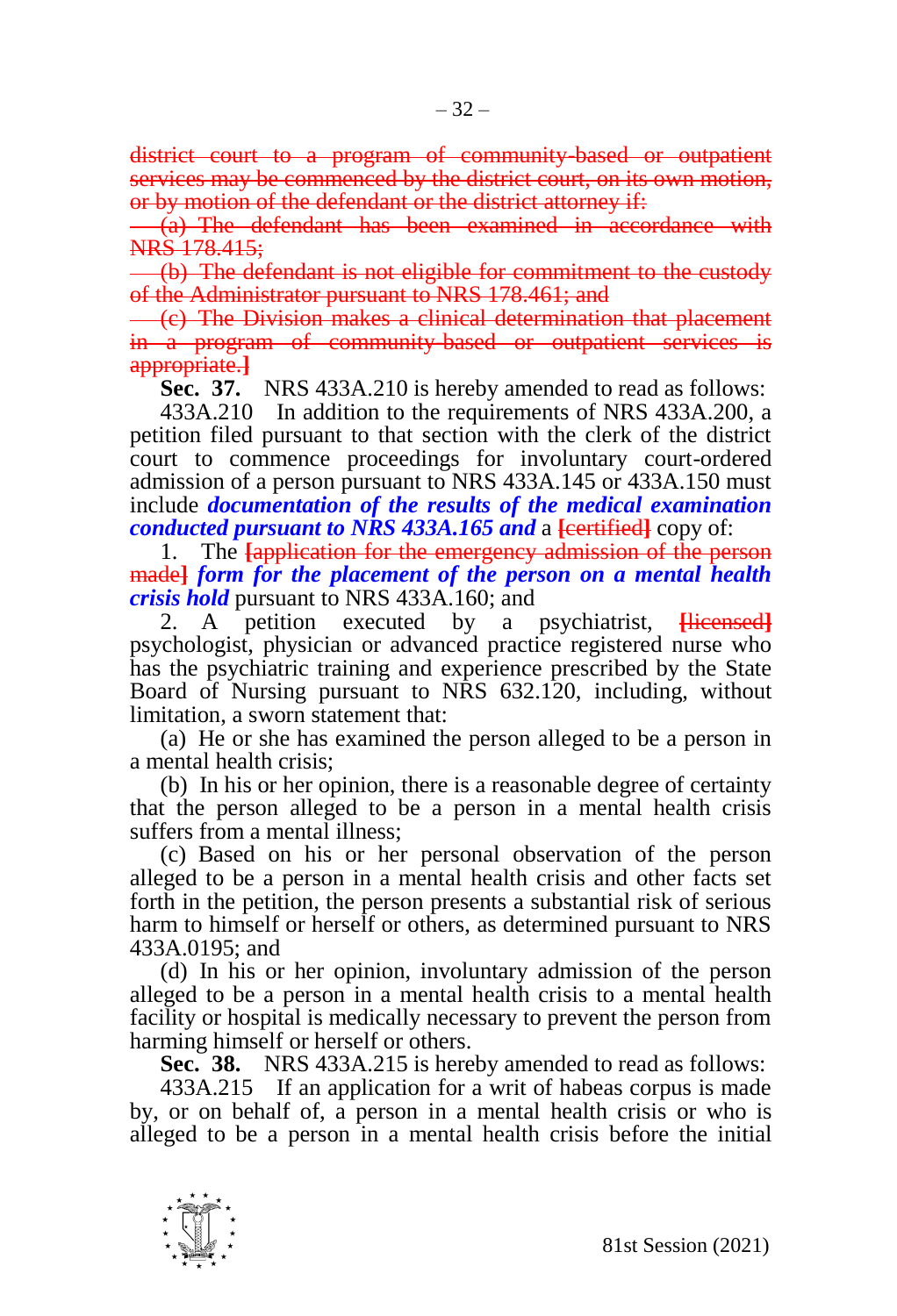~~district court to a program of community-based or outpatient services may be commenced by the district court, on its own motion, or by motion of the defendant or the district attorney if:~~

~~(a) The defendant has been examined in accordance with NRS 178.415;~~

~~(b) The defendant is not eligible for commitment to the custody of the Administrator pursuant to NRS 178.461; and~~

~~(c) The Division makes a clinical determination that placement in a program of community-based or outpatient services is appropriate.]~~

**Sec. 37.** NRS 433A.210 is hereby amended to read as follows:

433A.210 In addition to the requirements of NRS 433A.200, a petition filed pursuant to that section with the clerk of the district court to commence proceedings for involuntary court-ordered admission of a person pursuant to NRS 433A.145 or 433A.150 must include ***documentation of the results of the medical examination conducted pursuant to NRS 433A.165 and*** a **[~~certified~~]** copy of:

1. The **[~~application for the emergency admission of the person made~~]** ***form for the placement of the person on a mental health crisis hold*** pursuant to NRS 433A.160; and

2. A petition executed by a psychiatrist, **[~~licensed~~]** psychologist, physician or advanced practice registered nurse who has the psychiatric training and experience prescribed by the State Board of Nursing pursuant to NRS 632.120, including, without limitation, a sworn statement that:

(a) He or she has examined the person alleged to be a person in a mental health crisis;

(b) In his or her opinion, there is a reasonable degree of certainty that the person alleged to be a person in a mental health crisis suffers from a mental illness;

(c) Based on his or her personal observation of the person alleged to be a person in a mental health crisis and other facts set forth in the petition, the person presents a substantial risk of serious harm to himself or herself or others, as determined pursuant to NRS 433A.0195; and

(d) In his or her opinion, involuntary admission of the person alleged to be a person in a mental health crisis to a mental health facility or hospital is medically necessary to prevent the person from harming himself or herself or others.

**Sec. 38.** NRS 433A.215 is hereby amended to read as follows:

433A.215 If an application for a writ of habeas corpus is made by, or on behalf of, a person in a mental health crisis or who is alleged to be a person in a mental health crisis before the initial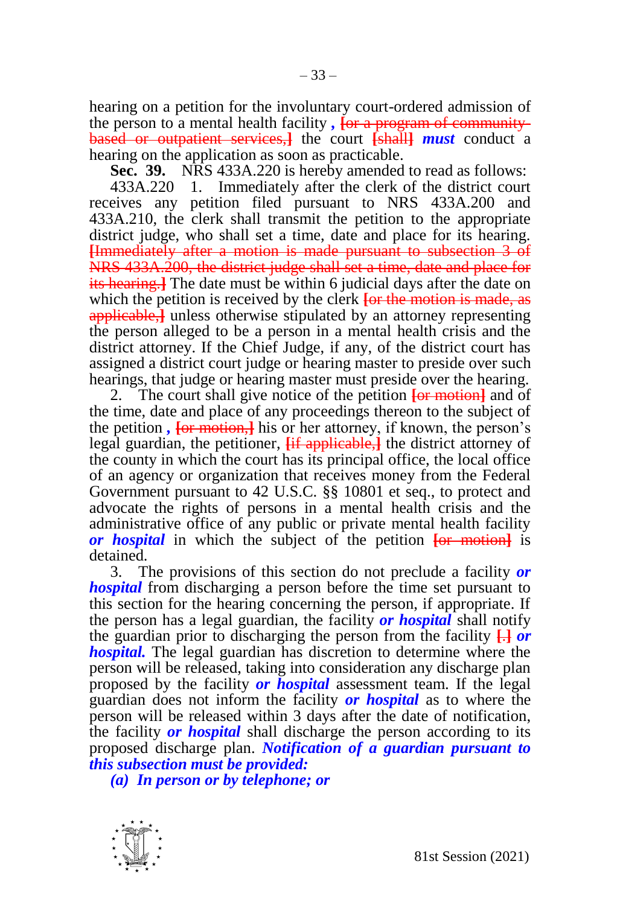hearing on a petition for the involuntary court-ordered admission of the person to a mental health facility *__,__* ~~[or a program of community-based or outpatient services,]~~ the court ~~[shall]~~ ***must*** conduct a hearing on the application as soon as practicable.

**Sec. 39.** NRS 433A.220 is hereby amended to read as follows:

433A.220 1. Immediately after the clerk of the district court receives any petition filed pursuant to NRS 433A.200 and 433A.210, the clerk shall transmit the petition to the appropriate district judge, who shall set a time, date and place for its hearing. ~~[Immediately after a motion is made pursuant to subsection 3 of NRS 433A.200, the district judge shall set a time, date and place for its hearing.]~~ The date must be within 6 judicial days after the date on which the petition is received by the clerk ~~[or the motion is made, as applicable,]~~ unless otherwise stipulated by an attorney representing the person alleged to be a person in a mental health crisis and the district attorney. If the Chief Judge, if any, of the district court has assigned a district court judge or hearing master to preside over such hearings, that judge or hearing master must preside over the hearing.

2. The court shall give notice of the petition ~~[or motion]~~ and of the time, date and place of any proceedings thereon to the subject of the petition *__,__* ~~[or motion,]~~ his or her attorney, if known, the person's legal guardian, the petitioner, ~~[if applicable,]~~ the district attorney of the county in which the court has its principal office, the local office of an agency or organization that receives money from the Federal Government pursuant to 42 U.S.C. §§ 10801 et seq., to protect and advocate the rights of persons in a mental health crisis and the administrative office of any public or private mental health facility ***or hospital*** in which the subject of the petition ~~[or motion]~~ is detained.

3. The provisions of this section do not preclude a facility ***or hospital*** from discharging a person before the time set pursuant to this section for the hearing concerning the person, if appropriate. If the person has a legal guardian, the facility ***or hospital*** shall notify the guardian prior to discharging the person from the facility ~~[.]~~ ***or hospital.*** The legal guardian has discretion to determine where the person will be released, taking into consideration any discharge plan proposed by the facility ***or hospital*** assessment team. If the legal guardian does not inform the facility ***or hospital*** as to where the person will be released within 3 days after the date of notification, the facility ***or hospital*** shall discharge the person according to its proposed discharge plan. ***Notification of a guardian pursuant to this subsection must be provided:***

***(a) In person or by telephone; or***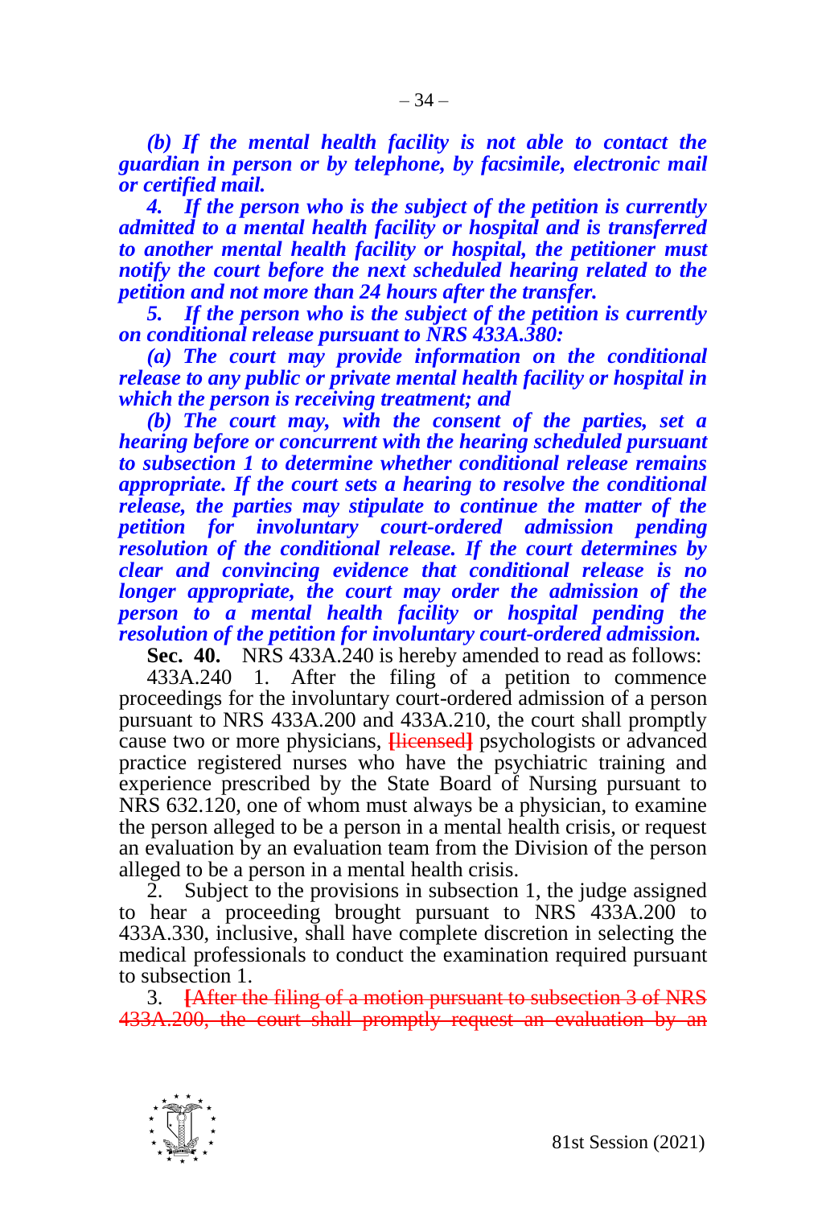***(b) If the mental health facility is not able to contact the guardian in person or by telephone, by facsimile, electronic mail or certified mail.***

***4. If the person who is the subject of the petition is currently admitted to a mental health facility or hospital and is transferred to another mental health facility or hospital, the petitioner must notify the court before the next scheduled hearing related to the petition and not more than 24 hours after the transfer.***

***5. If the person who is the subject of the petition is currently on conditional release pursuant to NRS 433A.380:***

***(a) The court may provide information on the conditional release to any public or private mental health facility or hospital in which the person is receiving treatment; and***

***(b) The court may, with the consent of the parties, set a hearing before or concurrent with the hearing scheduled pursuant to subsection 1 to determine whether conditional release remains appropriate. If the court sets a hearing to resolve the conditional release, the parties may stipulate to continue the matter of the petition for involuntary court-ordered admission pending resolution of the conditional release. If the court determines by clear and convincing evidence that conditional release is no longer appropriate, the court may order the admission of the person to a mental health facility or hospital pending the resolution of the petition for involuntary court-ordered admission.***

**Sec. 40.** NRS 433A.240 is hereby amended to read as follows:

433A.240 1. After the filing of a petition to commence proceedings for the involuntary court-ordered admission of a person pursuant to NRS 433A.200 and 433A.210, the court shall promptly cause two or more physicians, [licensed] psychologists or advanced practice registered nurses who have the psychiatric training and experience prescribed by the State Board of Nursing pursuant to NRS 632.120, one of whom must always be a physician, to examine the person alleged to be a person in a mental health crisis, or request an evaluation by an evaluation team from the Division of the person alleged to be a person in a mental health crisis.

2. Subject to the provisions in subsection 1, the judge assigned to hear a proceeding brought pursuant to NRS 433A.200 to 433A.330, inclusive, shall have complete discretion in selecting the medical professionals to conduct the examination required pursuant to subsection 1.

3. [After the filing of a motion pursuant to subsection 3 of NRS 433A.200, the court shall promptly request an evaluation by an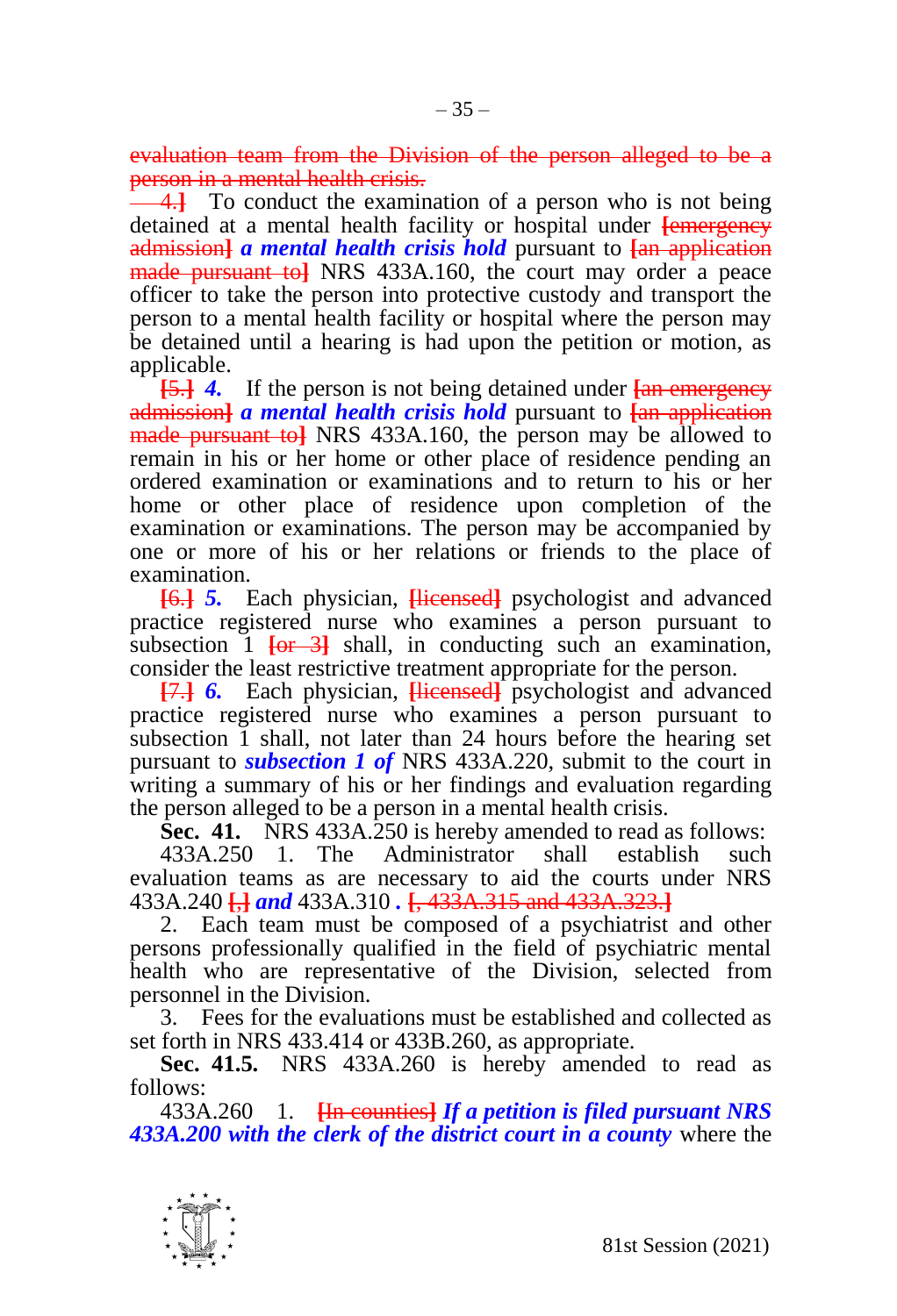~~evaluation team from the Division of the person alleged to be a person in a mental health crisis.~~

~~4.]~~ To conduct the examination of a person who is not being detained at a mental health facility or hospital under ~~[emergency admission]~~ ***a mental health crisis hold*** pursuant to ~~[an application made pursuant to]~~ NRS 433A.160, the court may order a peace officer to take the person into protective custody and transport the person to a mental health facility or hospital where the person may be detained until a hearing is had upon the petition or motion, as applicable.

~~[5.]~~ ***4.*** If the person is not being detained under ~~[an emergency admission]~~ ***a mental health crisis hold*** pursuant to ~~[an application made pursuant to]~~ NRS 433A.160, the person may be allowed to remain in his or her home or other place of residence pending an ordered examination or examinations and to return to his or her home or other place of residence upon completion of the examination or examinations. The person may be accompanied by one or more of his or her relations or friends to the place of examination.

~~[6.]~~ ***5.*** Each physician, ~~[licensed]~~ psychologist and advanced practice registered nurse who examines a person pursuant to subsection 1 ~~[or 3]~~ shall, in conducting such an examination, consider the least restrictive treatment appropriate for the person.

~~[7.]~~ ***6.*** Each physician, ~~[licensed]~~ psychologist and advanced practice registered nurse who examines a person pursuant to subsection 1 shall, not later than 24 hours before the hearing set pursuant to ***subsection 1 of*** NRS 433A.220, submit to the court in writing a summary of his or her findings and evaluation regarding the person alleged to be a person in a mental health crisis.

**Sec. 41.** NRS 433A.250 is hereby amended to read as follows:

433A.250 1. The Administrator shall establish such evaluation teams as are necessary to aid the courts under NRS 433A.240 ~~[,]~~ ***and*** 433A.310 ***.*** ~~[, 433A.315 and 433A.323.]~~

2. Each team must be composed of a psychiatrist and other persons professionally qualified in the field of psychiatric mental health who are representative of the Division, selected from personnel in the Division.

3. Fees for the evaluations must be established and collected as set forth in NRS 433.414 or 433B.260, as appropriate.

**Sec. 41.5.** NRS 433A.260 is hereby amended to read as follows:

433A.260 1. ~~[In counties]~~ ***If a petition is filed pursuant NRS 433A.200 with the clerk of the district court in a county*** where the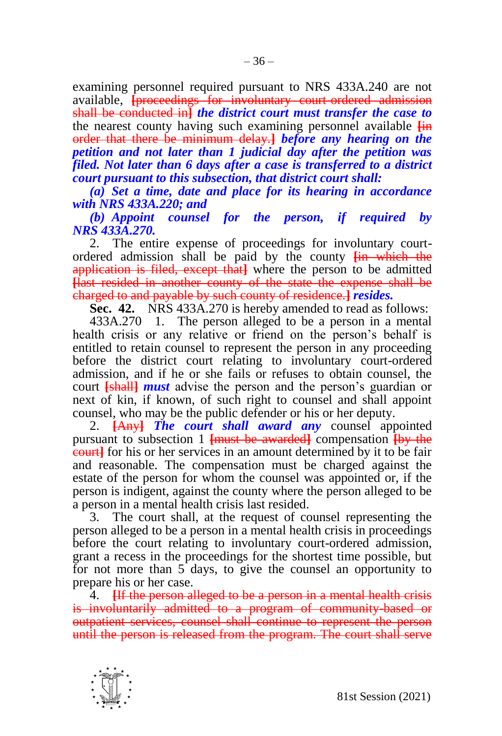examining personnel required pursuant to NRS 433A.240 are not available, [proceedings for involuntary court-ordered admission shall be conducted in] ***the district court must transfer the case to*** the nearest county having such examining personnel available [in order that there be minimum delay.] ***before any hearing on the petition and not later than 1 judicial day after the petition was filed. Not later than 6 days after a case is transferred to a district court pursuant to this subsection, that district court shall:***

***(a) Set a time, date and place for its hearing in accordance with NRS 433A.220; and***

***(b) Appoint counsel for the person, if required by NRS 433A.270.***

2. The entire expense of proceedings for involuntary court-ordered admission shall be paid by the county [in which the application is filed, except that] where the person to be admitted [last resided in another county of the state the expense shall be charged to and payable by such county of residence.] ***resides.***

**Sec. 42.** NRS 433A.270 is hereby amended to read as follows:

433A.270 1. The person alleged to be a person in a mental health crisis or any relative or friend on the person's behalf is entitled to retain counsel to represent the person in any proceeding before the district court relating to involuntary court-ordered admission, and if he or she fails or refuses to obtain counsel, the court [shall] ***must*** advise the person and the person's guardian or next of kin, if known, of such right to counsel and shall appoint counsel, who may be the public defender or his or her deputy.

2. [Any] ***The court shall award any*** counsel appointed pursuant to subsection 1 [must be awarded] compensation [by the court] for his or her services in an amount determined by it to be fair and reasonable. The compensation must be charged against the estate of the person for whom the counsel was appointed or, if the person is indigent, against the county where the person alleged to be a person in a mental health crisis last resided.

3. The court shall, at the request of counsel representing the person alleged to be a person in a mental health crisis in proceedings before the court relating to involuntary court-ordered admission, grant a recess in the proceedings for the shortest time possible, but for not more than 5 days, to give the counsel an opportunity to prepare his or her case.

4. [If the person alleged to be a person in a mental health crisis is involuntarily admitted to a program of community-based or outpatient services, counsel shall continue to represent the person until the person is released from the program. The court shall serve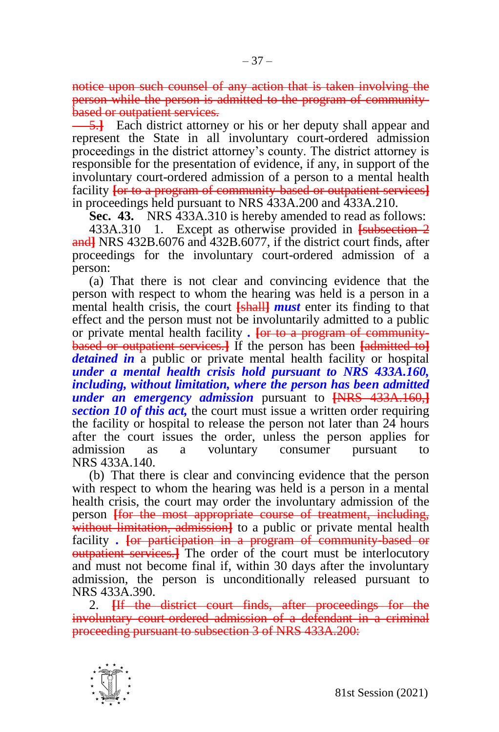notice upon such counsel of any action that is taken involving the person while the person is admitted to the program of community-based or outpatient services.

— 5.] Each district attorney or his or her deputy shall appear and represent the State in all involuntary court-ordered admission proceedings in the district attorney's county. The district attorney is responsible for the presentation of evidence, if any, in support of the involuntary court-ordered admission of a person to a mental health facility [or to a program of community-based or outpatient services] in proceedings held pursuant to NRS 433A.200 and 433A.210.

**Sec. 43.** NRS 433A.310 is hereby amended to read as follows:

433A.310 1. Except as otherwise provided in [subsection 2 and] NRS 432B.6076 and 432B.6077, if the district court finds, after proceedings for the involuntary court-ordered admission of a person:

(a) That there is not clear and convincing evidence that the person with respect to whom the hearing was held is a person in a mental health crisis, the court [shall] ***must*** enter its finding to that effect and the person must not be involuntarily admitted to a public or private mental health facility *.* [or to a program of community-based or outpatient services.] If the person has been [admitted to] ***detained in*** a public or private mental health facility or hospital ***under a mental health crisis hold pursuant to NRS 433A.160, including, without limitation, where the person has been admitted under an emergency admission*** pursuant to [NRS 433A.160,] ***section 10 of this act,*** the court must issue a written order requiring the facility or hospital to release the person not later than 24 hours after the court issues the order, unless the person applies for admission as a voluntary consumer pursuant to NRS 433A.140.

(b) That there is clear and convincing evidence that the person with respect to whom the hearing was held is a person in a mental health crisis, the court may order the involuntary admission of the person [for the most appropriate course of treatment, including, without limitation, admission] to a public or private mental health facility *.* [or participation in a program of community-based or outpatient services.] The order of the court must be interlocutory and must not become final if, within 30 days after the involuntary admission, the person is unconditionally released pursuant to NRS 433A.390.

2. [If the district court finds, after proceedings for the involuntary court-ordered admission of a defendant in a criminal proceeding pursuant to subsection 3 of NRS 433A.200: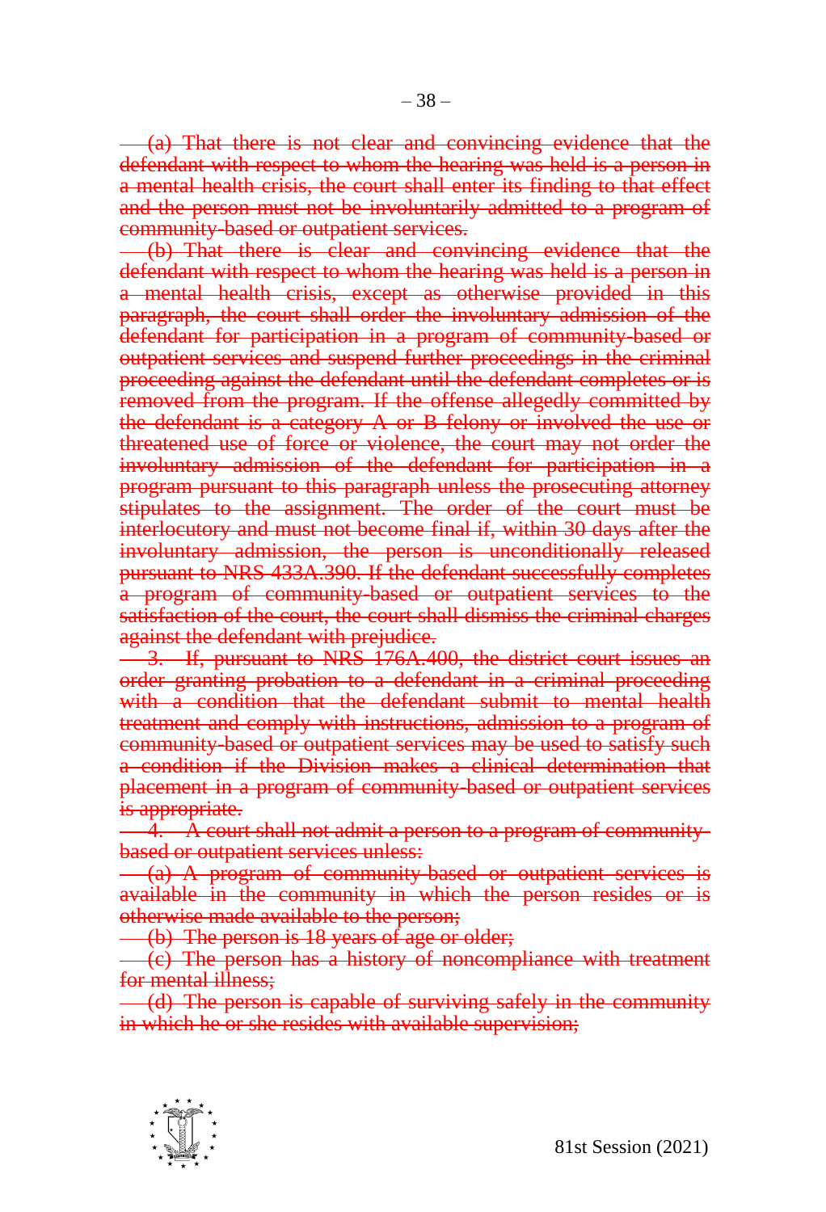~~(a) That there is not clear and convincing evidence that the defendant with respect to whom the hearing was held is a person in a mental health crisis, the court shall enter its finding to that effect and the person must not be involuntarily admitted to a program of community-based or outpatient services.~~

~~(b) That there is clear and convincing evidence that the defendant with respect to whom the hearing was held is a person in a mental health crisis, except as otherwise provided in this paragraph, the court shall order the involuntary admission of the defendant for participation in a program of community-based or outpatient services and suspend further proceedings in the criminal proceeding against the defendant until the defendant completes or is removed from the program. If the offense allegedly committed by the defendant is a category A or B felony or involved the use or threatened use of force or violence, the court may not order the involuntary admission of the defendant for participation in a program pursuant to this paragraph unless the prosecuting attorney stipulates to the assignment. The order of the court must be interlocutory and must not become final if, within 30 days after the involuntary admission, the person is unconditionally released pursuant to NRS 433A.390. If the defendant successfully completes a program of community-based or outpatient services to the satisfaction of the court, the court shall dismiss the criminal charges against the defendant with prejudice.~~

~~3. If, pursuant to NRS 176A.400, the district court issues an order granting probation to a defendant in a criminal proceeding with a condition that the defendant submit to mental health treatment and comply with instructions, admission to a program of community-based or outpatient services may be used to satisfy such a condition if the Division makes a clinical determination that placement in a program of community-based or outpatient services is appropriate.~~

~~4. A court shall not admit a person to a program of community-based or outpatient services unless:~~

~~(a) A program of community-based or outpatient services is available in the community in which the person resides or is otherwise made available to the person;~~

~~(b) The person is 18 years of age or older;~~

~~(c) The person has a history of noncompliance with treatment for mental illness;~~

~~(d) The person is capable of surviving safely in the community in which he or she resides with available supervision;~~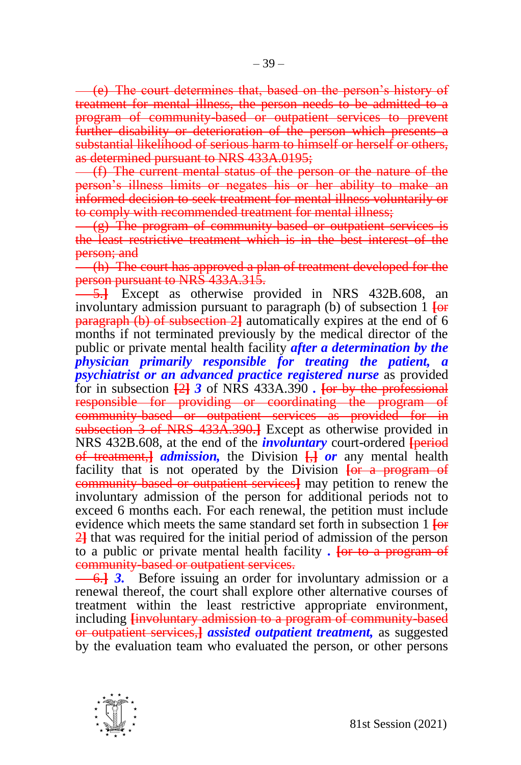~~(e) The court determines that, based on the person's history of treatment for mental illness, the person needs to be admitted to a program of community-based or outpatient services to prevent further disability or deterioration of the person which presents a substantial likelihood of serious harm to himself or herself or others, as determined pursuant to NRS 433A.0195;~~

~~(f) The current mental status of the person or the nature of the person's illness limits or negates his or her ability to make an informed decision to seek treatment for mental illness voluntarily or to comply with recommended treatment for mental illness;~~

~~(g) The program of community-based or outpatient services is the least restrictive treatment which is in the best interest of the person; and~~

~~(h) The court has approved a plan of treatment developed for the person pursuant to NRS 433A.315.~~

~~5.~~] Except as otherwise provided in NRS 432B.608, an involuntary admission pursuant to paragraph (b) of subsection 1 [~~or paragraph (b) of subsection 2~~] automatically expires at the end of 6 months if not terminated previously by the medical director of the public or private mental health facility ***after a determination by the physician primarily responsible for treating the patient, a psychiatrist or an advanced practice registered nurse*** as provided for in subsection [~~2~~] ***3*** of NRS 433A.390 ***.*** [~~or by the professional responsible for providing or coordinating the program of community-based or outpatient services as provided for in subsection 3 of NRS 433A.390.~~] Except as otherwise provided in NRS 432B.608, at the end of the ***involuntary*** court-ordered [~~period of treatment,~~] ***admission,*** the Division [~~,~~] ***or*** any mental health facility that is not operated by the Division [~~or a program of community-based or outpatient services~~] may petition to renew the involuntary admission of the person for additional periods not to exceed 6 months each. For each renewal, the petition must include evidence which meets the same standard set forth in subsection 1 [~~or 2~~] that was required for the initial period of admission of the person to a public or private mental health facility ***.*** [~~or to a program of community-based or outpatient services.~~

~~6.~~] ***3.*** Before issuing an order for involuntary admission or a renewal thereof, the court shall explore other alternative courses of treatment within the least restrictive appropriate environment, including [~~involuntary admission to a program of community-based or outpatient services,~~] ***assisted outpatient treatment,*** as suggested by the evaluation team who evaluated the person, or other persons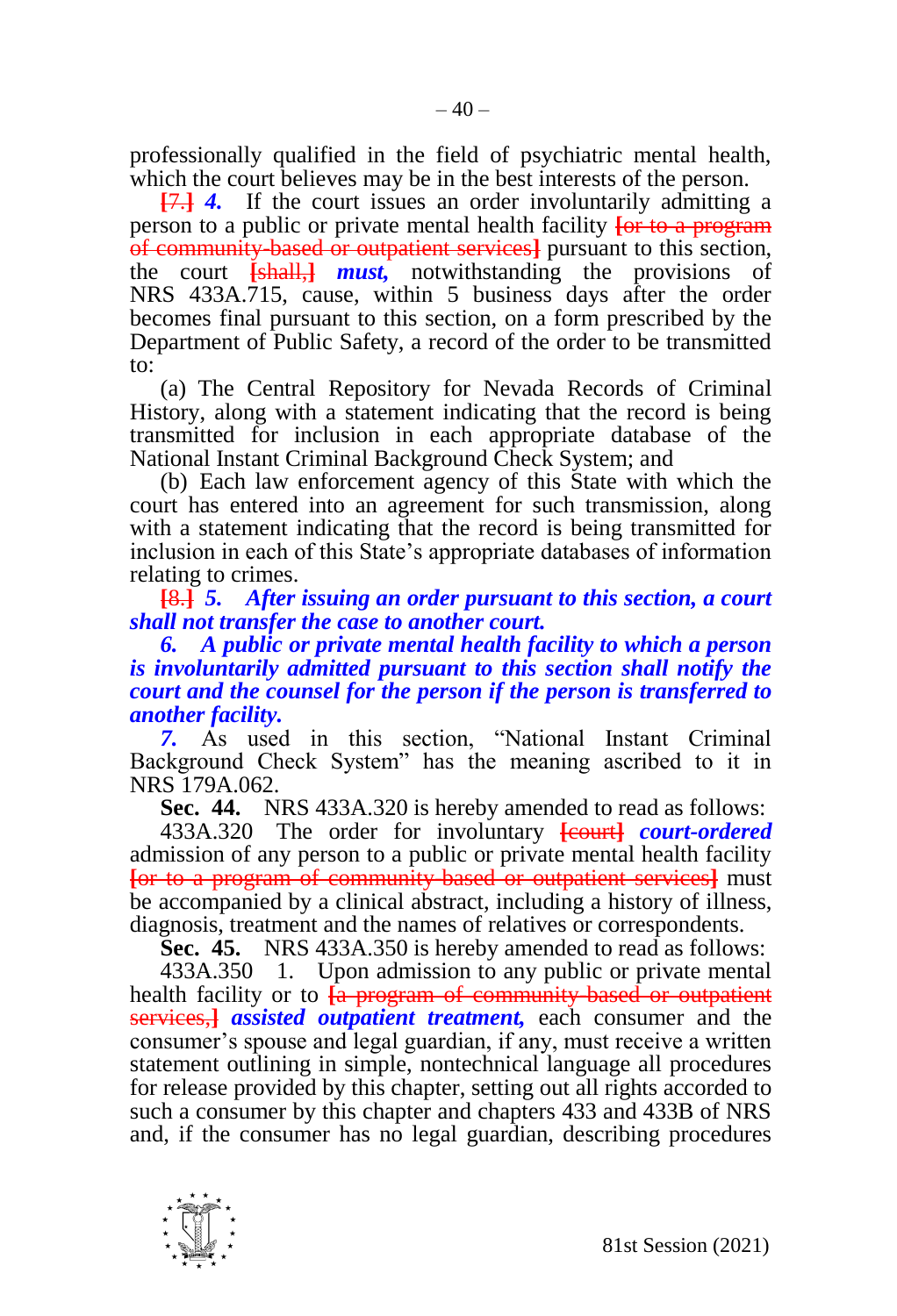professionally qualified in the field of psychiatric mental health, which the court believes may be in the best interests of the person.

~~[7.]~~ ***4.*** If the court issues an order involuntarily admitting a person to a public or private mental health facility ~~[or to a program of community-based or outpatient services]~~ pursuant to this section, the court ~~[shall,]~~ ***must,*** notwithstanding the provisions of NRS 433A.715, cause, within 5 business days after the order becomes final pursuant to this section, on a form prescribed by the Department of Public Safety, a record of the order to be transmitted to:

(a) The Central Repository for Nevada Records of Criminal History, along with a statement indicating that the record is being transmitted for inclusion in each appropriate database of the National Instant Criminal Background Check System; and

(b) Each law enforcement agency of this State with which the court has entered into an agreement for such transmission, along with a statement indicating that the record is being transmitted for inclusion in each of this State's appropriate databases of information relating to crimes.

~~[8.]~~ ***5. After issuing an order pursuant to this section, a court shall not transfer the case to another court.***

***6. A public or private mental health facility to which a person is involuntarily admitted pursuant to this section shall notify the court and the counsel for the person if the person is transferred to another facility.***

***7.*** As used in this section, "National Instant Criminal Background Check System" has the meaning ascribed to it in NRS 179A.062.

**Sec. 44.** NRS 433A.320 is hereby amended to read as follows:

433A.320 The order for involuntary ~~[court]~~ ***court-ordered*** admission of any person to a public or private mental health facility ~~[or to a program of community-based or outpatient services]~~ must be accompanied by a clinical abstract, including a history of illness, diagnosis, treatment and the names of relatives or correspondents.

**Sec. 45.** NRS 433A.350 is hereby amended to read as follows:

433A.350 1. Upon admission to any public or private mental health facility or to ~~[a program of community-based or outpatient services,]~~ ***assisted outpatient treatment,*** each consumer and the consumer's spouse and legal guardian, if any, must receive a written statement outlining in simple, nontechnical language all procedures for release provided by this chapter, setting out all rights accorded to such a consumer by this chapter and chapters 433 and 433B of NRS and, if the consumer has no legal guardian, describing procedures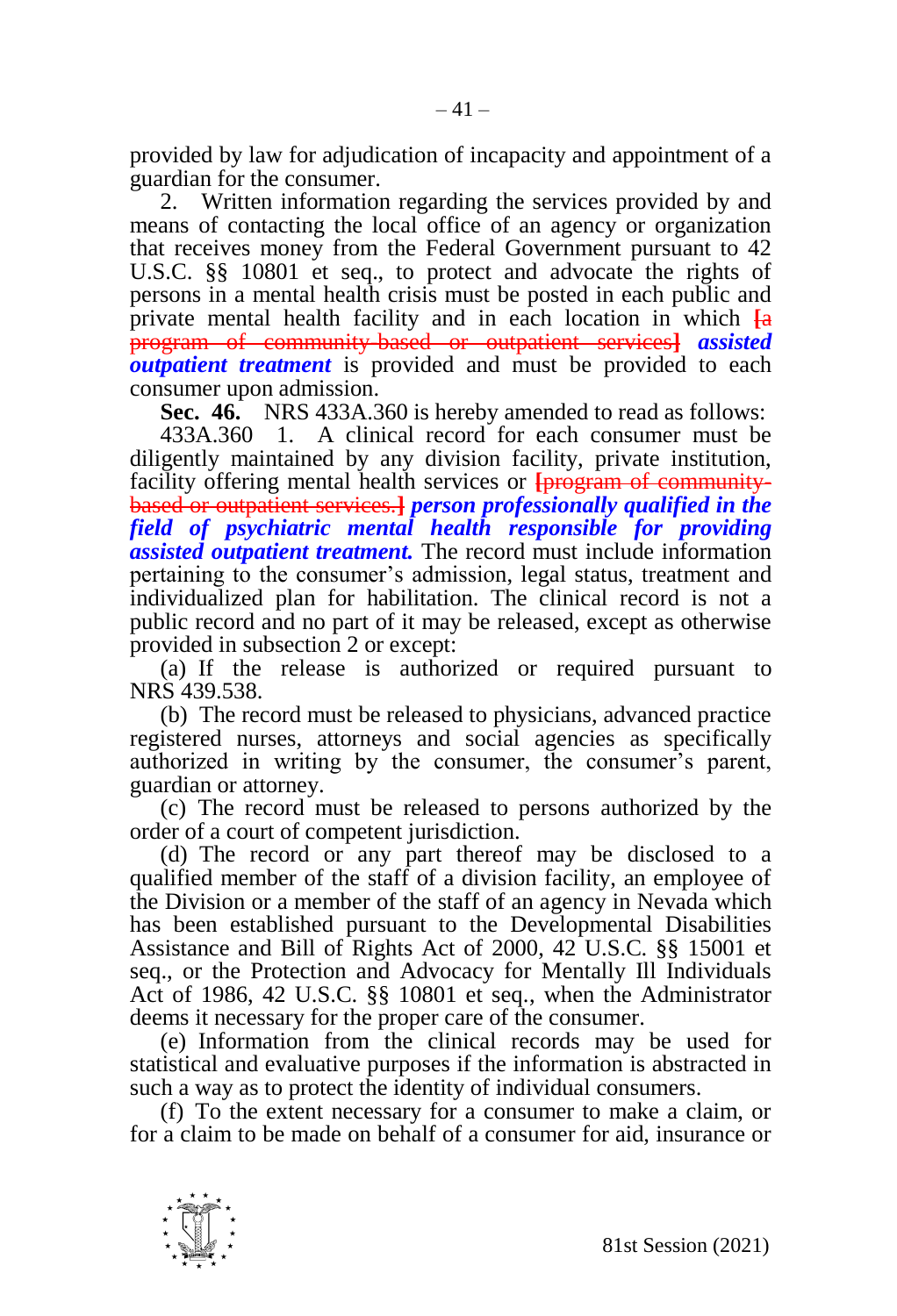provided by law for adjudication of incapacity and appointment of a guardian for the consumer.

2. Written information regarding the services provided by and means of contacting the local office of an agency or organization that receives money from the Federal Government pursuant to 42 U.S.C. §§ 10801 et seq., to protect and advocate the rights of persons in a mental health crisis must be posted in each public and private mental health facility and in each location in which [a program of community-based or outpatient services] ***assisted outpatient treatment*** is provided and must be provided to each consumer upon admission.

**Sec. 46.** NRS 433A.360 is hereby amended to read as follows:

433A.360 1. A clinical record for each consumer must be diligently maintained by any division facility, private institution, facility offering mental health services or [program of community-based or outpatient services.] ***person professionally qualified in the field of psychiatric mental health responsible for providing assisted outpatient treatment.*** The record must include information pertaining to the consumer's admission, legal status, treatment and individualized plan for habilitation. The clinical record is not a public record and no part of it may be released, except as otherwise provided in subsection 2 or except:

(a) If the release is authorized or required pursuant to NRS 439.538.

(b) The record must be released to physicians, advanced practice registered nurses, attorneys and social agencies as specifically authorized in writing by the consumer, the consumer's parent, guardian or attorney.

(c) The record must be released to persons authorized by the order of a court of competent jurisdiction.

(d) The record or any part thereof may be disclosed to a qualified member of the staff of a division facility, an employee of the Division or a member of the staff of an agency in Nevada which has been established pursuant to the Developmental Disabilities Assistance and Bill of Rights Act of 2000, 42 U.S.C. §§ 15001 et seq., or the Protection and Advocacy for Mentally Ill Individuals Act of 1986, 42 U.S.C. §§ 10801 et seq., when the Administrator deems it necessary for the proper care of the consumer.

(e) Information from the clinical records may be used for statistical and evaluative purposes if the information is abstracted in such a way as to protect the identity of individual consumers.

(f) To the extent necessary for a consumer to make a claim, or for a claim to be made on behalf of a consumer for aid, insurance or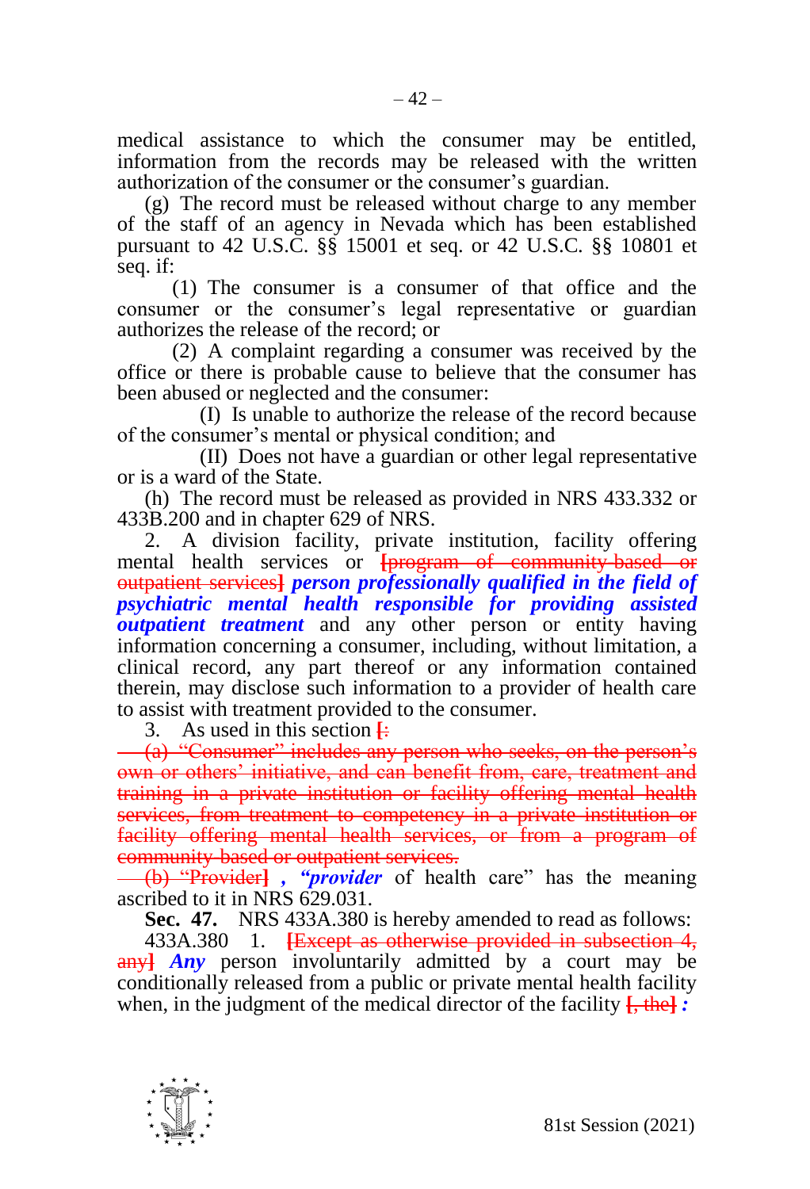medical assistance to which the consumer may be entitled, information from the records may be released with the written authorization of the consumer or the consumer's guardian.

(g) The record must be released without charge to any member of the staff of an agency in Nevada which has been established pursuant to 42 U.S.C. §§ 15001 et seq. or 42 U.S.C. §§ 10801 et seq. if:

(1) The consumer is a consumer of that office and the consumer or the consumer's legal representative or guardian authorizes the release of the record; or

(2) A complaint regarding a consumer was received by the office or there is probable cause to believe that the consumer has been abused or neglected and the consumer:

(I) Is unable to authorize the release of the record because of the consumer's mental or physical condition; and

(II) Does not have a guardian or other legal representative or is a ward of the State.

(h) The record must be released as provided in NRS 433.332 or 433B.200 and in chapter 629 of NRS.

2. A division facility, private institution, facility offering mental health services or ~~[program of community-based or outpatient services]~~ ***person professionally qualified in the field of psychiatric mental health responsible for providing assisted outpatient treatment*** and any other person or entity having information concerning a consumer, including, without limitation, a clinical record, any part thereof or any information contained therein, may disclose such information to a provider of health care to assist with treatment provided to the consumer.

3. As used in this section ~~[:~~

~~(a) "Consumer" includes any person who seeks, on the person's own or others' initiative, and can benefit from, care, treatment and training in a private institution or facility offering mental health services, from treatment to competency in a private institution or facility offering mental health services, or from a program of community-based or outpatient services.~~

~~(b) "Provider]~~ ***, "provider*** of health care" has the meaning ascribed to it in NRS 629.031.

**Sec. 47.** NRS 433A.380 is hereby amended to read as follows:

433A.380 1. ~~[Except as otherwise provided in subsection 4, any]~~ ***Any*** person involuntarily admitted by a court may be conditionally released from a public or private mental health facility when, in the judgment of the medical director of the facility ~~[, the]~~ ***:***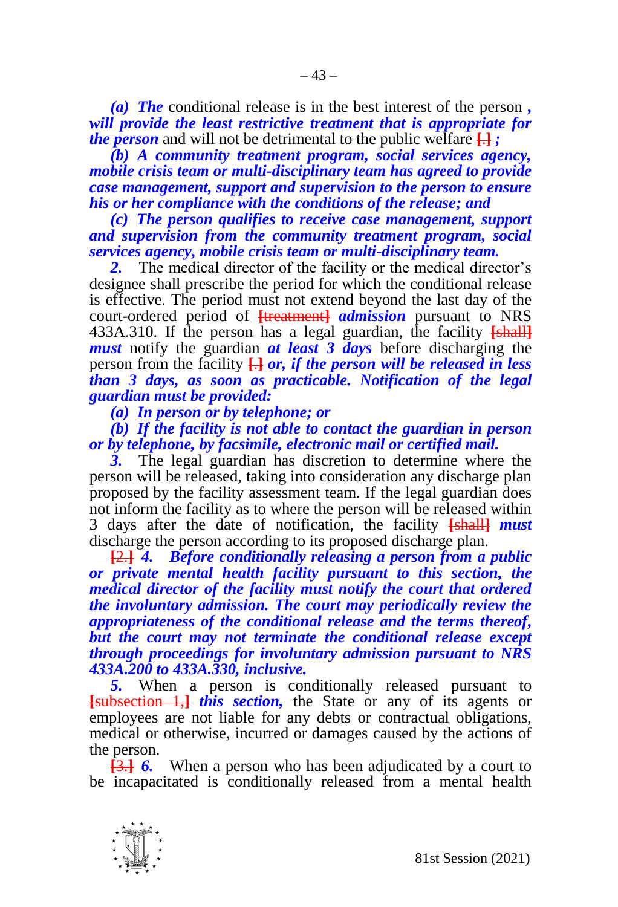*(a) The* conditional release is in the best interest of the person *, will provide the least restrictive treatment that is appropriate for the person* and will not be detrimental to the public welfare [.] *;*

*(b) A community treatment program, social services agency, mobile crisis team or multi-disciplinary team has agreed to provide case management, support and supervision to the person to ensure his or her compliance with the conditions of the release; and*

*(c) The person qualifies to receive case management, support and supervision from the community treatment program, social services agency, mobile crisis team or multi-disciplinary team.*

*2.* The medical director of the facility or the medical director's designee shall prescribe the period for which the conditional release is effective. The period must not extend beyond the last day of the court-ordered period of [treatment] *admission* pursuant to NRS 433A.310. If the person has a legal guardian, the facility [shall] *must* notify the guardian *at least 3 days* before discharging the person from the facility [.] *or, if the person will be released in less than 3 days, as soon as practicable. Notification of the legal guardian must be provided:*

*(a) In person or by telephone; or*

*(b) If the facility is not able to contact the guardian in person or by telephone, by facsimile, electronic mail or certified mail.*

*3.* The legal guardian has discretion to determine where the person will be released, taking into consideration any discharge plan proposed by the facility assessment team. If the legal guardian does not inform the facility as to where the person will be released within 3 days after the date of notification, the facility [shall] *must* discharge the person according to its proposed discharge plan.

[2.] *4. Before conditionally releasing a person from a public or private mental health facility pursuant to this section, the medical director of the facility must notify the court that ordered the involuntary admission. The court may periodically review the appropriateness of the conditional release and the terms thereof, but the court may not terminate the conditional release except through proceedings for involuntary admission pursuant to NRS 433A.200 to 433A.330, inclusive.*

*5.* When a person is conditionally released pursuant to [subsection 1,] *this section,* the State or any of its agents or employees are not liable for any debts or contractual obligations, medical or otherwise, incurred or damages caused by the actions of the person.

[3.] *6.* When a person who has been adjudicated by a court to be incapacitated is conditionally released from a mental health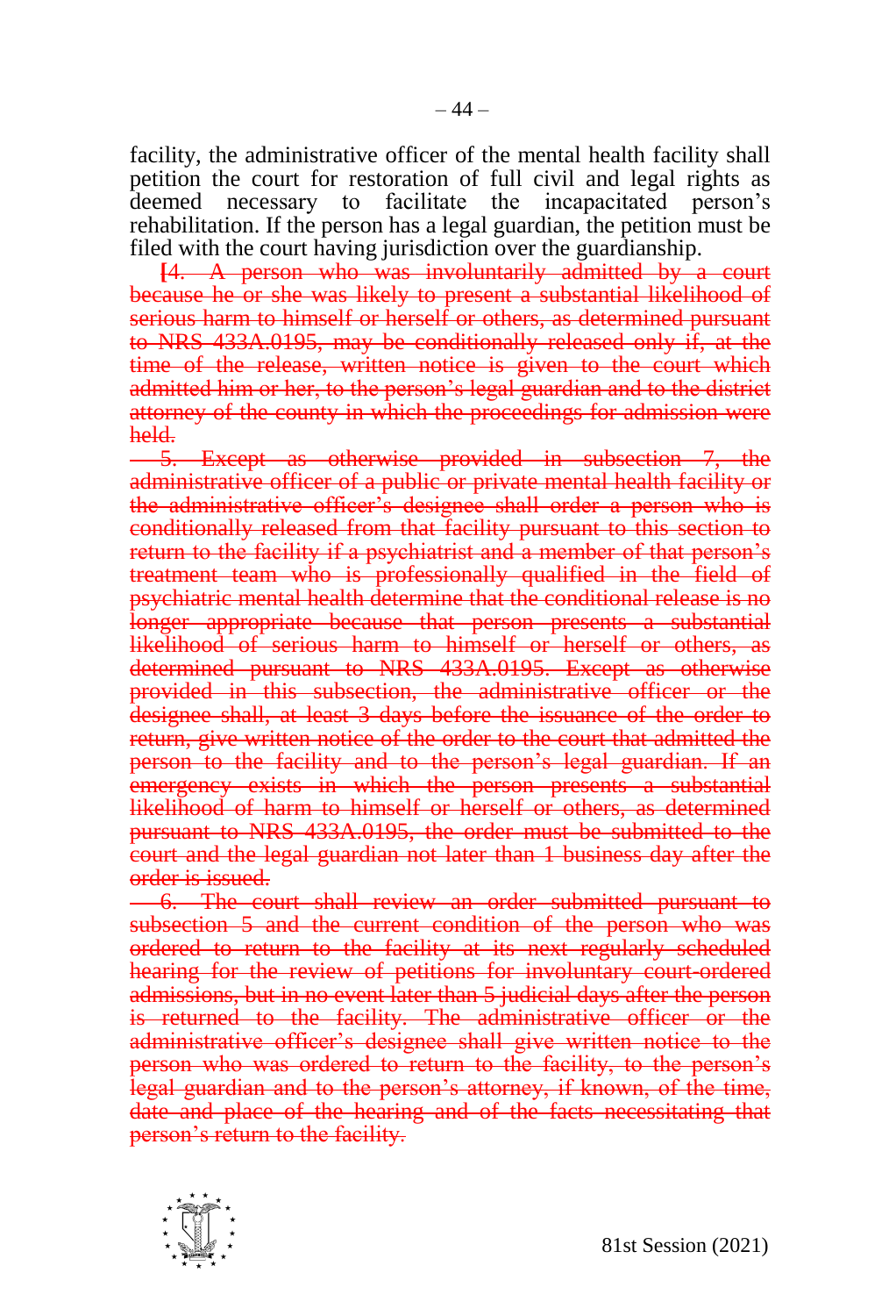facility, the administrative officer of the mental health facility shall petition the court for restoration of full civil and legal rights as deemed necessary to facilitate the incapacitated person's rehabilitation. If the person has a legal guardian, the petition must be filed with the court having jurisdiction over the guardianship.

~~[4. A person who was involuntarily admitted by a court because he or she was likely to present a substantial likelihood of serious harm to himself or herself or others, as determined pursuant to NRS 433A.0195, may be conditionally released only if, at the time of the release, written notice is given to the court which admitted him or her, to the person's legal guardian and to the district attorney of the county in which the proceedings for admission were held.~~

~~5. Except as otherwise provided in subsection 7, the administrative officer of a public or private mental health facility or the administrative officer's designee shall order a person who is conditionally released from that facility pursuant to this section to return to the facility if a psychiatrist and a member of that person's treatment team who is professionally qualified in the field of psychiatric mental health determine that the conditional release is no longer appropriate because that person presents a substantial likelihood of serious harm to himself or herself or others, as determined pursuant to NRS 433A.0195. Except as otherwise provided in this subsection, the administrative officer or the designee shall, at least 3 days before the issuance of the order to return, give written notice of the order to the court that admitted the person to the facility and to the person's legal guardian. If an emergency exists in which the person presents a substantial likelihood of harm to himself or herself or others, as determined pursuant to NRS 433A.0195, the order must be submitted to the court and the legal guardian not later than 1 business day after the order is issued.~~

~~6. The court shall review an order submitted pursuant to subsection 5 and the current condition of the person who was ordered to return to the facility at its next regularly scheduled hearing for the review of petitions for involuntary court-ordered admissions, but in no event later than 5 judicial days after the person is returned to the facility. The administrative officer or the administrative officer's designee shall give written notice to the person who was ordered to return to the facility, to the person's legal guardian and to the person's attorney, if known, of the time, date and place of the hearing and of the facts necessitating that person's return to the facility.~~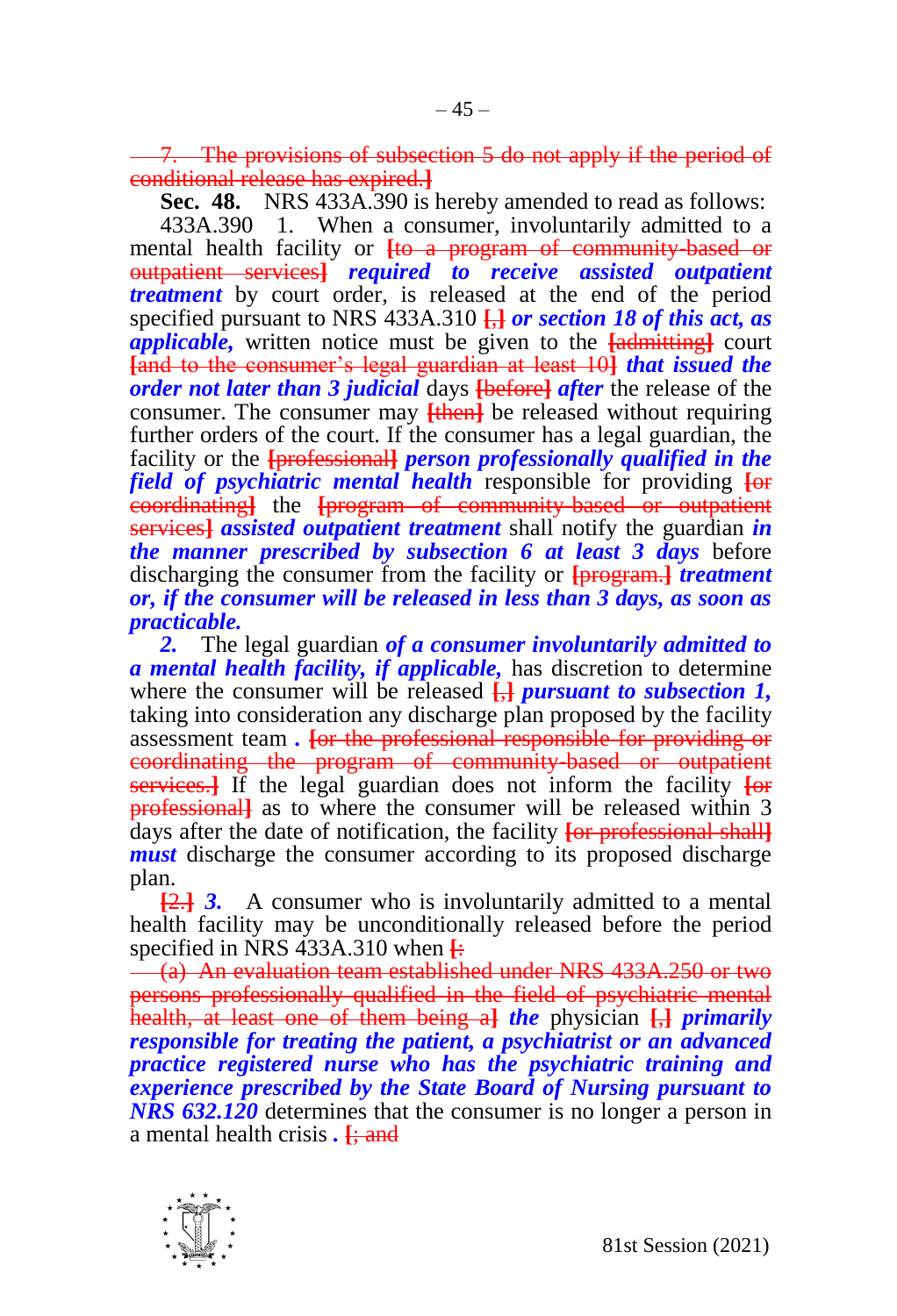~~7. The provisions of subsection 5 do not apply if the period of conditional release has expired.]~~

**Sec. 48.** NRS 433A.390 is hereby amended to read as follows:

433A.390 1. When a consumer, involuntarily admitted to a mental health facility or **[**~~to a program of community-based or outpatient services~~**]** ***required to receive assisted outpatient treatment*** by court order, is released at the end of the period specified pursuant to NRS 433A.310 **[**~~,~~**]** ***or section 18 of this act, as applicable,*** written notice must be given to the **[**~~admitting~~**]** court **[**~~and to the consumer's legal guardian at least 10~~**]** ***that issued the order not later than 3 judicial*** days **[**~~before~~**]** ***after*** the release of the consumer. The consumer may **[**~~then~~**]** be released without requiring further orders of the court. If the consumer has a legal guardian, the facility or the **[**~~professional~~**]** ***person professionally qualified in the field of psychiatric mental health*** responsible for providing **[**~~or coordinating~~**]** the **[**~~program of community-based or outpatient services~~**]** ***assisted outpatient treatment*** shall notify the guardian ***in the manner prescribed by subsection 6 at least 3 days*** before discharging the consumer from the facility or **[**~~program.~~**]** ***treatment or, if the consumer will be released in less than 3 days, as soon as practicable.***

***2.*** The legal guardian ***of a consumer involuntarily admitted to a mental health facility, if applicable,*** has discretion to determine where the consumer will be released **[**~~,~~**]** ***pursuant to subsection 1,*** taking into consideration any discharge plan proposed by the facility assessment team ***.*** **[**~~or the professional responsible for providing or coordinating the program of community-based or outpatient services.~~**]** If the legal guardian does not inform the facility **[**~~or professional~~**]** as to where the consumer will be released within 3 days after the date of notification, the facility **[**~~or professional shall~~**]** ***must*** discharge the consumer according to its proposed discharge plan.

**[**~~2.~~**]** ***3.*** A consumer who is involuntarily admitted to a mental health facility may be unconditionally released before the period specified in NRS 433A.310 when **[**~~:~~

~~(a) An evaluation team established under NRS 433A.250 or two persons professionally qualified in the field of psychiatric mental health, at least one of them being a~~**]** ***the*** physician **[**~~,~~**]** ***primarily responsible for treating the patient, a psychiatrist or an advanced practice registered nurse who has the psychiatric training and experience prescribed by the State Board of Nursing pursuant to NRS 632.120*** determines that the consumer is no longer a person in a mental health crisis ***.*** **[**~~; and~~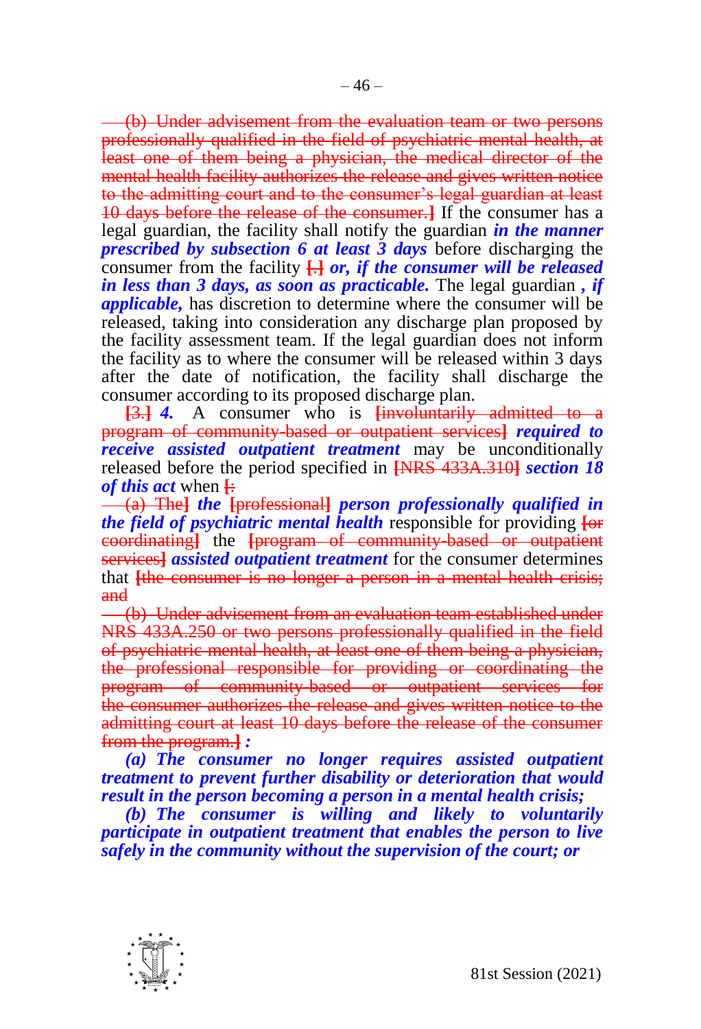~~(b) Under advisement from the evaluation team or two persons professionally qualified in the field of psychiatric mental health, at least one of them being a physician, the medical director of the mental health facility authorizes the release and gives written notice to the admitting court and to the consumer's legal guardian at least 10 days before the release of the consumer.]~~ If the consumer has a legal guardian, the facility shall notify the guardian ***in the manner prescribed by subsection 6 at least 3 days*** before discharging the consumer from the facility ~~[.]~~ ***or, if the consumer will be released in less than 3 days, as soon as practicable.*** The legal guardian ***, if applicable,*** has discretion to determine where the consumer will be released, taking into consideration any discharge plan proposed by the facility assessment team. If the legal guardian does not inform the facility as to where the consumer will be released within 3 days after the date of notification, the facility shall discharge the consumer according to its proposed discharge plan.

~~[3.]~~ ***4.*** A consumer who is ~~[involuntarily admitted to a program of community-based or outpatient services]~~ ***required to receive assisted outpatient treatment*** may be unconditionally released before the period specified in ~~[NRS 433A.310]~~ ***section 18 of this act*** when ~~[:~~

~~(a) The]~~ ***the*** ~~[professional]~~ ***person professionally qualified in the field of psychiatric mental health*** responsible for providing ~~[or coordinating]~~ the ~~[program of community-based or outpatient services]~~ ***assisted outpatient treatment*** for the consumer determines that ~~[the consumer is no longer a person in a mental health crisis; and~~

~~(b) Under advisement from an evaluation team established under NRS 433A.250 or two persons professionally qualified in the field of psychiatric mental health, at least one of them being a physician, the professional responsible for providing or coordinating the program of community-based or outpatient services for the consumer authorizes the release and gives written notice to the admitting court at least 10 days before the release of the consumer from the program.]~~ ***:***

***(a) The consumer no longer requires assisted outpatient treatment to prevent further disability or deterioration that would result in the person becoming a person in a mental health crisis;***

***(b) The consumer is willing and likely to voluntarily participate in outpatient treatment that enables the person to live safely in the community without the supervision of the court; or***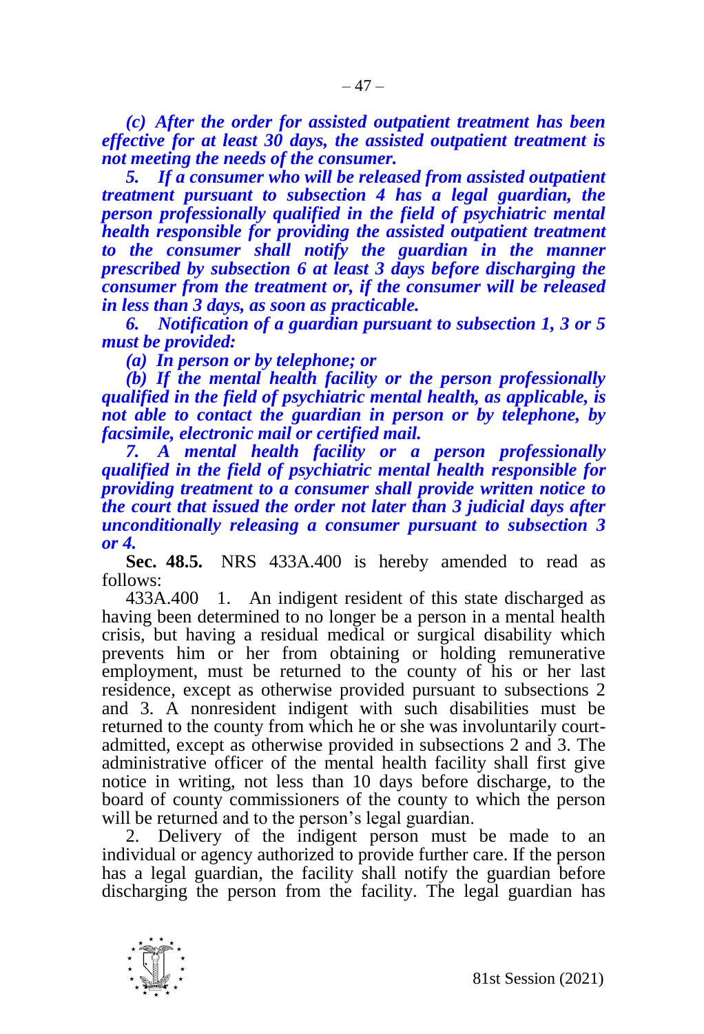*(c) After the order for assisted outpatient treatment has been effective for at least 30 days, the assisted outpatient treatment is not meeting the needs of the consumer.*

*5. If a consumer who will be released from assisted outpatient treatment pursuant to subsection 4 has a legal guardian, the person professionally qualified in the field of psychiatric mental health responsible for providing the assisted outpatient treatment to the consumer shall notify the guardian in the manner prescribed by subsection 6 at least 3 days before discharging the consumer from the treatment or, if the consumer will be released in less than 3 days, as soon as practicable.*

*6. Notification of a guardian pursuant to subsection 1, 3 or 5 must be provided:*

*(a) In person or by telephone; or*

*(b) If the mental health facility or the person professionally qualified in the field of psychiatric mental health, as applicable, is not able to contact the guardian in person or by telephone, by facsimile, electronic mail or certified mail.*

*7. A mental health facility or a person professionally qualified in the field of psychiatric mental health responsible for providing treatment to a consumer shall provide written notice to the court that issued the order not later than 3 judicial days after unconditionally releasing a consumer pursuant to subsection 3 or 4.*

**Sec. 48.5.** NRS 433A.400 is hereby amended to read as follows:

433A.400 1. An indigent resident of this state discharged as having been determined to no longer be a person in a mental health crisis, but having a residual medical or surgical disability which prevents him or her from obtaining or holding remunerative employment, must be returned to the county of his or her last residence, except as otherwise provided pursuant to subsections 2 and 3. A nonresident indigent with such disabilities must be returned to the county from which he or she was involuntarily court-admitted, except as otherwise provided in subsections 2 and 3. The administrative officer of the mental health facility shall first give notice in writing, not less than 10 days before discharge, to the board of county commissioners of the county to which the person will be returned and to the person's legal guardian.

2. Delivery of the indigent person must be made to an individual or agency authorized to provide further care. If the person has a legal guardian, the facility shall notify the guardian before discharging the person from the facility. The legal guardian has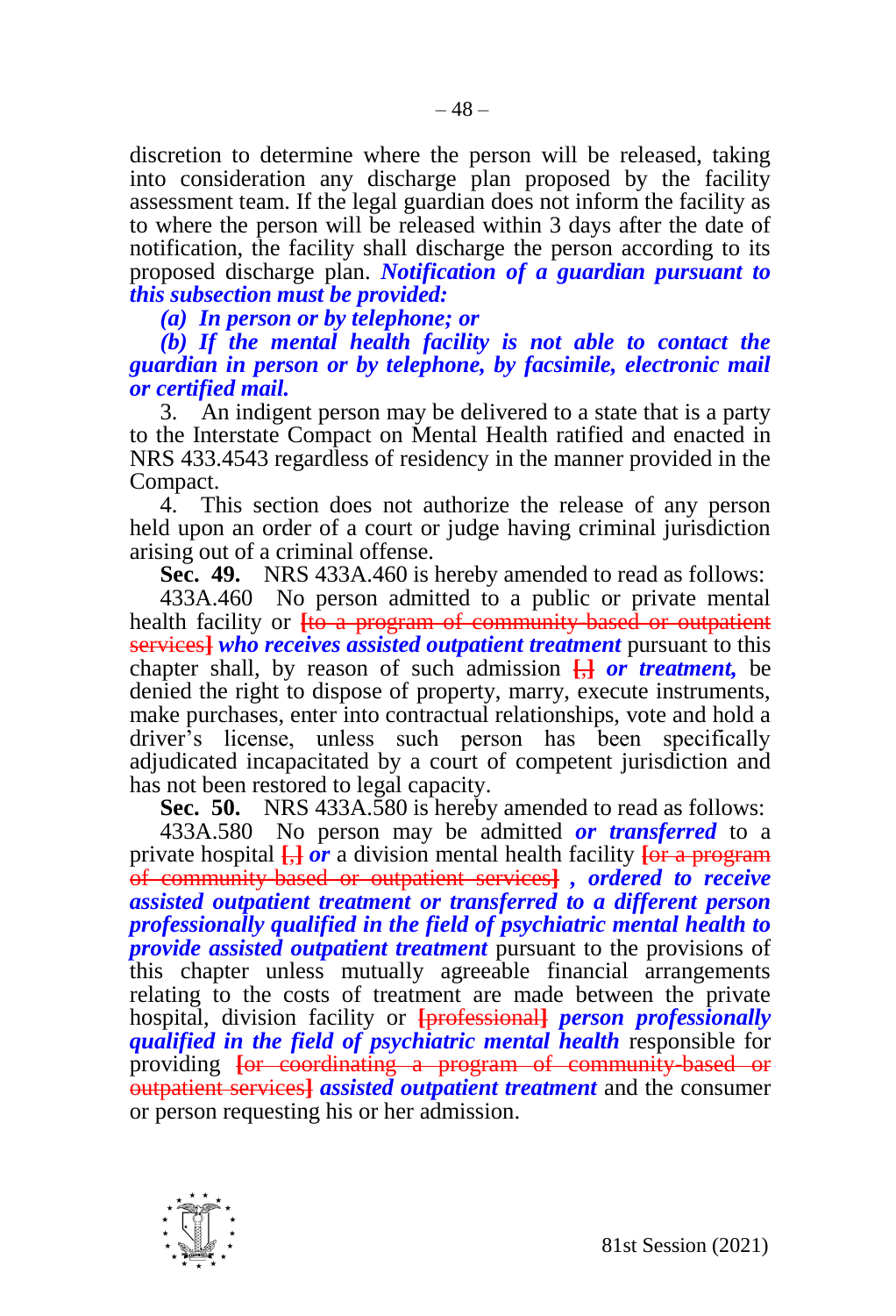discretion to determine where the person will be released, taking into consideration any discharge plan proposed by the facility assessment team. If the legal guardian does not inform the facility as to where the person will be released within 3 days after the date of notification, the facility shall discharge the person according to its proposed discharge plan. ***Notification of a guardian pursuant to this subsection must be provided:***

***(a) In person or by telephone; or***

***(b) If the mental health facility is not able to contact the guardian in person or by telephone, by facsimile, electronic mail or certified mail.***

3. An indigent person may be delivered to a state that is a party to the Interstate Compact on Mental Health ratified and enacted in NRS 433.4543 regardless of residency in the manner provided in the Compact.

4. This section does not authorize the release of any person held upon an order of a court or judge having criminal jurisdiction arising out of a criminal offense.

**Sec. 49.** NRS 433A.460 is hereby amended to read as follows:

433A.460 No person admitted to a public or private mental health facility or ~~[to a program of community-based or outpatient services]~~ ***who receives assisted outpatient treatment*** pursuant to this chapter shall, by reason of such admission ~~[,]~~ ***or treatment,*** be denied the right to dispose of property, marry, execute instruments, make purchases, enter into contractual relationships, vote and hold a driver's license, unless such person has been specifically adjudicated incapacitated by a court of competent jurisdiction and has not been restored to legal capacity.

**Sec. 50.** NRS 433A.580 is hereby amended to read as follows:

433A.580 No person may be admitted ***or transferred*** to a private hospital ~~[,]~~ ***or*** a division mental health facility ~~[or a program of community-based or outpatient services]~~ ***, ordered to receive assisted outpatient treatment or transferred to a different person professionally qualified in the field of psychiatric mental health to provide assisted outpatient treatment*** pursuant to the provisions of this chapter unless mutually agreeable financial arrangements relating to the costs of treatment are made between the private hospital, division facility or ~~[professional]~~ ***person professionally qualified in the field of psychiatric mental health*** responsible for providing ~~[or coordinating a program of community-based or outpatient services]~~ ***assisted outpatient treatment*** and the consumer or person requesting his or her admission.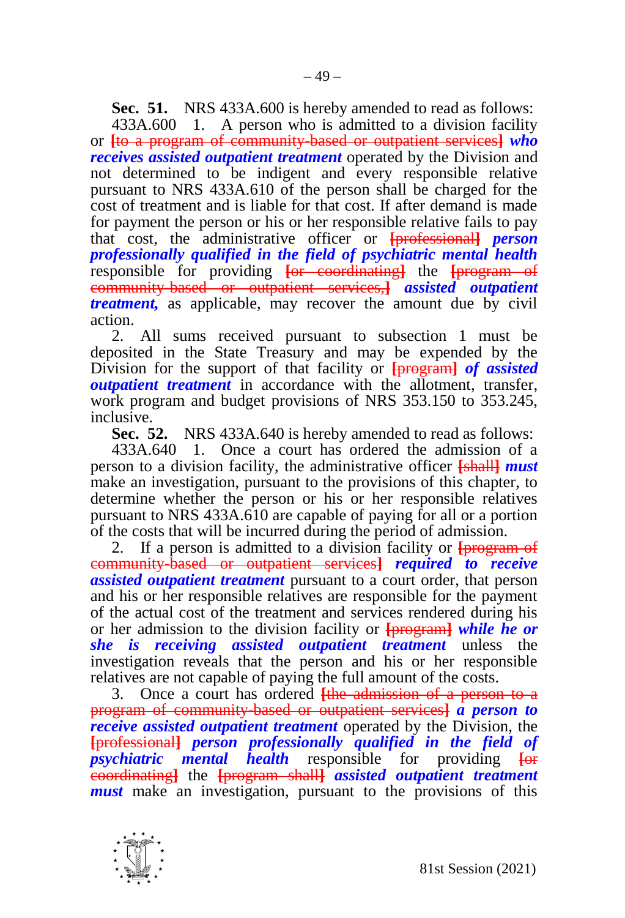**Sec. 51.** NRS 433A.600 is hereby amended to read as follows:

433A.600 1. A person who is admitted to a division facility or [to a program of community-based or outpatient services] ***who receives assisted outpatient treatment*** operated by the Division and not determined to be indigent and every responsible relative pursuant to NRS 433A.610 of the person shall be charged for the cost of treatment and is liable for that cost. If after demand is made for payment the person or his or her responsible relative fails to pay that cost, the administrative officer or [professional] ***person professionally qualified in the field of psychiatric mental health*** responsible for providing [or coordinating] the [program of community-based or outpatient services,] ***assisted outpatient treatment,*** as applicable, may recover the amount due by civil action.

2. All sums received pursuant to subsection 1 must be deposited in the State Treasury and may be expended by the Division for the support of that facility or [program] ***of assisted outpatient treatment*** in accordance with the allotment, transfer, work program and budget provisions of NRS 353.150 to 353.245, inclusive.

**Sec. 52.** NRS 433A.640 is hereby amended to read as follows:

433A.640 1. Once a court has ordered the admission of a person to a division facility, the administrative officer [shall] ***must*** make an investigation, pursuant to the provisions of this chapter, to determine whether the person or his or her responsible relatives pursuant to NRS 433A.610 are capable of paying for all or a portion of the costs that will be incurred during the period of admission.

2. If a person is admitted to a division facility or [program of community-based or outpatient services] ***required to receive assisted outpatient treatment*** pursuant to a court order, that person and his or her responsible relatives are responsible for the payment of the actual cost of the treatment and services rendered during his or her admission to the division facility or [program] ***while he or she is receiving assisted outpatient treatment*** unless the investigation reveals that the person and his or her responsible relatives are not capable of paying the full amount of the costs.

3. Once a court has ordered [the admission of a person to a program of community-based or outpatient services] ***a person to receive assisted outpatient treatment*** operated by the Division, the [professional] ***person professionally qualified in the field of psychiatric mental health*** responsible for providing [or coordinating] the [program shall] ***assisted outpatient treatment must*** make an investigation, pursuant to the provisions of this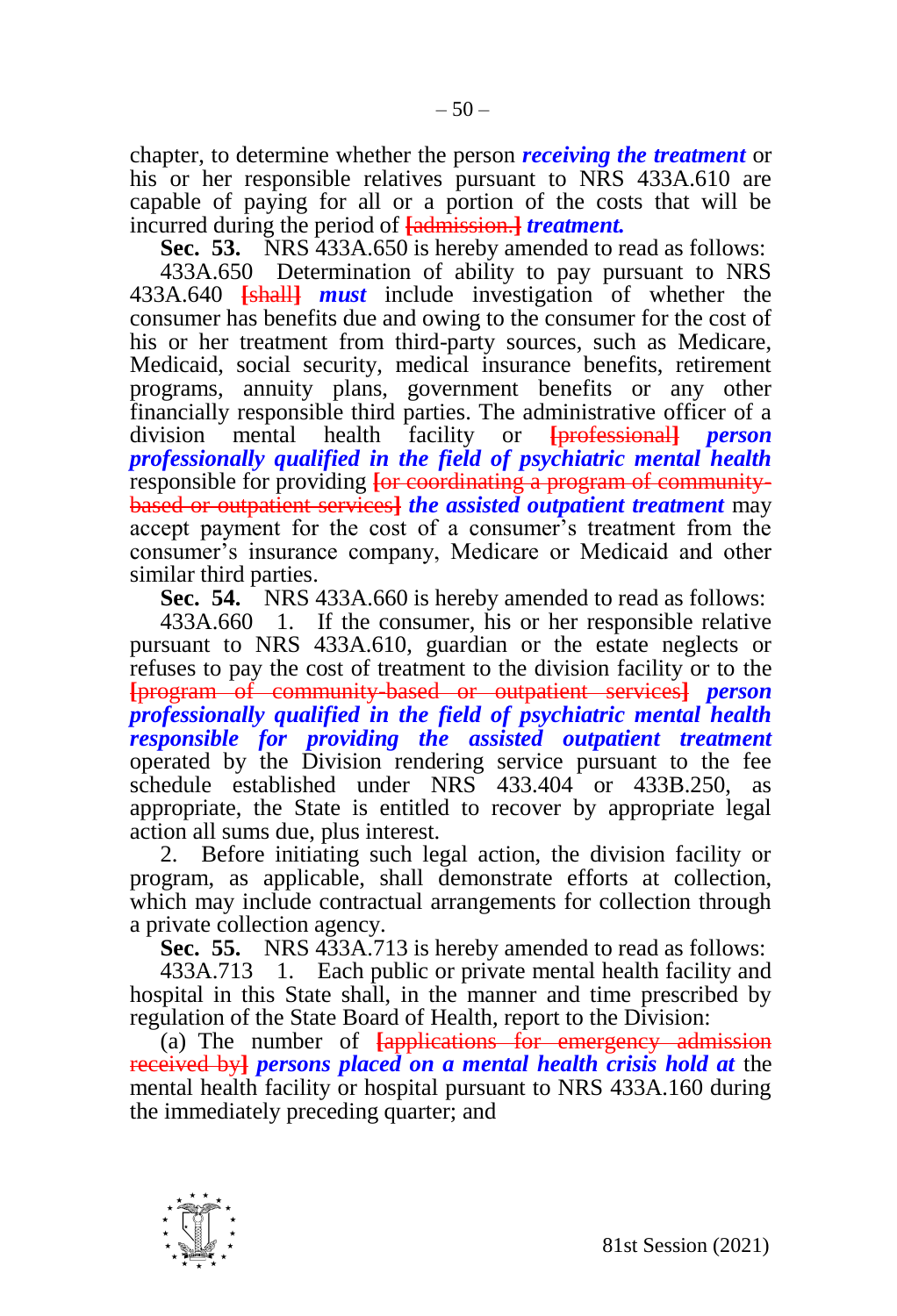chapter, to determine whether the person ***receiving the treatment*** or his or her responsible relatives pursuant to NRS 433A.610 are capable of paying for all or a portion of the costs that will be incurred during the period of ~~[admission.]~~ ***treatment.***

**Sec. 53.** NRS 433A.650 is hereby amended to read as follows:

433A.650 Determination of ability to pay pursuant to NRS 433A.640 ~~[shall]~~ ***must*** include investigation of whether the consumer has benefits due and owing to the consumer for the cost of his or her treatment from third-party sources, such as Medicare, Medicaid, social security, medical insurance benefits, retirement programs, annuity plans, government benefits or any other financially responsible third parties. The administrative officer of a division mental health facility or ~~[professional]~~ ***person professionally qualified in the field of psychiatric mental health*** responsible for providing ~~[or coordinating a program of community-based or outpatient services]~~ ***the assisted outpatient treatment*** may accept payment for the cost of a consumer's treatment from the consumer's insurance company, Medicare or Medicaid and other similar third parties.

**Sec. 54.** NRS 433A.660 is hereby amended to read as follows:

433A.660 1. If the consumer, his or her responsible relative pursuant to NRS 433A.610, guardian or the estate neglects or refuses to pay the cost of treatment to the division facility or to the ~~[program of community-based or outpatient services]~~ ***person professionally qualified in the field of psychiatric mental health responsible for providing the assisted outpatient treatment*** operated by the Division rendering service pursuant to the fee schedule established under NRS 433.404 or 433B.250, as appropriate, the State is entitled to recover by appropriate legal action all sums due, plus interest.

2. Before initiating such legal action, the division facility or program, as applicable, shall demonstrate efforts at collection, which may include contractual arrangements for collection through a private collection agency.

**Sec. 55.** NRS 433A.713 is hereby amended to read as follows:

433A.713 1. Each public or private mental health facility and hospital in this State shall, in the manner and time prescribed by regulation of the State Board of Health, report to the Division:

(a) The number of ~~[applications for emergency admission received by]~~ ***persons placed on a mental health crisis hold at*** the mental health facility or hospital pursuant to NRS 433A.160 during the immediately preceding quarter; and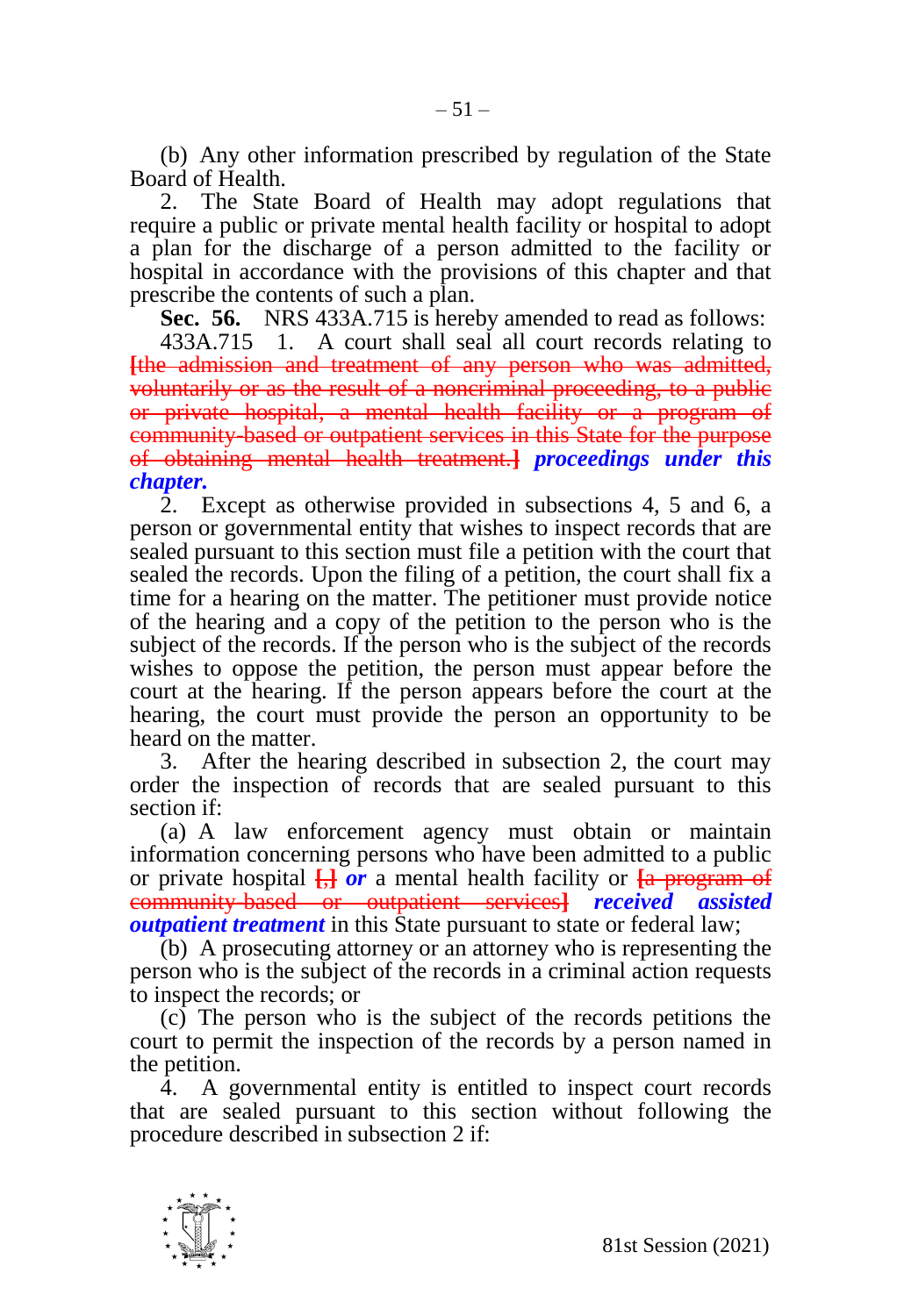(b) Any other information prescribed by regulation of the State Board of Health.

2. The State Board of Health may adopt regulations that require a public or private mental health facility or hospital to adopt a plan for the discharge of a person admitted to the facility or hospital in accordance with the provisions of this chapter and that prescribe the contents of such a plan.

**Sec. 56.** NRS 433A.715 is hereby amended to read as follows:

433A.715 1. A court shall seal all court records relating to ~~[the admission and treatment of any person who was admitted, voluntarily or as the result of a noncriminal proceeding, to a public or private hospital, a mental health facility or a program of community-based or outpatient services in this State for the purpose of obtaining mental health treatment.]~~ ***proceedings under this chapter.***

2. Except as otherwise provided in subsections 4, 5 and 6, a person or governmental entity that wishes to inspect records that are sealed pursuant to this section must file a petition with the court that sealed the records. Upon the filing of a petition, the court shall fix a time for a hearing on the matter. The petitioner must provide notice of the hearing and a copy of the petition to the person who is the subject of the records. If the person who is the subject of the records wishes to oppose the petition, the person must appear before the court at the hearing. If the person appears before the court at the hearing, the court must provide the person an opportunity to be heard on the matter.

3. After the hearing described in subsection 2, the court may order the inspection of records that are sealed pursuant to this section if:

(a) A law enforcement agency must obtain or maintain information concerning persons who have been admitted to a public or private hospital ~~[,]~~ ***or*** a mental health facility or ~~[a program of community-based or outpatient services]~~ ***received assisted outpatient treatment*** in this State pursuant to state or federal law;

(b) A prosecuting attorney or an attorney who is representing the person who is the subject of the records in a criminal action requests to inspect the records; or

(c) The person who is the subject of the records petitions the court to permit the inspection of the records by a person named in the petition.

4. A governmental entity is entitled to inspect court records that are sealed pursuant to this section without following the procedure described in subsection 2 if: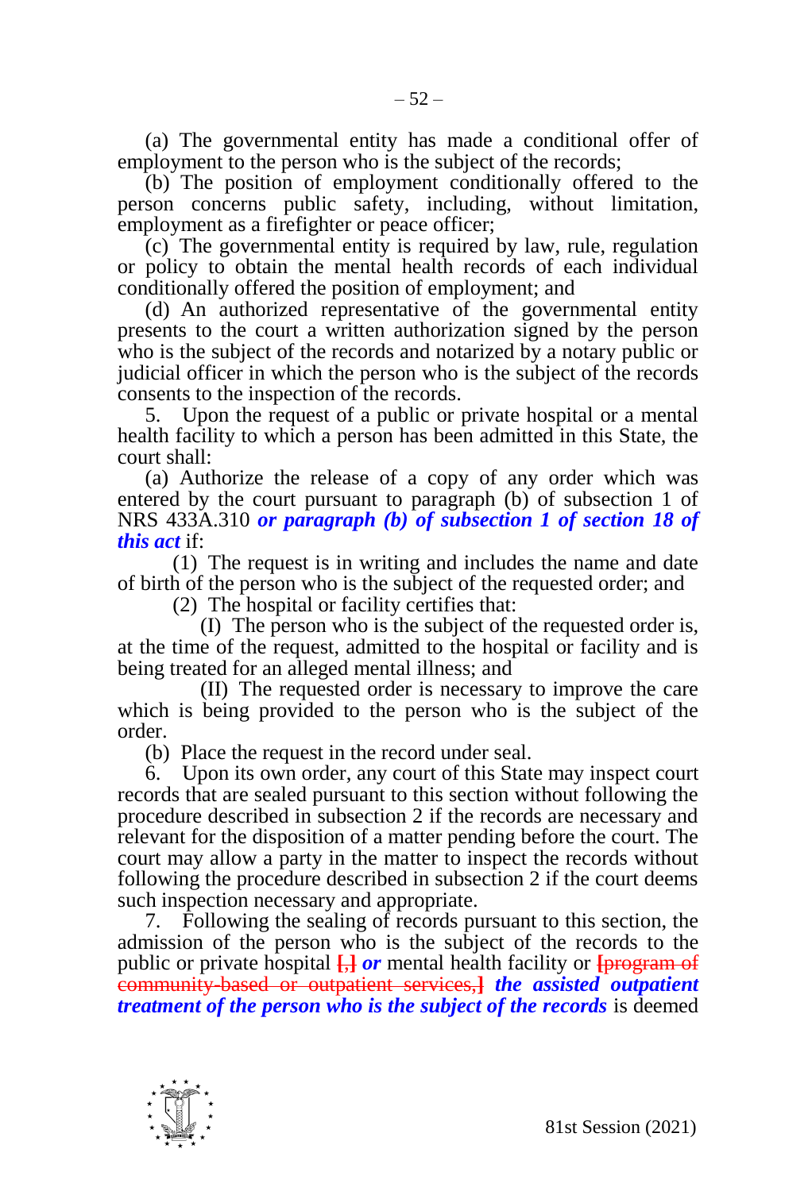(a) The governmental entity has made a conditional offer of employment to the person who is the subject of the records;

(b) The position of employment conditionally offered to the person concerns public safety, including, without limitation, employment as a firefighter or peace officer;

(c) The governmental entity is required by law, rule, regulation or policy to obtain the mental health records of each individual conditionally offered the position of employment; and

(d) An authorized representative of the governmental entity presents to the court a written authorization signed by the person who is the subject of the records and notarized by a notary public or judicial officer in which the person who is the subject of the records consents to the inspection of the records.

5. Upon the request of a public or private hospital or a mental health facility to which a person has been admitted in this State, the court shall:

(a) Authorize the release of a copy of any order which was entered by the court pursuant to paragraph (b) of subsection 1 of NRS 433A.310 ***or paragraph (b) of subsection 1 of section 18 of this act*** if:

(1) The request is in writing and includes the name and date of birth of the person who is the subject of the requested order; and

(2) The hospital or facility certifies that:

(I) The person who is the subject of the requested order is, at the time of the request, admitted to the hospital or facility and is being treated for an alleged mental illness; and

(II) The requested order is necessary to improve the care which is being provided to the person who is the subject of the order.

(b) Place the request in the record under seal.

6. Upon its own order, any court of this State may inspect court records that are sealed pursuant to this section without following the procedure described in subsection 2 if the records are necessary and relevant for the disposition of a matter pending before the court. The court may allow a party in the matter to inspect the records without following the procedure described in subsection 2 if the court deems such inspection necessary and appropriate.

7. Following the sealing of records pursuant to this section, the admission of the person who is the subject of the records to the public or private hospital ~~[,]~~ ***or*** mental health facility or ~~[program of community-based or outpatient services,]~~ ***the assisted outpatient treatment of the person who is the subject of the records*** is deemed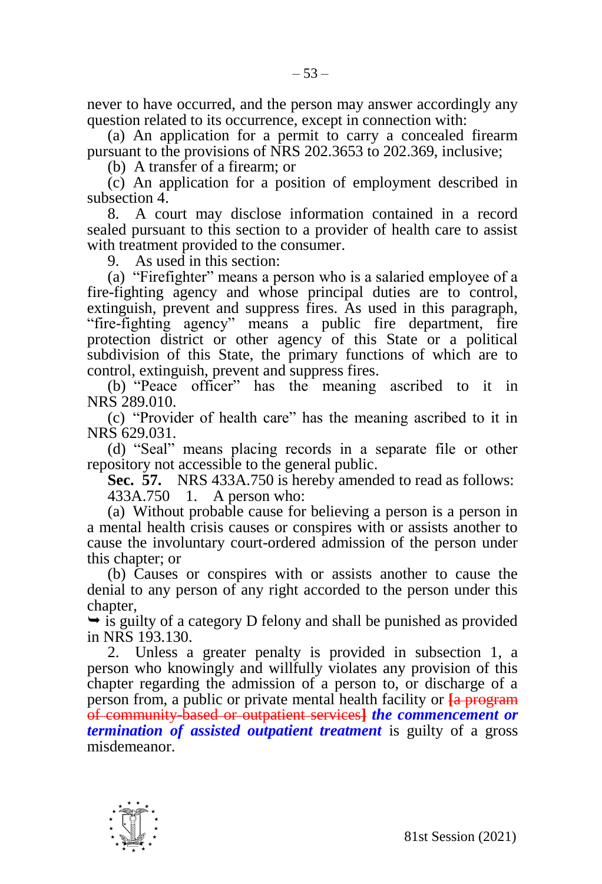never to have occurred, and the person may answer accordingly any question related to its occurrence, except in connection with:

(a) An application for a permit to carry a concealed firearm pursuant to the provisions of NRS 202.3653 to 202.369, inclusive;

(b) A transfer of a firearm; or

(c) An application for a position of employment described in subsection 4.

8. A court may disclose information contained in a record sealed pursuant to this section to a provider of health care to assist with treatment provided to the consumer.

9. As used in this section:

(a) "Firefighter" means a person who is a salaried employee of a fire-fighting agency and whose principal duties are to control, extinguish, prevent and suppress fires. As used in this paragraph, "fire-fighting agency" means a public fire department, fire protection district or other agency of this State or a political subdivision of this State, the primary functions of which are to control, extinguish, prevent and suppress fires.

(b) "Peace officer" has the meaning ascribed to it in NRS 289.010.

(c) "Provider of health care" has the meaning ascribed to it in NRS 629.031.

(d) "Seal" means placing records in a separate file or other repository not accessible to the general public.

**Sec. 57.** NRS 433A.750 is hereby amended to read as follows:

433A.750 1. A person who:

(a) Without probable cause for believing a person is a person in a mental health crisis causes or conspires with or assists another to cause the involuntary court-ordered admission of the person under this chapter; or

(b) Causes or conspires with or assists another to cause the denial to any person of any right accorded to the person under this chapter,

➥ is guilty of a category D felony and shall be punished as provided in NRS 193.130.

2. Unless a greater penalty is provided in subsection 1, a person who knowingly and willfully violates any provision of this chapter regarding the admission of a person to, or discharge of a person from, a public or private mental health facility or ~~[a program of community-based or outpatient services]~~ ***the commencement or termination of assisted outpatient treatment*** is guilty of a gross misdemeanor.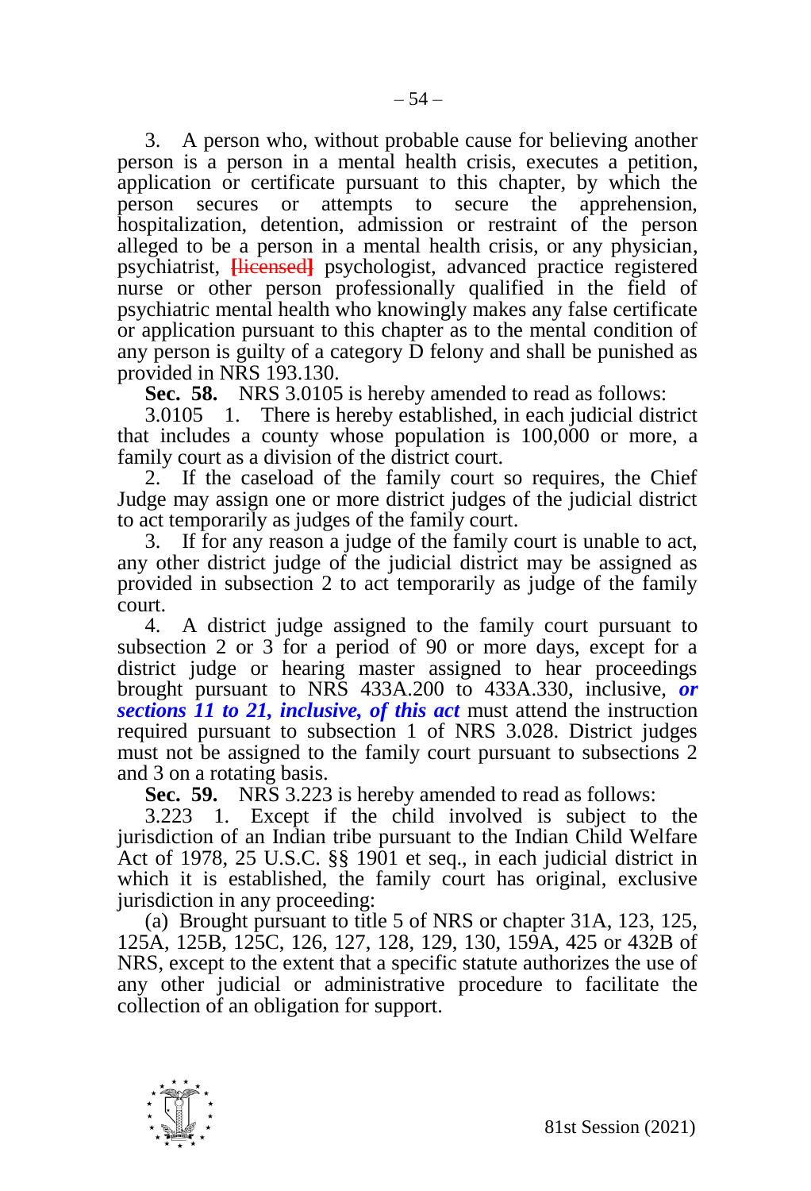3. A person who, without probable cause for believing another person is a person in a mental health crisis, executes a petition, application or certificate pursuant to this chapter, by which the person secures or attempts to secure the apprehension, hospitalization, detention, admission or restraint of the person alleged to be a person in a mental health crisis, or any physician, psychiatrist, [licensed] psychologist, advanced practice registered nurse or other person professionally qualified in the field of psychiatric mental health who knowingly makes any false certificate or application pursuant to this chapter as to the mental condition of any person is guilty of a category D felony and shall be punished as provided in NRS 193.130.

**Sec. 58.** NRS 3.0105 is hereby amended to read as follows:

3.0105 1. There is hereby established, in each judicial district that includes a county whose population is 100,000 or more, a family court as a division of the district court.

2. If the caseload of the family court so requires, the Chief Judge may assign one or more district judges of the judicial district to act temporarily as judges of the family court.

3. If for any reason a judge of the family court is unable to act, any other district judge of the judicial district may be assigned as provided in subsection 2 to act temporarily as judge of the family court.

4. A district judge assigned to the family court pursuant to subsection 2 or 3 for a period of 90 or more days, except for a district judge or hearing master assigned to hear proceedings brought pursuant to NRS 433A.200 to 433A.330, inclusive, ***or sections 11 to 21, inclusive, of this act*** must attend the instruction required pursuant to subsection 1 of NRS 3.028. District judges must not be assigned to the family court pursuant to subsections 2 and 3 on a rotating basis.

**Sec. 59.** NRS 3.223 is hereby amended to read as follows:

3.223 1. Except if the child involved is subject to the jurisdiction of an Indian tribe pursuant to the Indian Child Welfare Act of 1978, 25 U.S.C. §§ 1901 et seq., in each judicial district in which it is established, the family court has original, exclusive jurisdiction in any proceeding:

(a) Brought pursuant to title 5 of NRS or chapter 31A, 123, 125, 125A, 125B, 125C, 126, 127, 128, 129, 130, 159A, 425 or 432B of NRS, except to the extent that a specific statute authorizes the use of any other judicial or administrative procedure to facilitate the collection of an obligation for support.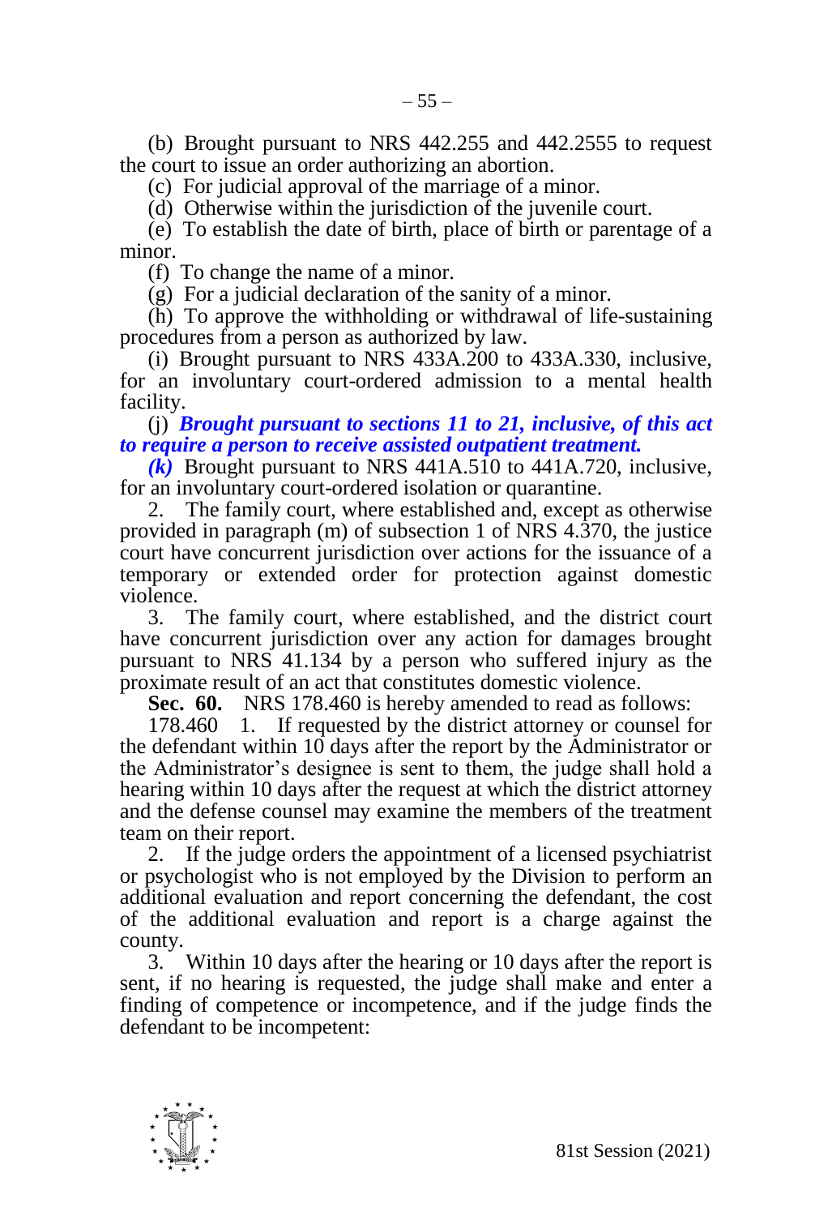(b) Brought pursuant to NRS 442.255 and 442.2555 to request the court to issue an order authorizing an abortion.

(c) For judicial approval of the marriage of a minor.

(d) Otherwise within the jurisdiction of the juvenile court.

(e) To establish the date of birth, place of birth or parentage of a minor.

(f) To change the name of a minor.

(g) For a judicial declaration of the sanity of a minor.

(h) To approve the withholding or withdrawal of life-sustaining procedures from a person as authorized by law.

(i) Brought pursuant to NRS 433A.200 to 433A.330, inclusive, for an involuntary court-ordered admission to a mental health facility.

(j) ***Brought pursuant to sections 11 to 21, inclusive, of this act to require a person to receive assisted outpatient treatment.***

***(k)*** Brought pursuant to NRS 441A.510 to 441A.720, inclusive, for an involuntary court-ordered isolation or quarantine.

2. The family court, where established and, except as otherwise provided in paragraph (m) of subsection 1 of NRS 4.370, the justice court have concurrent jurisdiction over actions for the issuance of a temporary or extended order for protection against domestic violence.

3. The family court, where established, and the district court have concurrent jurisdiction over any action for damages brought pursuant to NRS 41.134 by a person who suffered injury as the proximate result of an act that constitutes domestic violence.

**Sec. 60.** NRS 178.460 is hereby amended to read as follows:

178.460 1. If requested by the district attorney or counsel for the defendant within 10 days after the report by the Administrator or the Administrator's designee is sent to them, the judge shall hold a hearing within 10 days after the request at which the district attorney and the defense counsel may examine the members of the treatment team on their report.

2. If the judge orders the appointment of a licensed psychiatrist or psychologist who is not employed by the Division to perform an additional evaluation and report concerning the defendant, the cost of the additional evaluation and report is a charge against the county.

3. Within 10 days after the hearing or 10 days after the report is sent, if no hearing is requested, the judge shall make and enter a finding of competence or incompetence, and if the judge finds the defendant to be incompetent: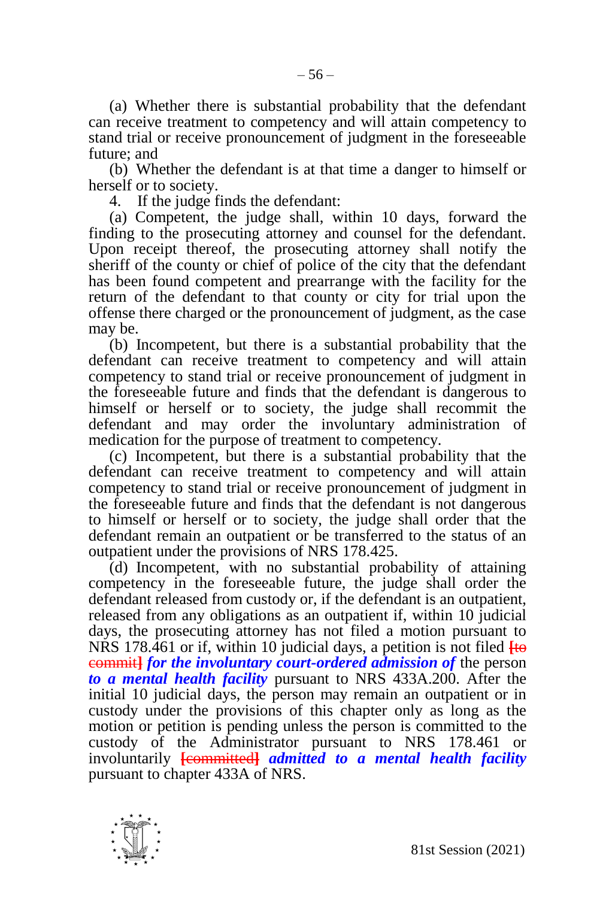(a) Whether there is substantial probability that the defendant can receive treatment to competency and will attain competency to stand trial or receive pronouncement of judgment in the foreseeable future; and

(b) Whether the defendant is at that time a danger to himself or herself or to society.

4. If the judge finds the defendant:

(a) Competent, the judge shall, within 10 days, forward the finding to the prosecuting attorney and counsel for the defendant. Upon receipt thereof, the prosecuting attorney shall notify the sheriff of the county or chief of police of the city that the defendant has been found competent and prearrange with the facility for the return of the defendant to that county or city for trial upon the offense there charged or the pronouncement of judgment, as the case may be.

(b) Incompetent, but there is a substantial probability that the defendant can receive treatment to competency and will attain competency to stand trial or receive pronouncement of judgment in the foreseeable future and finds that the defendant is dangerous to himself or herself or to society, the judge shall recommit the defendant and may order the involuntary administration of medication for the purpose of treatment to competency.

(c) Incompetent, but there is a substantial probability that the defendant can receive treatment to competency and will attain competency to stand trial or receive pronouncement of judgment in the foreseeable future and finds that the defendant is not dangerous to himself or herself or to society, the judge shall order that the defendant remain an outpatient or be transferred to the status of an outpatient under the provisions of NRS 178.425.

(d) Incompetent, with no substantial probability of attaining competency in the foreseeable future, the judge shall order the defendant released from custody or, if the defendant is an outpatient, released from any obligations as an outpatient if, within 10 judicial days, the prosecuting attorney has not filed a motion pursuant to NRS 178.461 or if, within 10 judicial days, a petition is not filed **[**~~to commit~~**]** ***for the involuntary court-ordered admission of*** the person ***to a mental health facility*** pursuant to NRS 433A.200. After the initial 10 judicial days, the person may remain an outpatient or in custody under the provisions of this chapter only as long as the motion or petition is pending unless the person is committed to the custody of the Administrator pursuant to NRS 178.461 or involuntarily **[**~~committed~~**]** ***admitted to a mental health facility*** pursuant to chapter 433A of NRS.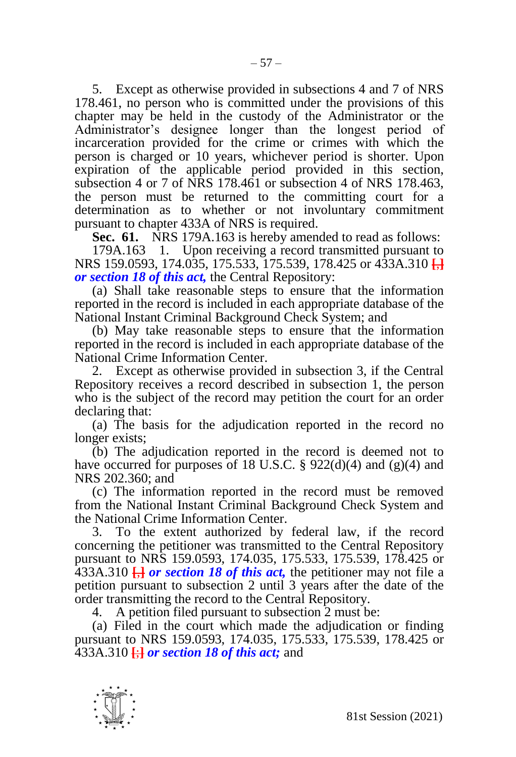5. Except as otherwise provided in subsections 4 and 7 of NRS 178.461, no person who is committed under the provisions of this chapter may be held in the custody of the Administrator or the Administrator's designee longer than the longest period of incarceration provided for the crime or crimes with which the person is charged or 10 years, whichever period is shorter. Upon expiration of the applicable period provided in this section, subsection 4 or 7 of NRS 178.461 or subsection 4 of NRS 178.463, the person must be returned to the committing court for a determination as to whether or not involuntary commitment pursuant to chapter 433A of NRS is required.

**Sec. 61.** NRS 179A.163 is hereby amended to read as follows:

179A.163 1. Upon receiving a record transmitted pursuant to NRS 159.0593, 174.035, 175.533, 175.539, 178.425 or 433A.310 [,] ***or section 18 of this act,*** the Central Repository:

(a) Shall take reasonable steps to ensure that the information reported in the record is included in each appropriate database of the National Instant Criminal Background Check System; and

(b) May take reasonable steps to ensure that the information reported in the record is included in each appropriate database of the National Crime Information Center.

2. Except as otherwise provided in subsection 3, if the Central Repository receives a record described in subsection 1, the person who is the subject of the record may petition the court for an order declaring that:

(a) The basis for the adjudication reported in the record no longer exists;

(b) The adjudication reported in the record is deemed not to have occurred for purposes of 18 U.S.C. § 922(d)(4) and (g)(4) and NRS 202.360; and

(c) The information reported in the record must be removed from the National Instant Criminal Background Check System and the National Crime Information Center.

3. To the extent authorized by federal law, if the record concerning the petitioner was transmitted to the Central Repository pursuant to NRS 159.0593, 174.035, 175.533, 175.539, 178.425 or 433A.310 [,] ***or section 18 of this act,*** the petitioner may not file a petition pursuant to subsection 2 until 3 years after the date of the order transmitting the record to the Central Repository.

4. A petition filed pursuant to subsection 2 must be:

(a) Filed in the court which made the adjudication or finding pursuant to NRS 159.0593, 174.035, 175.533, 175.539, 178.425 or 433A.310 [;] ***or section 18 of this act;*** and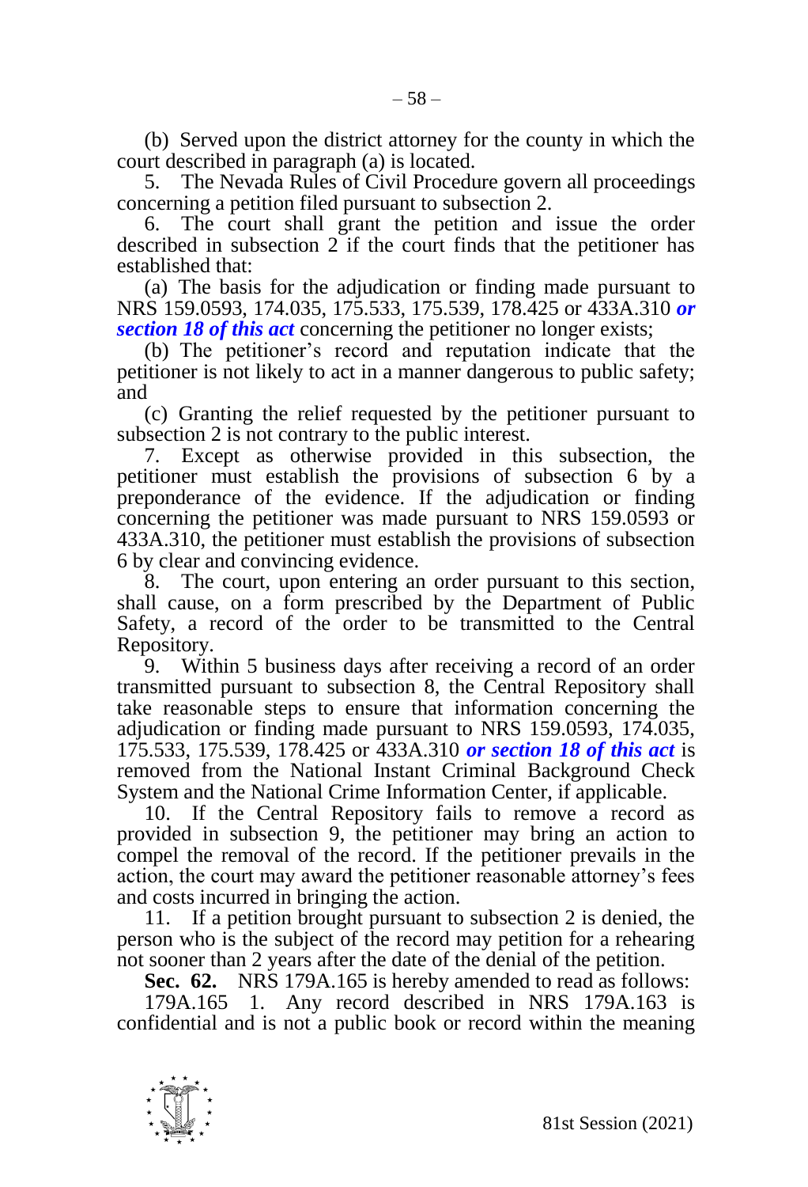(b) Served upon the district attorney for the county in which the court described in paragraph (a) is located.

5. The Nevada Rules of Civil Procedure govern all proceedings concerning a petition filed pursuant to subsection 2.

6. The court shall grant the petition and issue the order described in subsection 2 if the court finds that the petitioner has established that:

(a) The basis for the adjudication or finding made pursuant to NRS 159.0593, 174.035, 175.533, 175.539, 178.425 or 433A.310 ***or section 18 of this act*** concerning the petitioner no longer exists;

(b) The petitioner's record and reputation indicate that the petitioner is not likely to act in a manner dangerous to public safety; and

(c) Granting the relief requested by the petitioner pursuant to subsection 2 is not contrary to the public interest.

7. Except as otherwise provided in this subsection, the petitioner must establish the provisions of subsection 6 by a preponderance of the evidence. If the adjudication or finding concerning the petitioner was made pursuant to NRS 159.0593 or 433A.310, the petitioner must establish the provisions of subsection 6 by clear and convincing evidence.

8. The court, upon entering an order pursuant to this section, shall cause, on a form prescribed by the Department of Public Safety, a record of the order to be transmitted to the Central Repository.

9. Within 5 business days after receiving a record of an order transmitted pursuant to subsection 8, the Central Repository shall take reasonable steps to ensure that information concerning the adjudication or finding made pursuant to NRS 159.0593, 174.035, 175.533, 175.539, 178.425 or 433A.310 ***or section 18 of this act*** is removed from the National Instant Criminal Background Check System and the National Crime Information Center, if applicable.

10. If the Central Repository fails to remove a record as provided in subsection 9, the petitioner may bring an action to compel the removal of the record. If the petitioner prevails in the action, the court may award the petitioner reasonable attorney's fees and costs incurred in bringing the action.

11. If a petition brought pursuant to subsection 2 is denied, the person who is the subject of the record may petition for a rehearing not sooner than 2 years after the date of the denial of the petition.

**Sec. 62.** NRS 179A.165 is hereby amended to read as follows:

179A.165 1. Any record described in NRS 179A.163 is confidential and is not a public book or record within the meaning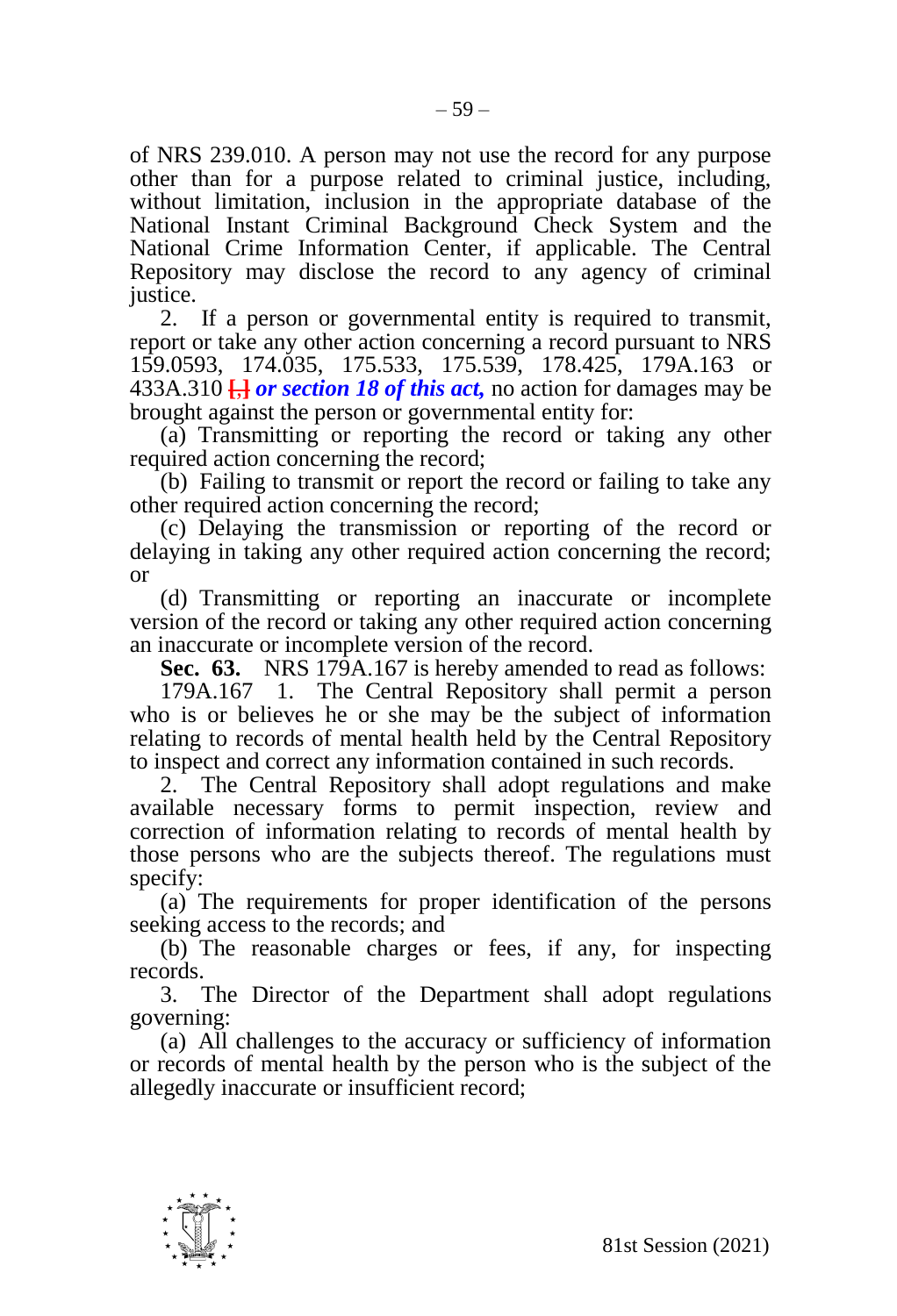of NRS 239.010. A person may not use the record for any purpose other than for a purpose related to criminal justice, including, without limitation, inclusion in the appropriate database of the National Instant Criminal Background Check System and the National Crime Information Center, if applicable. The Central Repository may disclose the record to any agency of criminal justice.

2. If a person or governmental entity is required to transmit, report or take any other action concerning a record pursuant to NRS 159.0593, 174.035, 175.533, 175.539, 178.425, 179A.163 or 433A.310 [,] ***or section 18 of this act,*** no action for damages may be brought against the person or governmental entity for:

(a) Transmitting or reporting the record or taking any other required action concerning the record;

(b) Failing to transmit or report the record or failing to take any other required action concerning the record;

(c) Delaying the transmission or reporting of the record or delaying in taking any other required action concerning the record; or

(d) Transmitting or reporting an inaccurate or incomplete version of the record or taking any other required action concerning an inaccurate or incomplete version of the record.

**Sec. 63.** NRS 179A.167 is hereby amended to read as follows:

179A.167 1. The Central Repository shall permit a person who is or believes he or she may be the subject of information relating to records of mental health held by the Central Repository to inspect and correct any information contained in such records.

2. The Central Repository shall adopt regulations and make available necessary forms to permit inspection, review and correction of information relating to records of mental health by those persons who are the subjects thereof. The regulations must specify:

(a) The requirements for proper identification of the persons seeking access to the records; and

(b) The reasonable charges or fees, if any, for inspecting records.

3. The Director of the Department shall adopt regulations governing:

(a) All challenges to the accuracy or sufficiency of information or records of mental health by the person who is the subject of the allegedly inaccurate or insufficient record;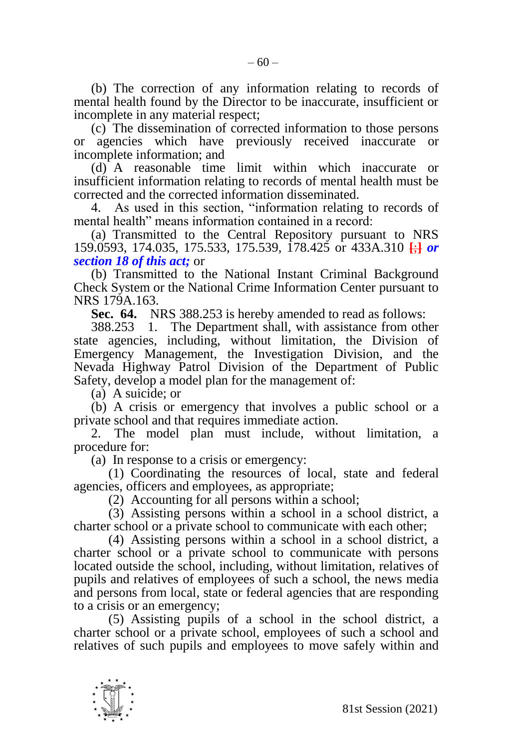(b) The correction of any information relating to records of mental health found by the Director to be inaccurate, insufficient or incomplete in any material respect;

(c) The dissemination of corrected information to those persons or agencies which have previously received inaccurate or incomplete information; and

(d) A reasonable time limit within which inaccurate or insufficient information relating to records of mental health must be corrected and the corrected information disseminated.

4. As used in this section, "information relating to records of mental health" means information contained in a record:

(a) Transmitted to the Central Repository pursuant to NRS 159.0593, 174.035, 175.533, 175.539, 178.425 or 433A.310 [;] ***or section 18 of this act;*** or

(b) Transmitted to the National Instant Criminal Background Check System or the National Crime Information Center pursuant to NRS 179A.163.

**Sec. 64.** NRS 388.253 is hereby amended to read as follows:

388.253 1. The Department shall, with assistance from other state agencies, including, without limitation, the Division of Emergency Management, the Investigation Division, and the Nevada Highway Patrol Division of the Department of Public Safety, develop a model plan for the management of:

(a) A suicide; or

(b) A crisis or emergency that involves a public school or a private school and that requires immediate action.

2. The model plan must include, without limitation, a procedure for:

(a) In response to a crisis or emergency:

(1) Coordinating the resources of local, state and federal agencies, officers and employees, as appropriate;

(2) Accounting for all persons within a school;

(3) Assisting persons within a school in a school district, a charter school or a private school to communicate with each other;

(4) Assisting persons within a school in a school district, a charter school or a private school to communicate with persons located outside the school, including, without limitation, relatives of pupils and relatives of employees of such a school, the news media and persons from local, state or federal agencies that are responding to a crisis or an emergency;

(5) Assisting pupils of a school in the school district, a charter school or a private school, employees of such a school and relatives of such pupils and employees to move safely within and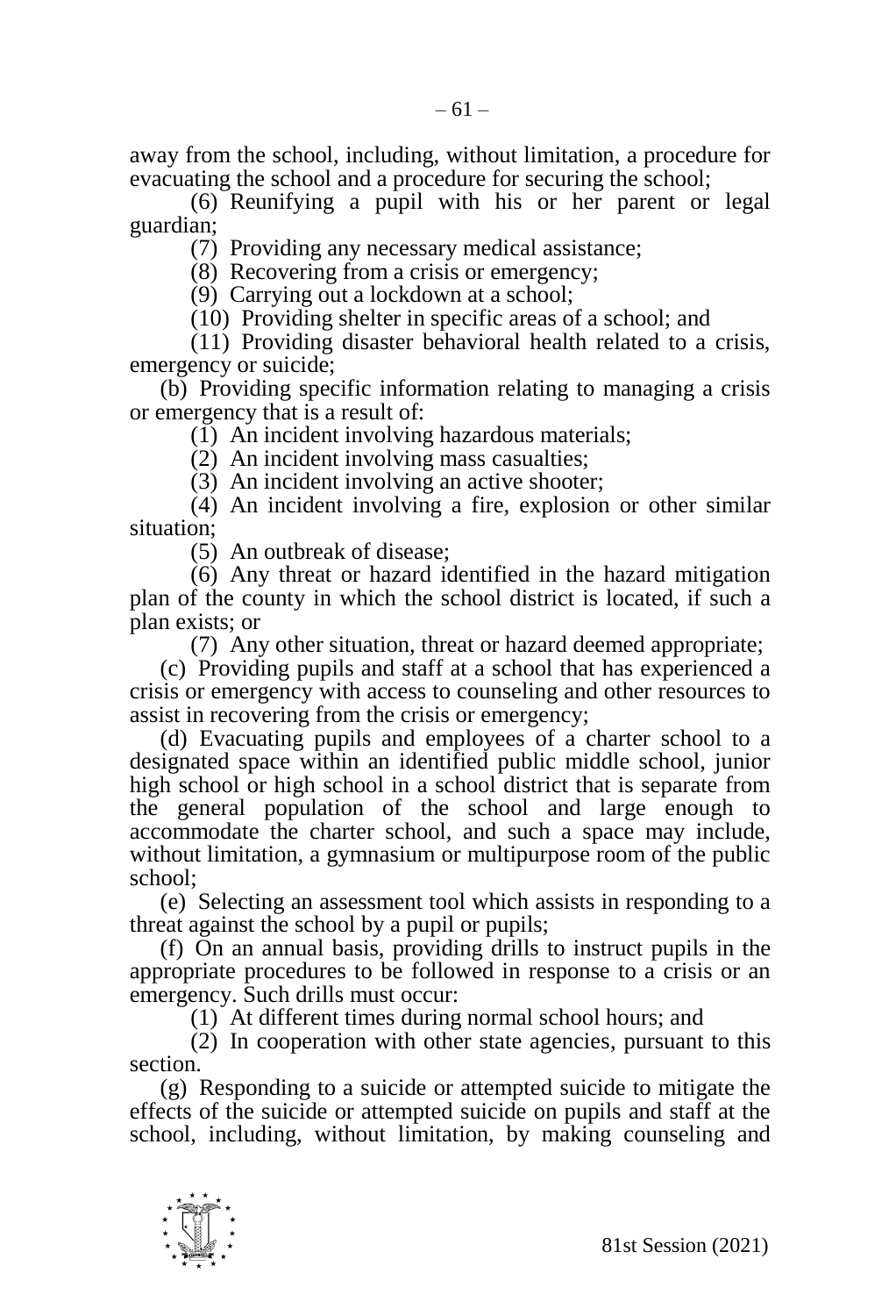away from the school, including, without limitation, a procedure for evacuating the school and a procedure for securing the school;

(6) Reunifying a pupil with his or her parent or legal guardian;

(7) Providing any necessary medical assistance;

(8) Recovering from a crisis or emergency;

(9) Carrying out a lockdown at a school;

(10) Providing shelter in specific areas of a school; and

(11) Providing disaster behavioral health related to a crisis, emergency or suicide;

(b) Providing specific information relating to managing a crisis or emergency that is a result of:

(1) An incident involving hazardous materials;

(2) An incident involving mass casualties;

(3) An incident involving an active shooter;

(4) An incident involving a fire, explosion or other similar situation;

(5) An outbreak of disease;

(6) Any threat or hazard identified in the hazard mitigation plan of the county in which the school district is located, if such a plan exists; or

(7) Any other situation, threat or hazard deemed appropriate;

(c) Providing pupils and staff at a school that has experienced a crisis or emergency with access to counseling and other resources to assist in recovering from the crisis or emergency;

(d) Evacuating pupils and employees of a charter school to a designated space within an identified public middle school, junior high school or high school in a school district that is separate from the general population of the school and large enough to accommodate the charter school, and such a space may include, without limitation, a gymnasium or multipurpose room of the public school;

(e) Selecting an assessment tool which assists in responding to a threat against the school by a pupil or pupils;

(f) On an annual basis, providing drills to instruct pupils in the appropriate procedures to be followed in response to a crisis or an emergency. Such drills must occur:

(1) At different times during normal school hours; and

(2) In cooperation with other state agencies, pursuant to this section.

(g) Responding to a suicide or attempted suicide to mitigate the effects of the suicide or attempted suicide on pupils and staff at the school, including, without limitation, by making counseling and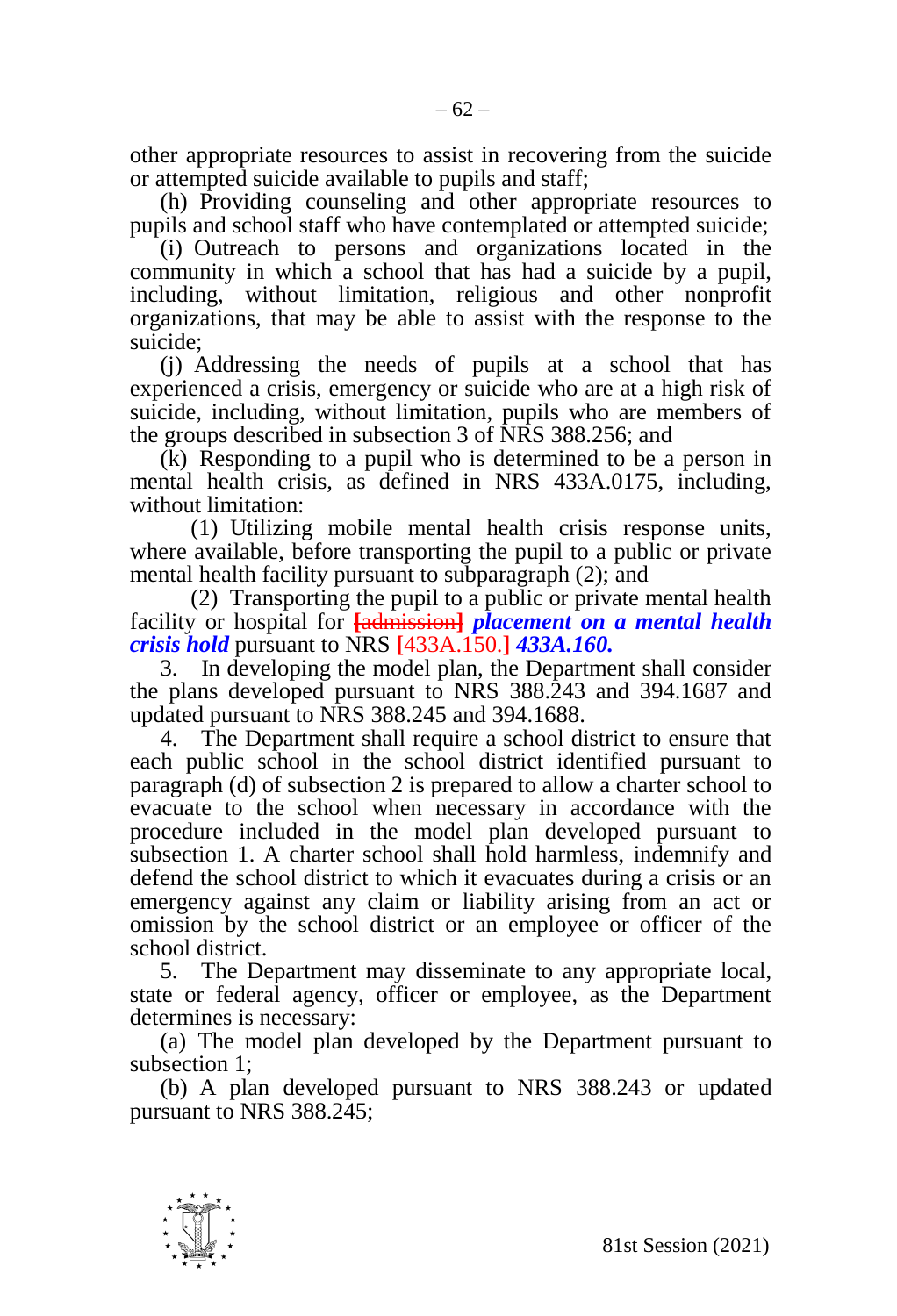other appropriate resources to assist in recovering from the suicide or attempted suicide available to pupils and staff;

(h) Providing counseling and other appropriate resources to pupils and school staff who have contemplated or attempted suicide;

(i) Outreach to persons and organizations located in the community in which a school that has had a suicide by a pupil, including, without limitation, religious and other nonprofit organizations, that may be able to assist with the response to the suicide;

(j) Addressing the needs of pupils at a school that has experienced a crisis, emergency or suicide who are at a high risk of suicide, including, without limitation, pupils who are members of the groups described in subsection 3 of NRS 388.256; and

(k) Responding to a pupil who is determined to be a person in mental health crisis, as defined in NRS 433A.0175, including, without limitation:

(1) Utilizing mobile mental health crisis response units, where available, before transporting the pupil to a public or private mental health facility pursuant to subparagraph (2); and

(2) Transporting the pupil to a public or private mental health facility or hospital for ~~[admission]~~ ***placement on a mental health crisis hold*** pursuant to NRS ~~[433A.150.]~~ ***433A.160.***

3. In developing the model plan, the Department shall consider the plans developed pursuant to NRS 388.243 and 394.1687 and updated pursuant to NRS 388.245 and 394.1688.

4. The Department shall require a school district to ensure that each public school in the school district identified pursuant to paragraph (d) of subsection 2 is prepared to allow a charter school to evacuate to the school when necessary in accordance with the procedure included in the model plan developed pursuant to subsection 1. A charter school shall hold harmless, indemnify and defend the school district to which it evacuates during a crisis or an emergency against any claim or liability arising from an act or omission by the school district or an employee or officer of the school district.

5. The Department may disseminate to any appropriate local, state or federal agency, officer or employee, as the Department determines is necessary:

(a) The model plan developed by the Department pursuant to subsection 1;

(b) A plan developed pursuant to NRS 388.243 or updated pursuant to NRS 388.245;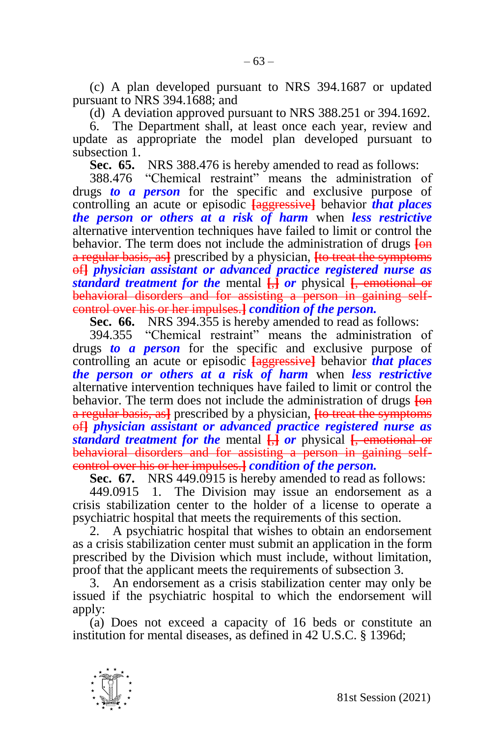(c) A plan developed pursuant to NRS 394.1687 or updated pursuant to NRS 394.1688; and

(d) A deviation approved pursuant to NRS 388.251 or 394.1692.

6. The Department shall, at least once each year, review and update as appropriate the model plan developed pursuant to subsection 1.

**Sec. 65.** NRS 388.476 is hereby amended to read as follows:

388.476 "Chemical restraint" means the administration of drugs ***to a person*** for the specific and exclusive purpose of controlling an acute or episodic **[**aggressive**]** behavior ***that places the person or others at a risk of harm*** when ***less restrictive*** alternative intervention techniques have failed to limit or control the behavior. The term does not include the administration of drugs **[**on a regular basis, as**]** prescribed by a physician, **[**to treat the symptoms of**]** ***physician assistant or advanced practice registered nurse as standard treatment for the*** mental **[**,**]** ***or*** physical **[**, emotional or behavioral disorders and for assisting a person in gaining self-control over his or her impulses.**]** ***condition of the person.***

**Sec. 66.** NRS 394.355 is hereby amended to read as follows:

394.355 "Chemical restraint" means the administration of drugs ***to a person*** for the specific and exclusive purpose of controlling an acute or episodic **[**aggressive**]** behavior ***that places the person or others at a risk of harm*** when ***less restrictive*** alternative intervention techniques have failed to limit or control the behavior. The term does not include the administration of drugs **[**on a regular basis, as**]** prescribed by a physician, **[**to treat the symptoms of**]** ***physician assistant or advanced practice registered nurse as standard treatment for the*** mental **[**,**]** ***or*** physical **[**, emotional or behavioral disorders and for assisting a person in gaining self-control over his or her impulses.**]** ***condition of the person.***

**Sec. 67.** NRS 449.0915 is hereby amended to read as follows:

449.0915 1. The Division may issue an endorsement as a crisis stabilization center to the holder of a license to operate a psychiatric hospital that meets the requirements of this section.

2. A psychiatric hospital that wishes to obtain an endorsement as a crisis stabilization center must submit an application in the form prescribed by the Division which must include, without limitation, proof that the applicant meets the requirements of subsection 3.

3. An endorsement as a crisis stabilization center may only be issued if the psychiatric hospital to which the endorsement will apply:

(a) Does not exceed a capacity of 16 beds or constitute an institution for mental diseases, as defined in 42 U.S.C. § 1396d;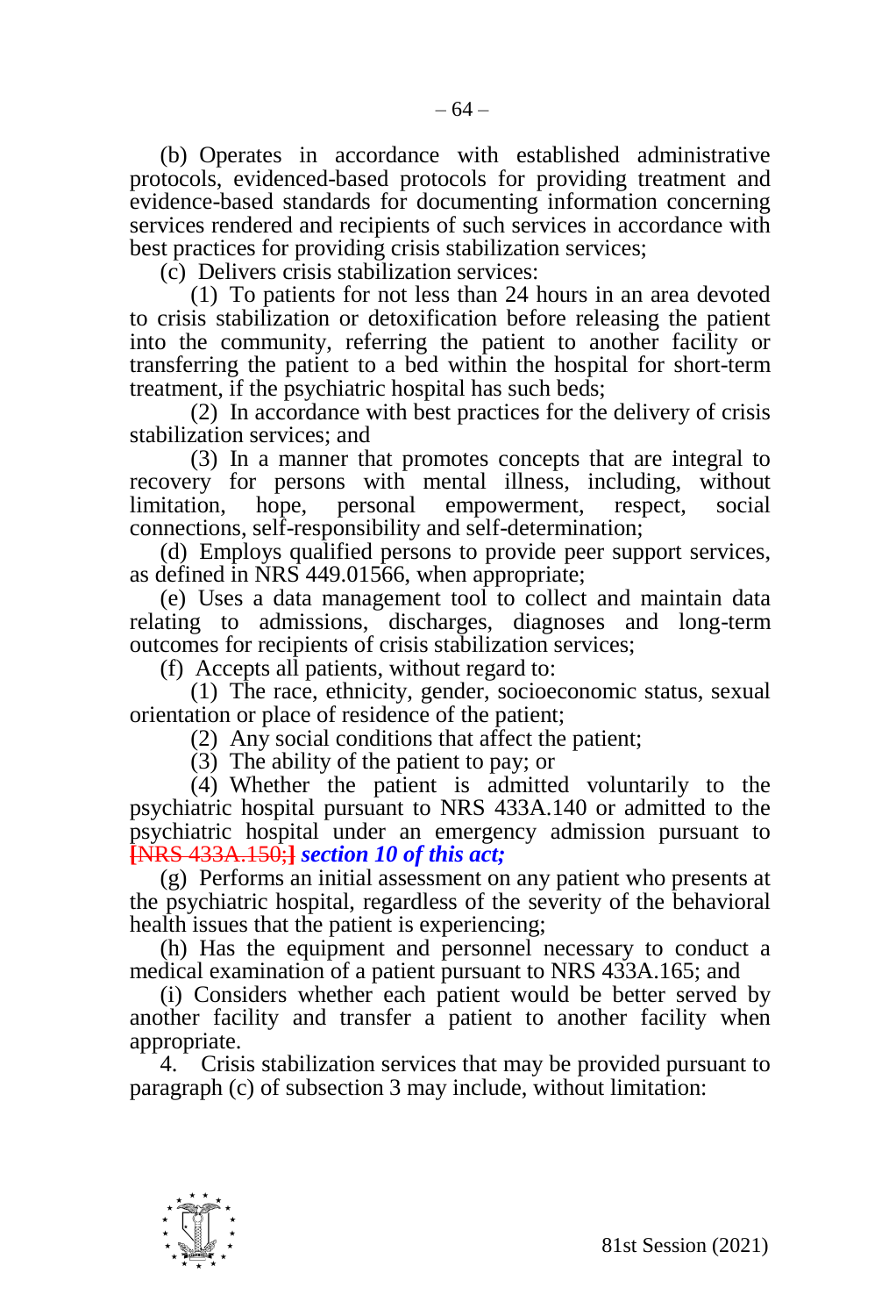(b) Operates in accordance with established administrative protocols, evidenced-based protocols for providing treatment and evidence-based standards for documenting information concerning services rendered and recipients of such services in accordance with best practices for providing crisis stabilization services;

(c) Delivers crisis stabilization services:

(1) To patients for not less than 24 hours in an area devoted to crisis stabilization or detoxification before releasing the patient into the community, referring the patient to another facility or transferring the patient to a bed within the hospital for short-term treatment, if the psychiatric hospital has such beds;

(2) In accordance with best practices for the delivery of crisis stabilization services; and

(3) In a manner that promotes concepts that are integral to recovery for persons with mental illness, including, without limitation, hope, personal empowerment, respect, social connections, self-responsibility and self-determination;

(d) Employs qualified persons to provide peer support services, as defined in NRS 449.01566, when appropriate;

(e) Uses a data management tool to collect and maintain data relating to admissions, discharges, diagnoses and long-term outcomes for recipients of crisis stabilization services;

(f) Accepts all patients, without regard to:

(1) The race, ethnicity, gender, socioeconomic status, sexual orientation or place of residence of the patient;

(2) Any social conditions that affect the patient;

(3) The ability of the patient to pay; or

(4) Whether the patient is admitted voluntarily to the psychiatric hospital pursuant to NRS 433A.140 or admitted to the psychiatric hospital under an emergency admission pursuant to ~~[NRS 433A.150;]~~ ***section 10 of this act;***

(g) Performs an initial assessment on any patient who presents at the psychiatric hospital, regardless of the severity of the behavioral health issues that the patient is experiencing;

(h) Has the equipment and personnel necessary to conduct a medical examination of a patient pursuant to NRS 433A.165; and

(i) Considers whether each patient would be better served by another facility and transfer a patient to another facility when appropriate.

4. Crisis stabilization services that may be provided pursuant to paragraph (c) of subsection 3 may include, without limitation: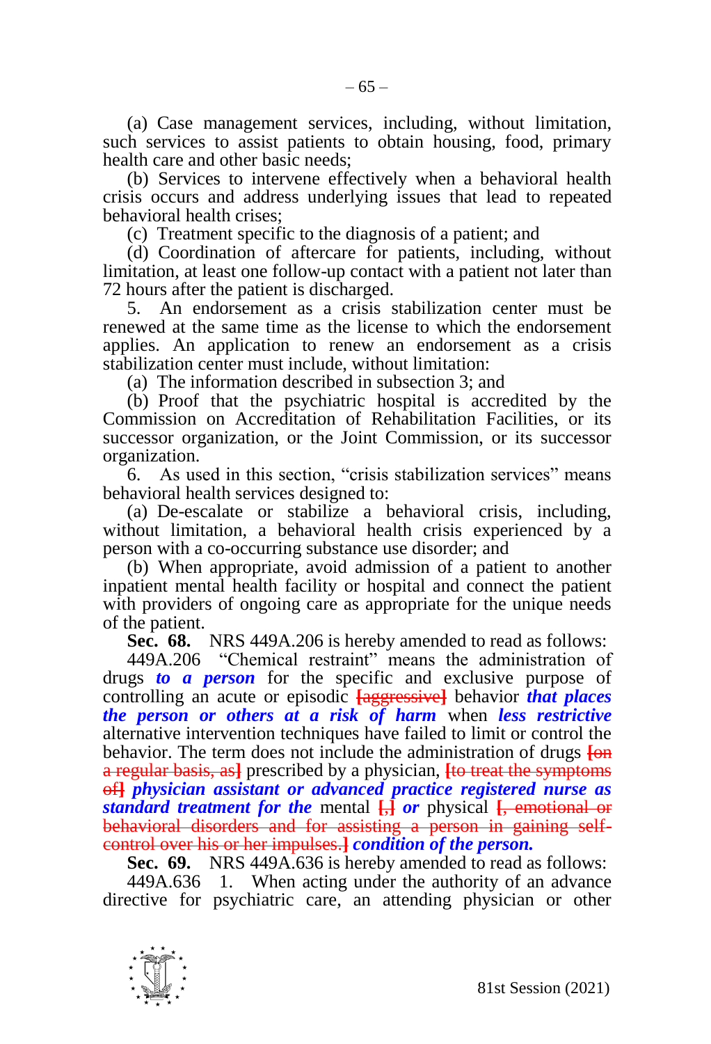(a) Case management services, including, without limitation, such services to assist patients to obtain housing, food, primary health care and other basic needs;

(b) Services to intervene effectively when a behavioral health crisis occurs and address underlying issues that lead to repeated behavioral health crises;

(c) Treatment specific to the diagnosis of a patient; and

(d) Coordination of aftercare for patients, including, without limitation, at least one follow-up contact with a patient not later than 72 hours after the patient is discharged.

5. An endorsement as a crisis stabilization center must be renewed at the same time as the license to which the endorsement applies. An application to renew an endorsement as a crisis stabilization center must include, without limitation:

(a) The information described in subsection 3; and

(b) Proof that the psychiatric hospital is accredited by the Commission on Accreditation of Rehabilitation Facilities, or its successor organization, or the Joint Commission, or its successor organization.

6. As used in this section, "crisis stabilization services" means behavioral health services designed to:

(a) De-escalate or stabilize a behavioral crisis, including, without limitation, a behavioral health crisis experienced by a person with a co-occurring substance use disorder; and

(b) When appropriate, avoid admission of a patient to another inpatient mental health facility or hospital and connect the patient with providers of ongoing care as appropriate for the unique needs of the patient.

**Sec. 68.** NRS 449A.206 is hereby amended to read as follows:

449A.206 "Chemical restraint" means the administration of drugs ***to a person*** for the specific and exclusive purpose of controlling an acute or episodic **[**~~aggressive~~**]** behavior ***that places the person or others at a risk of harm*** when ***less restrictive*** alternative intervention techniques have failed to limit or control the behavior. The term does not include the administration of drugs **[**~~on a regular basis, as~~**]** prescribed by a physician, **[**~~to treat the symptoms of~~**]** ***physician assistant or advanced practice registered nurse as standard treatment for the*** mental **[**~~,~~**]** ***or*** physical **[**~~, emotional or behavioral disorders and for assisting a person in gaining self-control over his or her impulses.~~**]** ***condition of the person.***

**Sec. 69.** NRS 449A.636 is hereby amended to read as follows:

449A.636 1. When acting under the authority of an advance directive for psychiatric care, an attending physician or other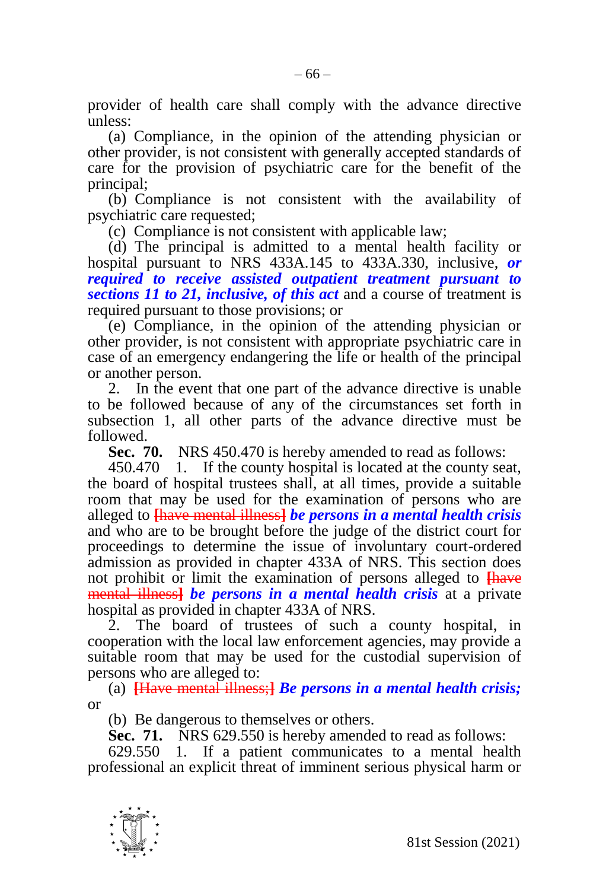provider of health care shall comply with the advance directive unless:

(a) Compliance, in the opinion of the attending physician or other provider, is not consistent with generally accepted standards of care for the provision of psychiatric care for the benefit of the principal;

(b) Compliance is not consistent with the availability of psychiatric care requested;

(c) Compliance is not consistent with applicable law;

(d) The principal is admitted to a mental health facility or hospital pursuant to NRS 433A.145 to 433A.330, inclusive, ***or required to receive assisted outpatient treatment pursuant to sections 11 to 21, inclusive, of this act*** and a course of treatment is required pursuant to those provisions; or

(e) Compliance, in the opinion of the attending physician or other provider, is not consistent with appropriate psychiatric care in case of an emergency endangering the life or health of the principal or another person.

2. In the event that one part of the advance directive is unable to be followed because of any of the circumstances set forth in subsection 1, all other parts of the advance directive must be followed.

**Sec. 70.** NRS 450.470 is hereby amended to read as follows:

450.470 1. If the county hospital is located at the county seat, the board of hospital trustees shall, at all times, provide a suitable room that may be used for the examination of persons who are alleged to ~~[have mental illness]~~ ***be persons in a mental health crisis*** and who are to be brought before the judge of the district court for proceedings to determine the issue of involuntary court-ordered admission as provided in chapter 433A of NRS. This section does not prohibit or limit the examination of persons alleged to ~~[have mental illness]~~ ***be persons in a mental health crisis*** at a private hospital as provided in chapter 433A of NRS.

2. The board of trustees of such a county hospital, in cooperation with the local law enforcement agencies, may provide a suitable room that may be used for the custodial supervision of persons who are alleged to:

(a) ~~[Have mental illness;]~~ ***Be persons in a mental health crisis;*** or

(b) Be dangerous to themselves or others.

**Sec. 71.** NRS 629.550 is hereby amended to read as follows:

629.550 1. If a patient communicates to a mental health professional an explicit threat of imminent serious physical harm or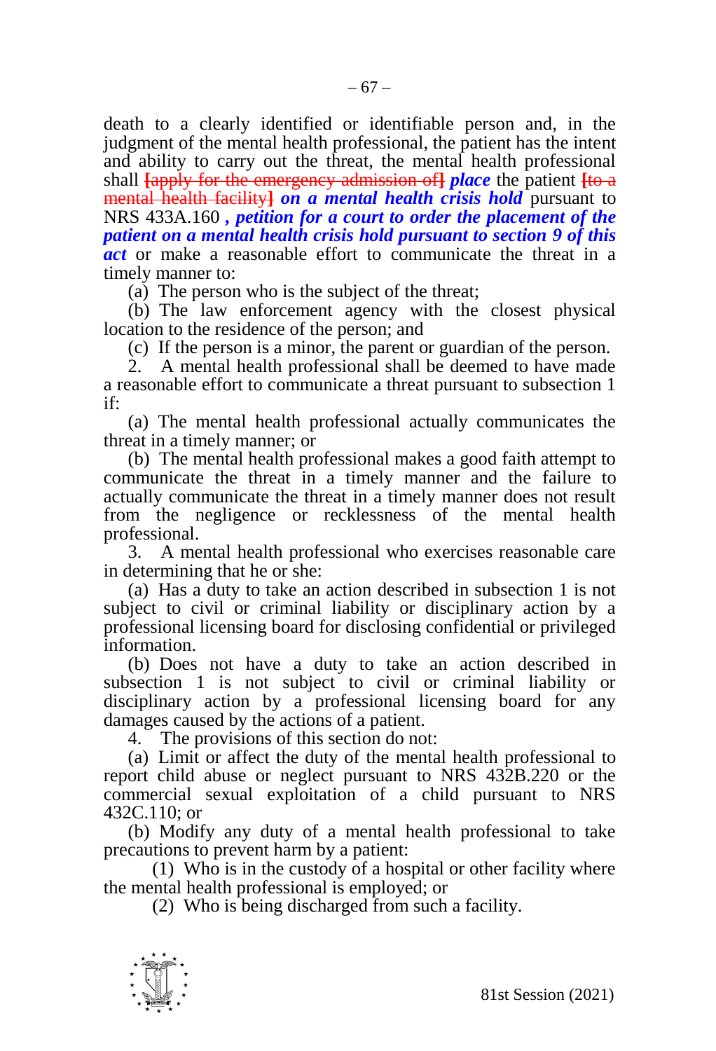death to a clearly identified or identifiable person and, in the judgment of the mental health professional, the patient has the intent and ability to carry out the threat, the mental health professional shall ~~[apply for the emergency admission of]~~ ***place*** the patient ~~[to a mental health facility]~~ ***on a mental health crisis hold*** pursuant to NRS 433A.160 ***, petition for a court to order the placement of the patient on a mental health crisis hold pursuant to section 9 of this act*** or make a reasonable effort to communicate the threat in a timely manner to:

(a) The person who is the subject of the threat;

(b) The law enforcement agency with the closest physical location to the residence of the person; and

(c) If the person is a minor, the parent or guardian of the person.

2. A mental health professional shall be deemed to have made a reasonable effort to communicate a threat pursuant to subsection 1 if:

(a) The mental health professional actually communicates the threat in a timely manner; or

(b) The mental health professional makes a good faith attempt to communicate the threat in a timely manner and the failure to actually communicate the threat in a timely manner does not result from the negligence or recklessness of the mental health professional.

3. A mental health professional who exercises reasonable care in determining that he or she:

(a) Has a duty to take an action described in subsection 1 is not subject to civil or criminal liability or disciplinary action by a professional licensing board for disclosing confidential or privileged information.

(b) Does not have a duty to take an action described in subsection 1 is not subject to civil or criminal liability or disciplinary action by a professional licensing board for any damages caused by the actions of a patient.

4. The provisions of this section do not:

(a) Limit or affect the duty of the mental health professional to report child abuse or neglect pursuant to NRS 432B.220 or the commercial sexual exploitation of a child pursuant to NRS 432C.110; or

(b) Modify any duty of a mental health professional to take precautions to prevent harm by a patient:

(1) Who is in the custody of a hospital or other facility where the mental health professional is employed; or

(2) Who is being discharged from such a facility.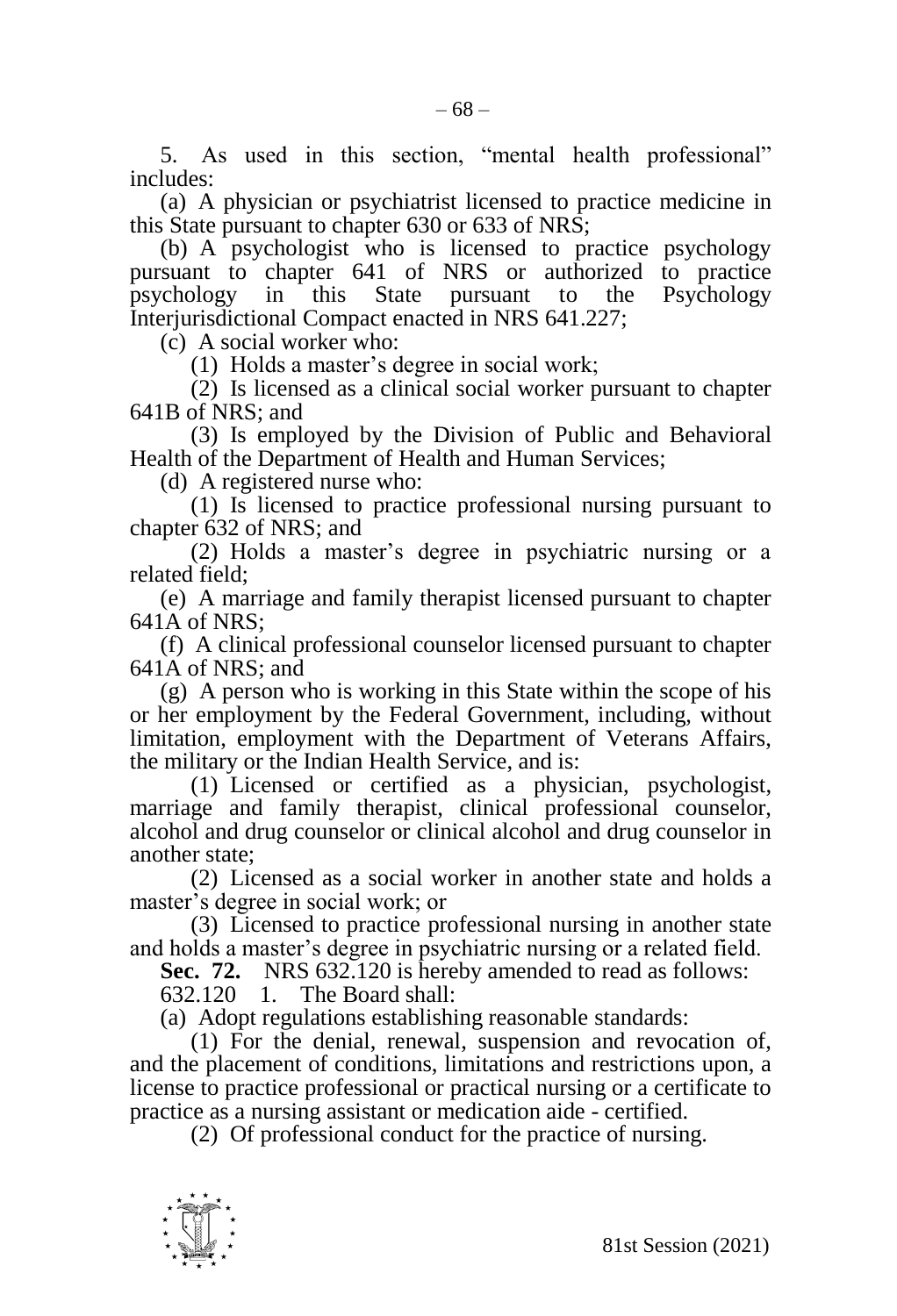5. As used in this section, "mental health professional" includes:

(a) A physician or psychiatrist licensed to practice medicine in this State pursuant to chapter 630 or 633 of NRS;

(b) A psychologist who is licensed to practice psychology pursuant to chapter 641 of NRS or authorized to practice psychology in this State pursuant to the Psychology Interjurisdictional Compact enacted in NRS 641.227;

(c) A social worker who:

(1) Holds a master's degree in social work;

(2) Is licensed as a clinical social worker pursuant to chapter 641B of NRS; and

(3) Is employed by the Division of Public and Behavioral Health of the Department of Health and Human Services;

(d) A registered nurse who:

(1) Is licensed to practice professional nursing pursuant to chapter 632 of NRS; and

(2) Holds a master's degree in psychiatric nursing or a related field;

(e) A marriage and family therapist licensed pursuant to chapter 641A of NRS;

(f) A clinical professional counselor licensed pursuant to chapter 641A of NRS; and

(g) A person who is working in this State within the scope of his or her employment by the Federal Government, including, without limitation, employment with the Department of Veterans Affairs, the military or the Indian Health Service, and is:

(1) Licensed or certified as a physician, psychologist, marriage and family therapist, clinical professional counselor, alcohol and drug counselor or clinical alcohol and drug counselor in another state;

(2) Licensed as a social worker in another state and holds a master's degree in social work; or

(3) Licensed to practice professional nursing in another state and holds a master's degree in psychiatric nursing or a related field.

**Sec. 72.** NRS 632.120 is hereby amended to read as follows:

632.120 1. The Board shall:

(a) Adopt regulations establishing reasonable standards:

(1) For the denial, renewal, suspension and revocation of, and the placement of conditions, limitations and restrictions upon, a license to practice professional or practical nursing or a certificate to practice as a nursing assistant or medication aide - certified.

(2) Of professional conduct for the practice of nursing.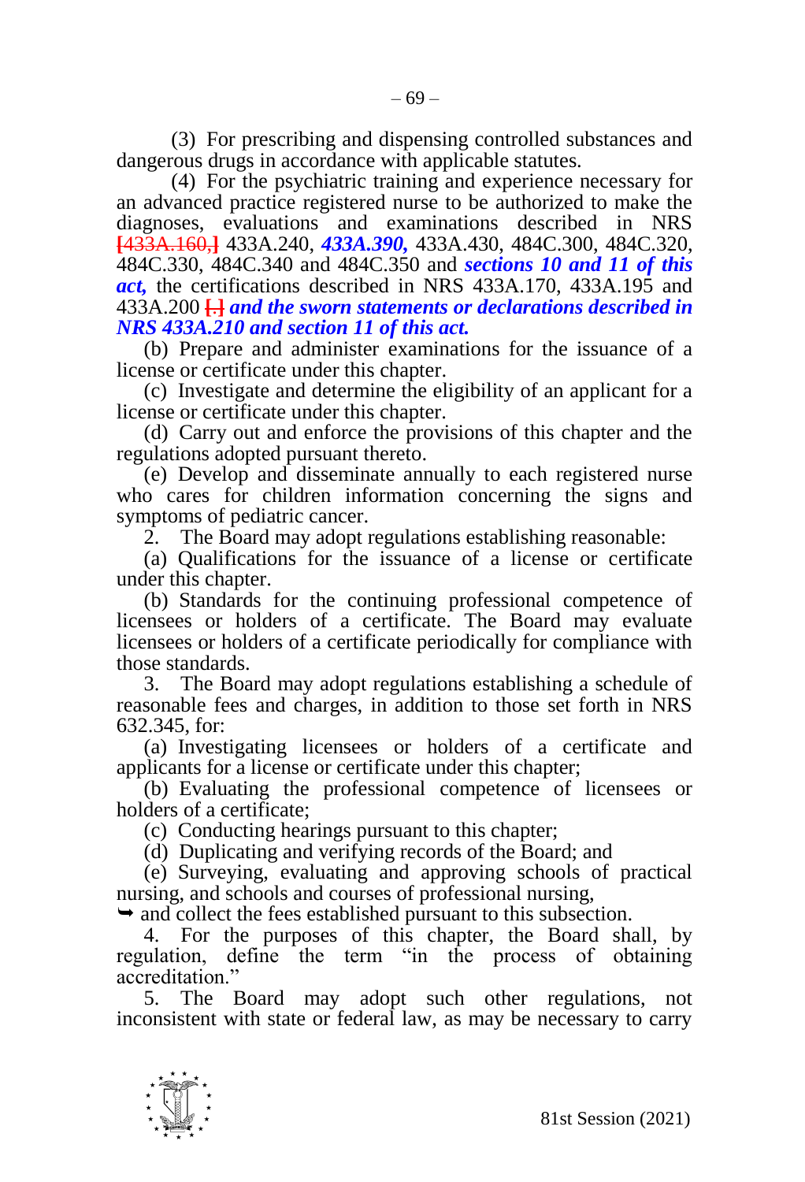(3) For prescribing and dispensing controlled substances and dangerous drugs in accordance with applicable statutes.

(4) For the psychiatric training and experience necessary for an advanced practice registered nurse to be authorized to make the diagnoses, evaluations and examinations described in NRS [433A.160,] 433A.240, ***433A.390,*** 433A.430, 484C.300, 484C.320, 484C.330, 484C.340 and 484C.350 and ***sections 10 and 11 of this act,*** the certifications described in NRS 433A.170, 433A.195 and 433A.200 [.] ***and the sworn statements or declarations described in NRS 433A.210 and section 11 of this act.***

(b) Prepare and administer examinations for the issuance of a license or certificate under this chapter.

(c) Investigate and determine the eligibility of an applicant for a license or certificate under this chapter.

(d) Carry out and enforce the provisions of this chapter and the regulations adopted pursuant thereto.

(e) Develop and disseminate annually to each registered nurse who cares for children information concerning the signs and symptoms of pediatric cancer.

2. The Board may adopt regulations establishing reasonable:

(a) Qualifications for the issuance of a license or certificate under this chapter.

(b) Standards for the continuing professional competence of licensees or holders of a certificate. The Board may evaluate licensees or holders of a certificate periodically for compliance with those standards.

3. The Board may adopt regulations establishing a schedule of reasonable fees and charges, in addition to those set forth in NRS 632.345, for:

(a) Investigating licensees or holders of a certificate and applicants for a license or certificate under this chapter;

(b) Evaluating the professional competence of licensees or holders of a certificate;

(c) Conducting hearings pursuant to this chapter;

(d) Duplicating and verifying records of the Board; and

(e) Surveying, evaluating and approving schools of practical nursing, and schools and courses of professional nursing,

➥ and collect the fees established pursuant to this subsection.

4. For the purposes of this chapter, the Board shall, by regulation, define the term "in the process of obtaining accreditation."

5. The Board may adopt such other regulations, not inconsistent with state or federal law, as may be necessary to carry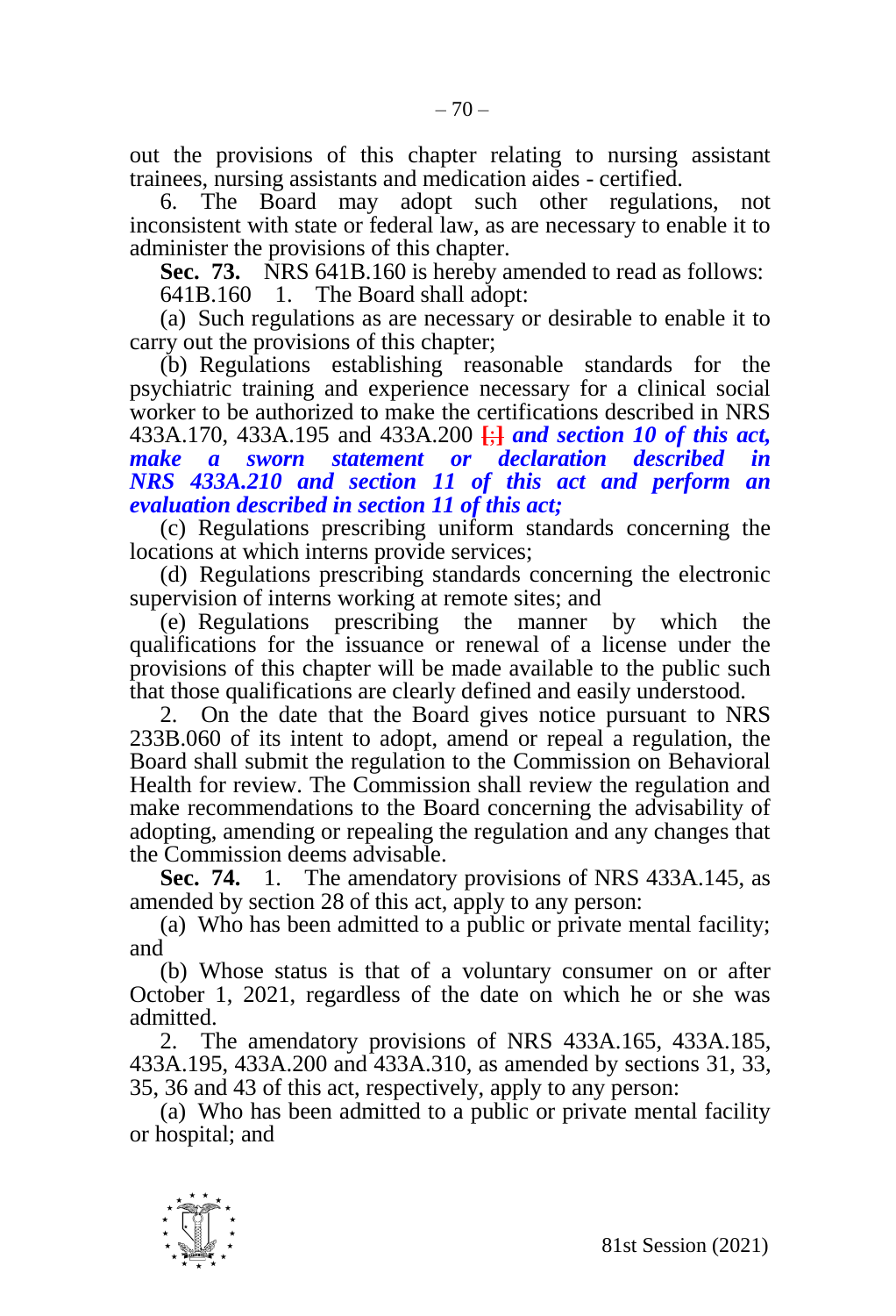out the provisions of this chapter relating to nursing assistant trainees, nursing assistants and medication aides - certified.

6. The Board may adopt such other regulations, not inconsistent with state or federal law, as are necessary to enable it to administer the provisions of this chapter.

**Sec. 73.** NRS 641B.160 is hereby amended to read as follows:

641B.160 1. The Board shall adopt:

(a) Such regulations as are necessary or desirable to enable it to carry out the provisions of this chapter;

(b) Regulations establishing reasonable standards for the psychiatric training and experience necessary for a clinical social worker to be authorized to make the certifications described in NRS 433A.170, 433A.195 and 433A.200 [;] ***and section 10 of this act, make a sworn statement or declaration described in NRS 433A.210 and section 11 of this act and perform an evaluation described in section 11 of this act;***

(c) Regulations prescribing uniform standards concerning the locations at which interns provide services;

(d) Regulations prescribing standards concerning the electronic supervision of interns working at remote sites; and

(e) Regulations prescribing the manner by which the qualifications for the issuance or renewal of a license under the provisions of this chapter will be made available to the public such that those qualifications are clearly defined and easily understood.

2. On the date that the Board gives notice pursuant to NRS 233B.060 of its intent to adopt, amend or repeal a regulation, the Board shall submit the regulation to the Commission on Behavioral Health for review. The Commission shall review the regulation and make recommendations to the Board concerning the advisability of adopting, amending or repealing the regulation and any changes that the Commission deems advisable.

**Sec. 74.** 1. The amendatory provisions of NRS 433A.145, as amended by section 28 of this act, apply to any person:

(a) Who has been admitted to a public or private mental facility; and

(b) Whose status is that of a voluntary consumer on or after October 1, 2021, regardless of the date on which he or she was admitted.

2. The amendatory provisions of NRS 433A.165, 433A.185, 433A.195, 433A.200 and 433A.310, as amended by sections 31, 33, 35, 36 and 43 of this act, respectively, apply to any person:

(a) Who has been admitted to a public or private mental facility or hospital; and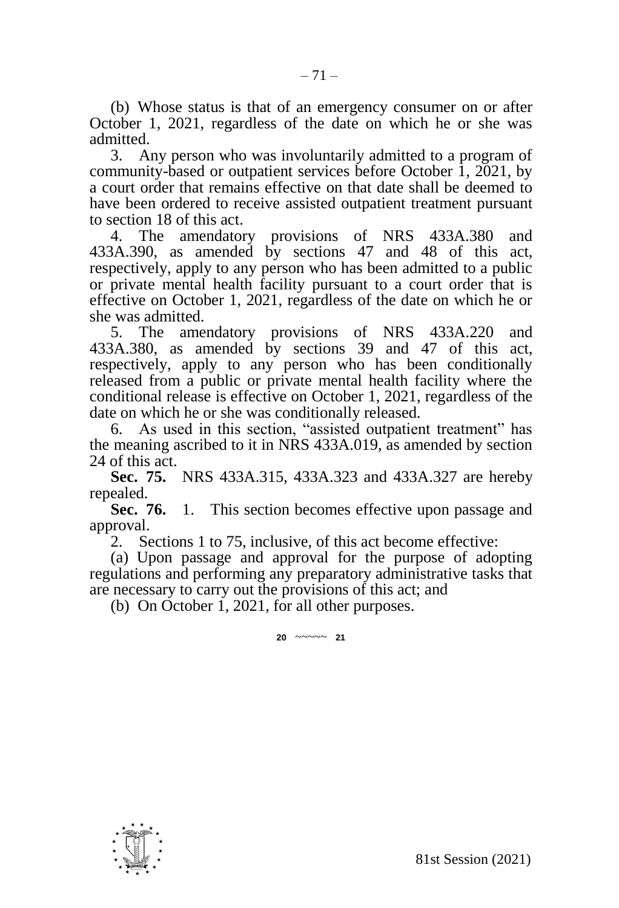(b) Whose status is that of an emergency consumer on or after October 1, 2021, regardless of the date on which he or she was admitted.

3. Any person who was involuntarily admitted to a program of community-based or outpatient services before October 1, 2021, by a court order that remains effective on that date shall be deemed to have been ordered to receive assisted outpatient treatment pursuant to section 18 of this act.

4. The amendatory provisions of NRS 433A.380 and 433A.390, as amended by sections 47 and 48 of this act, respectively, apply to any person who has been admitted to a public or private mental health facility pursuant to a court order that is effective on October 1, 2021, regardless of the date on which he or she was admitted.

5. The amendatory provisions of NRS 433A.220 and 433A.380, as amended by sections 39 and 47 of this act, respectively, apply to any person who has been conditionally released from a public or private mental health facility where the conditional release is effective on October 1, 2021, regardless of the date on which he or she was conditionally released.

6. As used in this section, "assisted outpatient treatment" has the meaning ascribed to it in NRS 433A.019, as amended by section 24 of this act.

**Sec. 75.** NRS 433A.315, 433A.323 and 433A.327 are hereby repealed.

**Sec. 76.** 1. This section becomes effective upon passage and approval.

2. Sections 1 to 75, inclusive, of this act become effective:

(a) Upon passage and approval for the purpose of adopting regulations and performing any preparatory administrative tasks that are necessary to carry out the provisions of this act; and

(b) On October 1, 2021, for all other purposes.

**20** ~~~~~ **21**